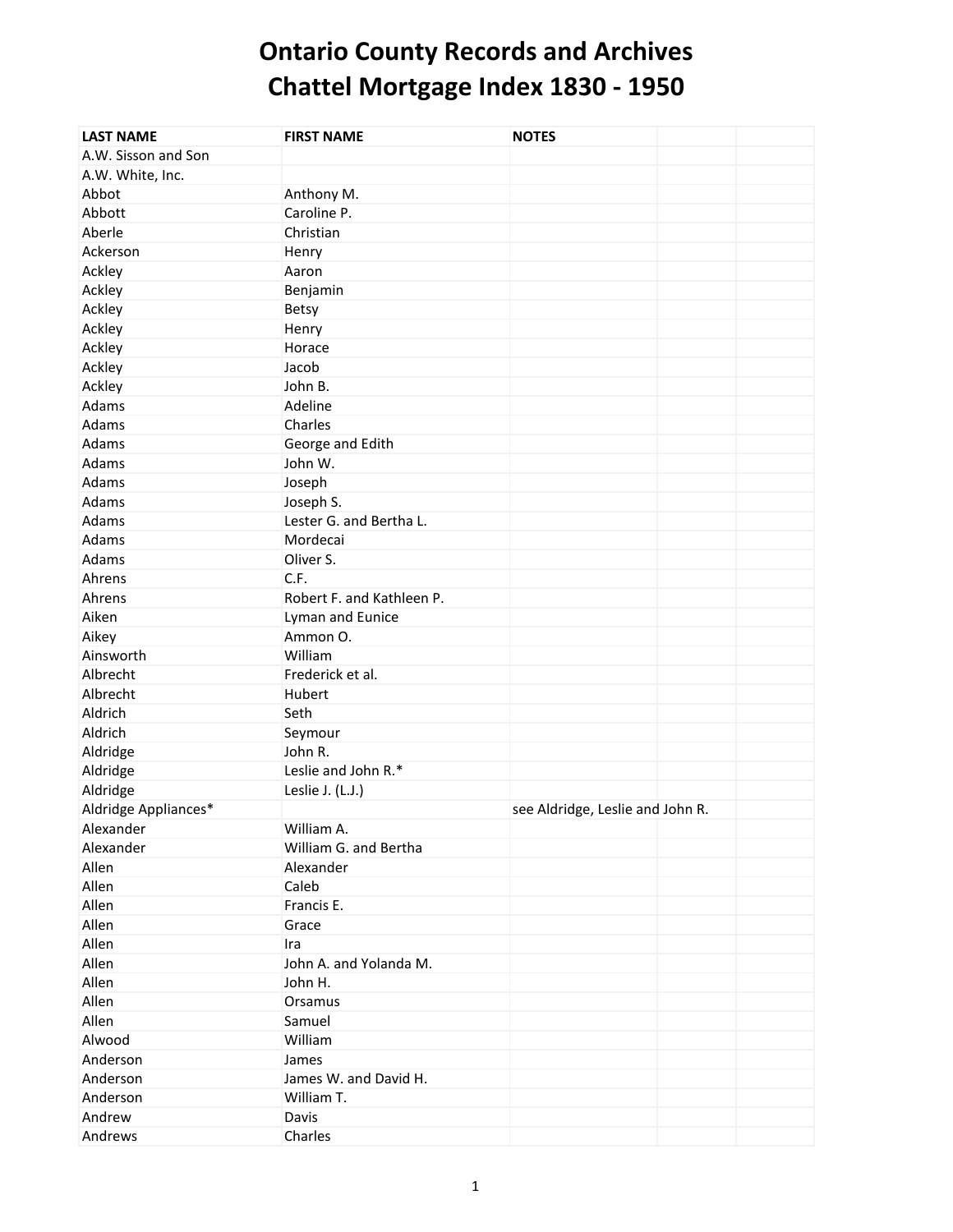# Ontario County Records and Archives
# Chattel Mortgage Index 1830 - 1950

| LAST NAME | FIRST NAME | NOTES | | |
|---|---|---|---|---|
| A.W. Sisson and Son | | | | |
| A.W. White, Inc. | | | | |
| Abbot | Anthony M. | | | |
| Abbott | Caroline P. | | | |
| Aberle | Christian | | | |
| Ackerson | Henry | | | |
| Ackley | Aaron | | | |
| Ackley | Benjamin | | | |
| Ackley | Betsy | | | |
| Ackley | Henry | | | |
| Ackley | Horace | | | |
| Ackley | Jacob | | | |
| Ackley | John B. | | | |
| Adams | Adeline | | | |
| Adams | Charles | | | |
| Adams | George and Edith | | | |
| Adams | John W. | | | |
| Adams | Joseph | | | |
| Adams | Joseph S. | | | |
| Adams | Lester G. and Bertha L. | | | |
| Adams | Mordecai | | | |
| Adams | Oliver S. | | | |
| Ahrens | C.F. | | | |
| Ahrens | Robert F. and Kathleen P. | | | |
| Aiken | Lyman and Eunice | | | |
| Aikey | Ammon O. | | | |
| Ainsworth | William | | | |
| Albrecht | Frederick et al. | | | |
| Albrecht | Hubert | | | |
| Aldrich | Seth | | | |
| Aldrich | Seymour | | | |
| Aldridge | John R. | | | |
| Aldridge | Leslie and John R.* | | | |
| Aldridge | Leslie J. (L.J.) | | | |
| Aldridge Appliances* | | see Aldridge, Leslie and John R. | | |
| Alexander | William A. | | | |
| Alexander | William G. and Bertha | | | |
| Allen | Alexander | | | |
| Allen | Caleb | | | |
| Allen | Francis E. | | | |
| Allen | Grace | | | |
| Allen | Ira | | | |
| Allen | John A. and Yolanda M. | | | |
| Allen | John H. | | | |
| Allen | Orsamus | | | |
| Allen | Samuel | | | |
| Alwood | William | | | |
| Anderson | James | | | |
| Anderson | James W. and David H. | | | |
| Anderson | William T. | | | |
| Andrew | Davis | | | |
| Andrews | Charles | | | |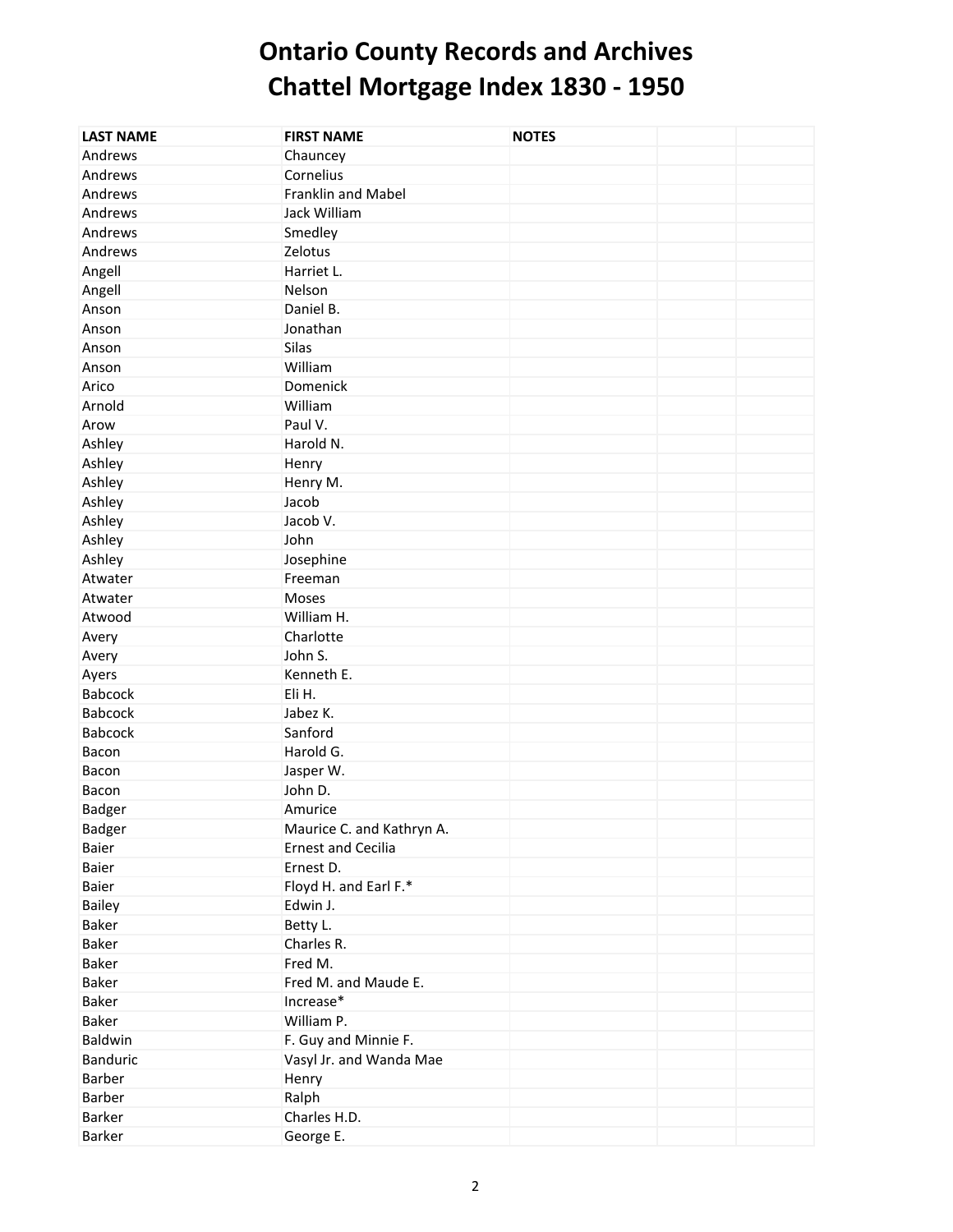# Ontario County Records and Archives
# Chattel Mortgage Index 1830 - 1950

| LAST NAME | FIRST NAME | NOTES | | |
|---|---|---|---|---|
| Andrews | Chauncey | | | |
| Andrews | Cornelius | | | |
| Andrews | Franklin and Mabel | | | |
| Andrews | Jack William | | | |
| Andrews | Smedley | | | |
| Andrews | Zelotus | | | |
| Angell | Harriet L. | | | |
| Angell | Nelson | | | |
| Anson | Daniel B. | | | |
| Anson | Jonathan | | | |
| Anson | Silas | | | |
| Anson | William | | | |
| Arico | Domenick | | | |
| Arnold | William | | | |
| Arow | Paul V. | | | |
| Ashley | Harold N. | | | |
| Ashley | Henry | | | |
| Ashley | Henry M. | | | |
| Ashley | Jacob | | | |
| Ashley | Jacob V. | | | |
| Ashley | John | | | |
| Ashley | Josephine | | | |
| Atwater | Freeman | | | |
| Atwater | Moses | | | |
| Atwood | William H. | | | |
| Avery | Charlotte | | | |
| Avery | John S. | | | |
| Ayers | Kenneth E. | | | |
| Babcock | Eli H. | | | |
| Babcock | Jabez K. | | | |
| Babcock | Sanford | | | |
| Bacon | Harold G. | | | |
| Bacon | Jasper W. | | | |
| Bacon | John D. | | | |
| Badger | Amurice | | | |
| Badger | Maurice C. and Kathryn A. | | | |
| Baier | Ernest and Cecilia | | | |
| Baier | Ernest D. | | | |
| Baier | Floyd H. and Earl F.* | | | |
| Bailey | Edwin J. | | | |
| Baker | Betty L. | | | |
| Baker | Charles R. | | | |
| Baker | Fred M. | | | |
| Baker | Fred M. and Maude E. | | | |
| Baker | Increase* | | | |
| Baker | William P. | | | |
| Baldwin | F. Guy and Minnie F. | | | |
| Banduric | Vasyl Jr. and Wanda Mae | | | |
| Barber | Henry | | | |
| Barber | Ralph | | | |
| Barker | Charles H.D. | | | |
| Barker | George E. | | | |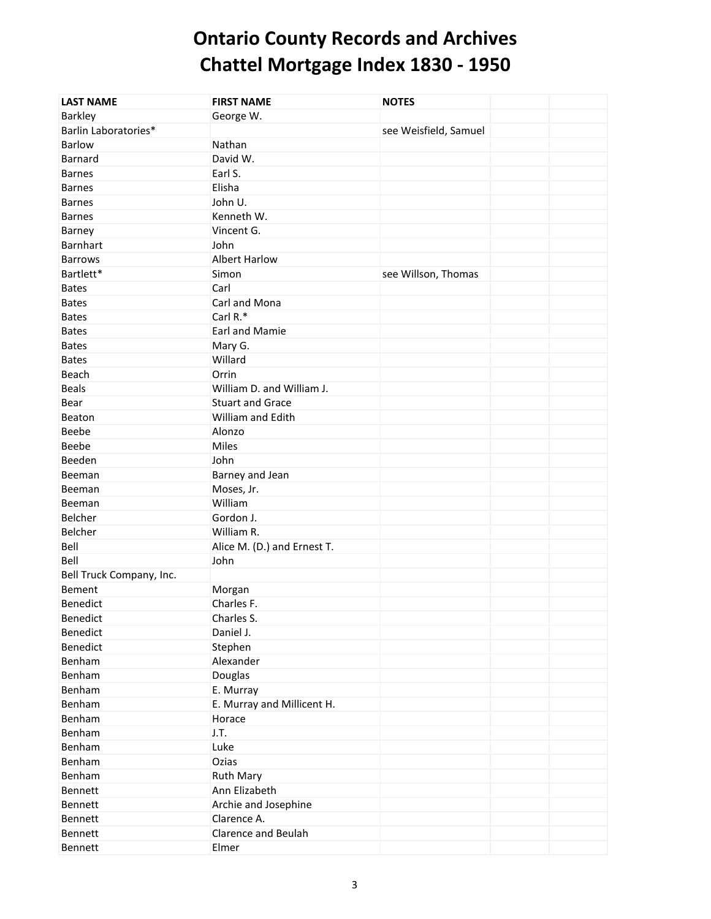# Ontario County Records and Archives
# Chattel Mortgage Index 1830 - 1950

| LAST NAME | FIRST NAME | NOTES | | |
|---|---|---|---|---|
| Barkley | George W. | | | |
| Barlin Laboratories* | | see Weisfield, Samuel | | |
| Barlow | Nathan | | | |
| Barnard | David W. | | | |
| Barnes | Earl S. | | | |
| Barnes | Elisha | | | |
| Barnes | John U. | | | |
| Barnes | Kenneth W. | | | |
| Barney | Vincent G. | | | |
| Barnhart | John | | | |
| Barrows | Albert Harlow | | | |
| Bartlett* | Simon | see Willson, Thomas | | |
| Bates | Carl | | | |
| Bates | Carl and Mona | | | |
| Bates | Carl R.* | | | |
| Bates | Earl and Mamie | | | |
| Bates | Mary G. | | | |
| Bates | Willard | | | |
| Beach | Orrin | | | |
| Beals | William D. and William J. | | | |
| Bear | Stuart and Grace | | | |
| Beaton | William and Edith | | | |
| Beebe | Alonzo | | | |
| Beebe | Miles | | | |
| Beeden | John | | | |
| Beeman | Barney and Jean | | | |
| Beeman | Moses, Jr. | | | |
| Beeman | William | | | |
| Belcher | Gordon J. | | | |
| Belcher | William R. | | | |
| Bell | Alice M. (D.) and Ernest T. | | | |
| Bell | John | | | |
| Bell Truck Company, Inc. | | | | |
| Bement | Morgan | | | |
| Benedict | Charles F. | | | |
| Benedict | Charles S. | | | |
| Benedict | Daniel J. | | | |
| Benedict | Stephen | | | |
| Benham | Alexander | | | |
| Benham | Douglas | | | |
| Benham | E. Murray | | | |
| Benham | E. Murray and Millicent H. | | | |
| Benham | Horace | | | |
| Benham | J.T. | | | |
| Benham | Luke | | | |
| Benham | Ozias | | | |
| Benham | Ruth Mary | | | |
| Bennett | Ann Elizabeth | | | |
| Bennett | Archie and Josephine | | | |
| Bennett | Clarence A. | | | |
| Bennett | Clarence and Beulah | | | |
| Bennett | Elmer | | | |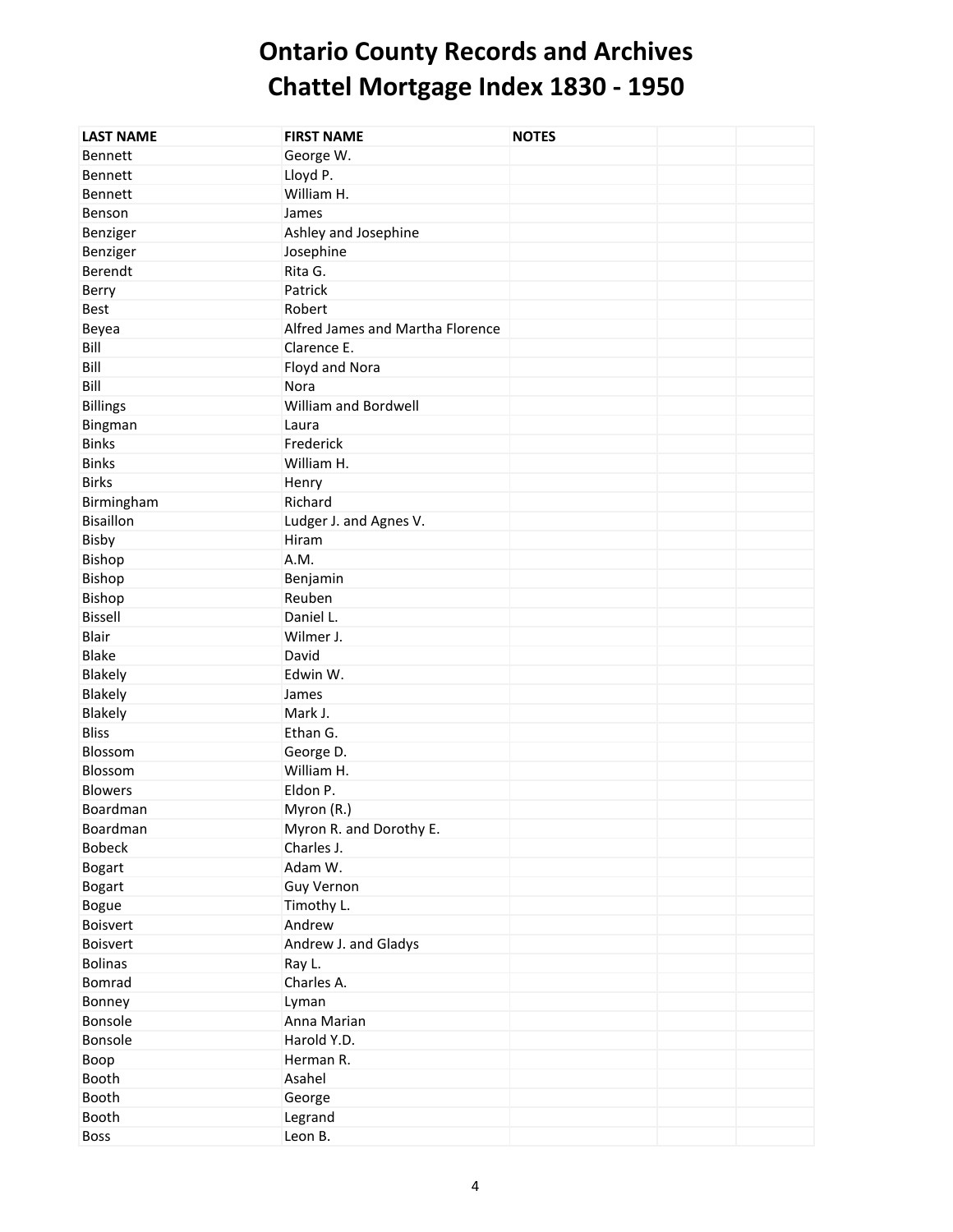# Ontario County Records and Archives
# Chattel Mortgage Index 1830 - 1950

| LAST NAME | FIRST NAME | NOTES | | |
|---|---|---|---|---|
| Bennett | George W. | | | |
| Bennett | Lloyd P. | | | |
| Bennett | William H. | | | |
| Benson | James | | | |
| Benziger | Ashley and Josephine | | | |
| Benziger | Josephine | | | |
| Berendt | Rita G. | | | |
| Berry | Patrick | | | |
| Best | Robert | | | |
| Beyea | Alfred James and Martha Florence | | | |
| Bill | Clarence E. | | | |
| Bill | Floyd and Nora | | | |
| Bill | Nora | | | |
| Billings | William and Bordwell | | | |
| Bingman | Laura | | | |
| Binks | Frederick | | | |
| Binks | William H. | | | |
| Birks | Henry | | | |
| Birmingham | Richard | | | |
| Bisaillon | Ludger J. and Agnes V. | | | |
| Bisby | Hiram | | | |
| Bishop | A.M. | | | |
| Bishop | Benjamin | | | |
| Bishop | Reuben | | | |
| Bissell | Daniel L. | | | |
| Blair | Wilmer J. | | | |
| Blake | David | | | |
| Blakely | Edwin W. | | | |
| Blakely | James | | | |
| Blakely | Mark J. | | | |
| Bliss | Ethan G. | | | |
| Blossom | George D. | | | |
| Blossom | William H. | | | |
| Blowers | Eldon P. | | | |
| Boardman | Myron (R.) | | | |
| Boardman | Myron R. and Dorothy E. | | | |
| Bobeck | Charles J. | | | |
| Bogart | Adam W. | | | |
| Bogart | Guy Vernon | | | |
| Bogue | Timothy L. | | | |
| Boisvert | Andrew | | | |
| Boisvert | Andrew J. and Gladys | | | |
| Bolinas | Ray L. | | | |
| Bomrad | Charles A. | | | |
| Bonney | Lyman | | | |
| Bonsole | Anna Marian | | | |
| Bonsole | Harold Y.D. | | | |
| Boop | Herman R. | | | |
| Booth | Asahel | | | |
| Booth | George | | | |
| Booth | Legrand | | | |
| Boss | Leon B. | | | |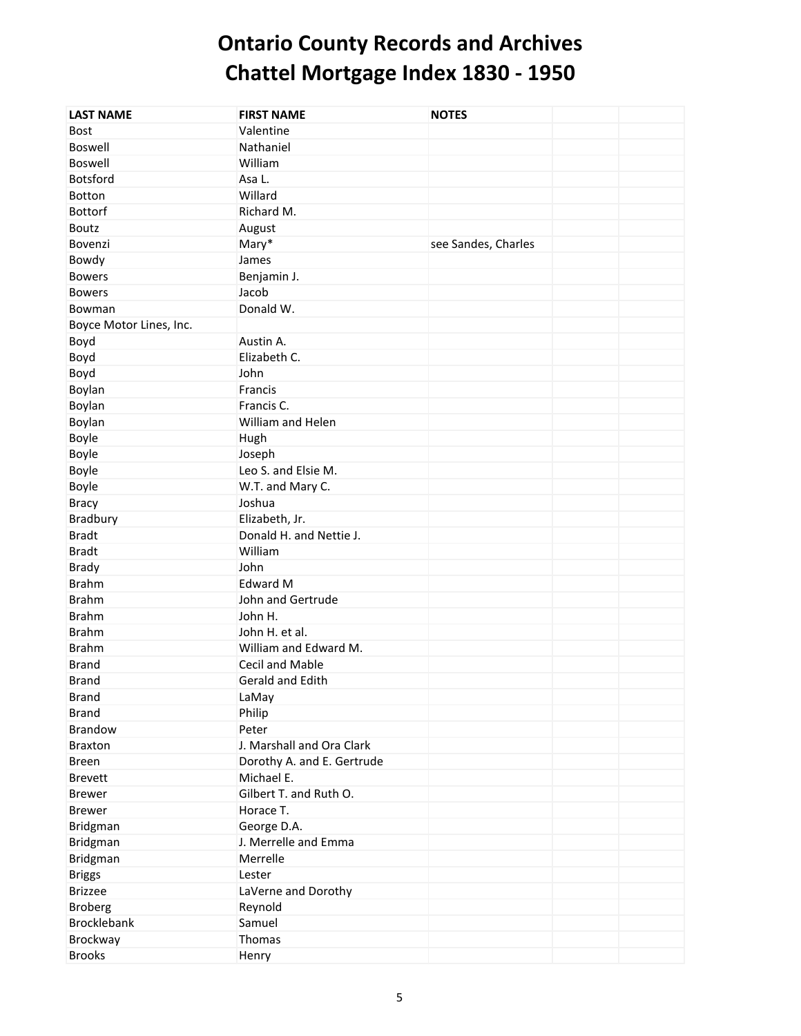# Ontario County Records and Archives
# Chattel Mortgage Index 1830 - 1950

| LAST NAME | FIRST NAME | NOTES | | |
|---|---|---|---|---|
| Bost | Valentine | | | |
| Boswell | Nathaniel | | | |
| Boswell | William | | | |
| Botsford | Asa L. | | | |
| Botton | Willard | | | |
| Bottorf | Richard M. | | | |
| Boutz | August | | | |
| Bovenzi | Mary* | see Sandes, Charles | | |
| Bowdy | James | | | |
| Bowers | Benjamin J. | | | |
| Bowers | Jacob | | | |
| Bowman | Donald W. | | | |
| Boyce Motor Lines, Inc. | | | | |
| Boyd | Austin A. | | | |
| Boyd | Elizabeth C. | | | |
| Boyd | John | | | |
| Boylan | Francis | | | |
| Boylan | Francis C. | | | |
| Boylan | William and Helen | | | |
| Boyle | Hugh | | | |
| Boyle | Joseph | | | |
| Boyle | Leo S. and Elsie M. | | | |
| Boyle | W.T. and Mary C. | | | |
| Bracy | Joshua | | | |
| Bradbury | Elizabeth, Jr. | | | |
| Bradt | Donald H. and Nettie J. | | | |
| Bradt | William | | | |
| Brady | John | | | |
| Brahm | Edward M | | | |
| Brahm | John and Gertrude | | | |
| Brahm | John H. | | | |
| Brahm | John H. et al. | | | |
| Brahm | William and Edward M. | | | |
| Brand | Cecil and Mable | | | |
| Brand | Gerald and Edith | | | |
| Brand | LaMay | | | |
| Brand | Philip | | | |
| Brandow | Peter | | | |
| Braxton | J. Marshall and Ora Clark | | | |
| Breen | Dorothy A. and E. Gertrude | | | |
| Brevett | Michael E. | | | |
| Brewer | Gilbert T. and Ruth O. | | | |
| Brewer | Horace T. | | | |
| Bridgman | George D.A. | | | |
| Bridgman | J. Merrelle and Emma | | | |
| Bridgman | Merrelle | | | |
| Briggs | Lester | | | |
| Brizzee | LaVerne and Dorothy | | | |
| Broberg | Reynold | | | |
| Brocklebank | Samuel | | | |
| Brockway | Thomas | | | |
| Brooks | Henry | | | |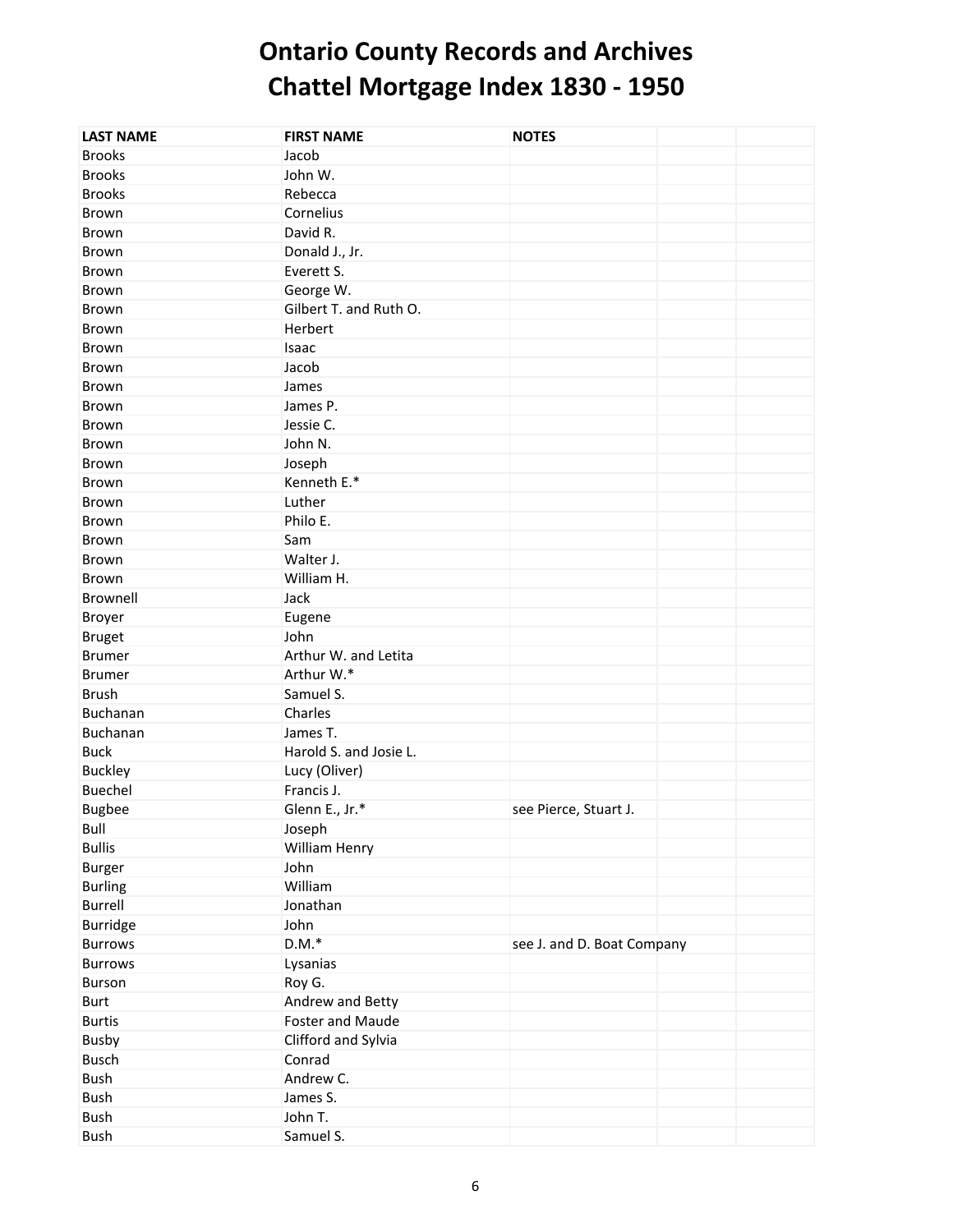# Ontario County Records and Archives
# Chattel Mortgage Index 1830 - 1950

| LAST NAME | FIRST NAME | NOTES | | |
|---|---|---|---|---|
| Brooks | Jacob | | | |
| Brooks | John W. | | | |
| Brooks | Rebecca | | | |
| Brown | Cornelius | | | |
| Brown | David R. | | | |
| Brown | Donald J., Jr. | | | |
| Brown | Everett S. | | | |
| Brown | George W. | | | |
| Brown | Gilbert T. and Ruth O. | | | |
| Brown | Herbert | | | |
| Brown | Isaac | | | |
| Brown | Jacob | | | |
| Brown | James | | | |
| Brown | James P. | | | |
| Brown | Jessie C. | | | |
| Brown | John N. | | | |
| Brown | Joseph | | | |
| Brown | Kenneth E.* | | | |
| Brown | Luther | | | |
| Brown | Philo E. | | | |
| Brown | Sam | | | |
| Brown | Walter J. | | | |
| Brown | William H. | | | |
| Brownell | Jack | | | |
| Broyer | Eugene | | | |
| Bruget | John | | | |
| Brumer | Arthur W. and Letita | | | |
| Brumer | Arthur W.* | | | |
| Brush | Samuel S. | | | |
| Buchanan | Charles | | | |
| Buchanan | James T. | | | |
| Buck | Harold S. and Josie L. | | | |
| Buckley | Lucy (Oliver) | | | |
| Buechel | Francis J. | | | |
| Bugbee | Glenn E., Jr.* | see Pierce, Stuart J. | | |
| Bull | Joseph | | | |
| Bullis | William Henry | | | |
| Burger | John | | | |
| Burling | William | | | |
| Burrell | Jonathan | | | |
| Burridge | John | | | |
| Burrows | D.M.* | see J. and D. Boat Company | | |
| Burrows | Lysanias | | | |
| Burson | Roy G. | | | |
| Burt | Andrew and Betty | | | |
| Burtis | Foster and Maude | | | |
| Busby | Clifford and Sylvia | | | |
| Busch | Conrad | | | |
| Bush | Andrew C. | | | |
| Bush | James S. | | | |
| Bush | John T. | | | |
| Bush | Samuel S. | | | |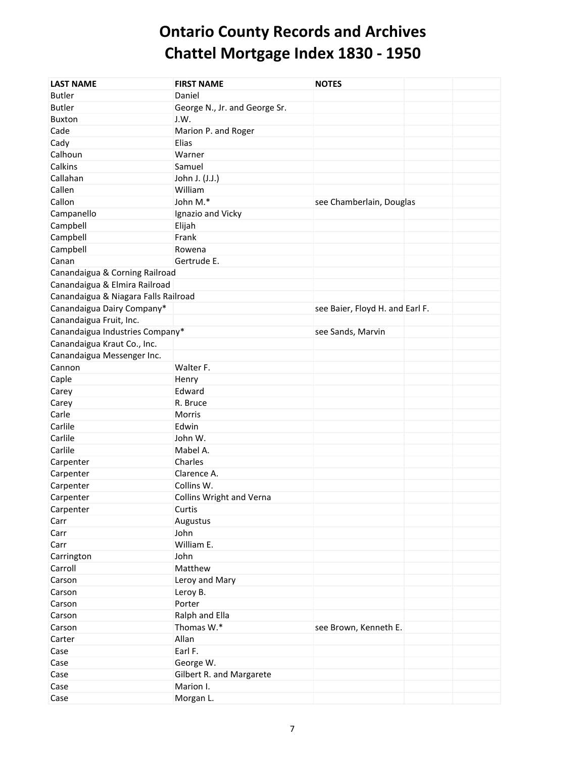# Ontario County Records and Archives
# Chattel Mortgage Index 1830 - 1950

| LAST NAME | FIRST NAME | NOTES | | |
|---|---|---|---|---|
| Butler | Daniel | | | |
| Butler | George N., Jr. and George Sr. | | | |
| Buxton | J.W. | | | |
| Cade | Marion P. and Roger | | | |
| Cady | Elias | | | |
| Calhoun | Warner | | | |
| Calkins | Samuel | | | |
| Callahan | John J. (J.J.) | | | |
| Callen | William | | | |
| Callon | John M.* | see Chamberlain, Douglas | | |
| Campanello | Ignazio and Vicky | | | |
| Campbell | Elijah | | | |
| Campbell | Frank | | | |
| Campbell | Rowena | | | |
| Canan | Gertrude E. | | | |
| Canandaigua & Corning Railroad | | | | |
| Canandaigua & Elmira Railroad | | | | |
| Canandaigua & Niagara Falls Railroad | | | | |
| Canandaigua Dairy Company* | | see Baier, Floyd H. and Earl F. | | |
| Canandaigua Fruit, Inc. | | | | |
| Canandaigua Industries Company* | | see Sands, Marvin | | |
| Canandaigua Kraut Co., Inc. | | | | |
| Canandaigua Messenger Inc. | | | | |
| Cannon | Walter F. | | | |
| Caple | Henry | | | |
| Carey | Edward | | | |
| Carey | R. Bruce | | | |
| Carle | Morris | | | |
| Carlile | Edwin | | | |
| Carlile | John W. | | | |
| Carlile | Mabel A. | | | |
| Carpenter | Charles | | | |
| Carpenter | Clarence A. | | | |
| Carpenter | Collins W. | | | |
| Carpenter | Collins Wright and Verna | | | |
| Carpenter | Curtis | | | |
| Carr | Augustus | | | |
| Carr | John | | | |
| Carr | William E. | | | |
| Carrington | John | | | |
| Carroll | Matthew | | | |
| Carson | Leroy and Mary | | | |
| Carson | Leroy B. | | | |
| Carson | Porter | | | |
| Carson | Ralph and Ella | | | |
| Carson | Thomas W.* | see Brown, Kenneth E. | | |
| Carter | Allan | | | |
| Case | Earl F. | | | |
| Case | George W. | | | |
| Case | Gilbert R. and Margarete | | | |
| Case | Marion I. | | | |
| Case | Morgan L. | | | |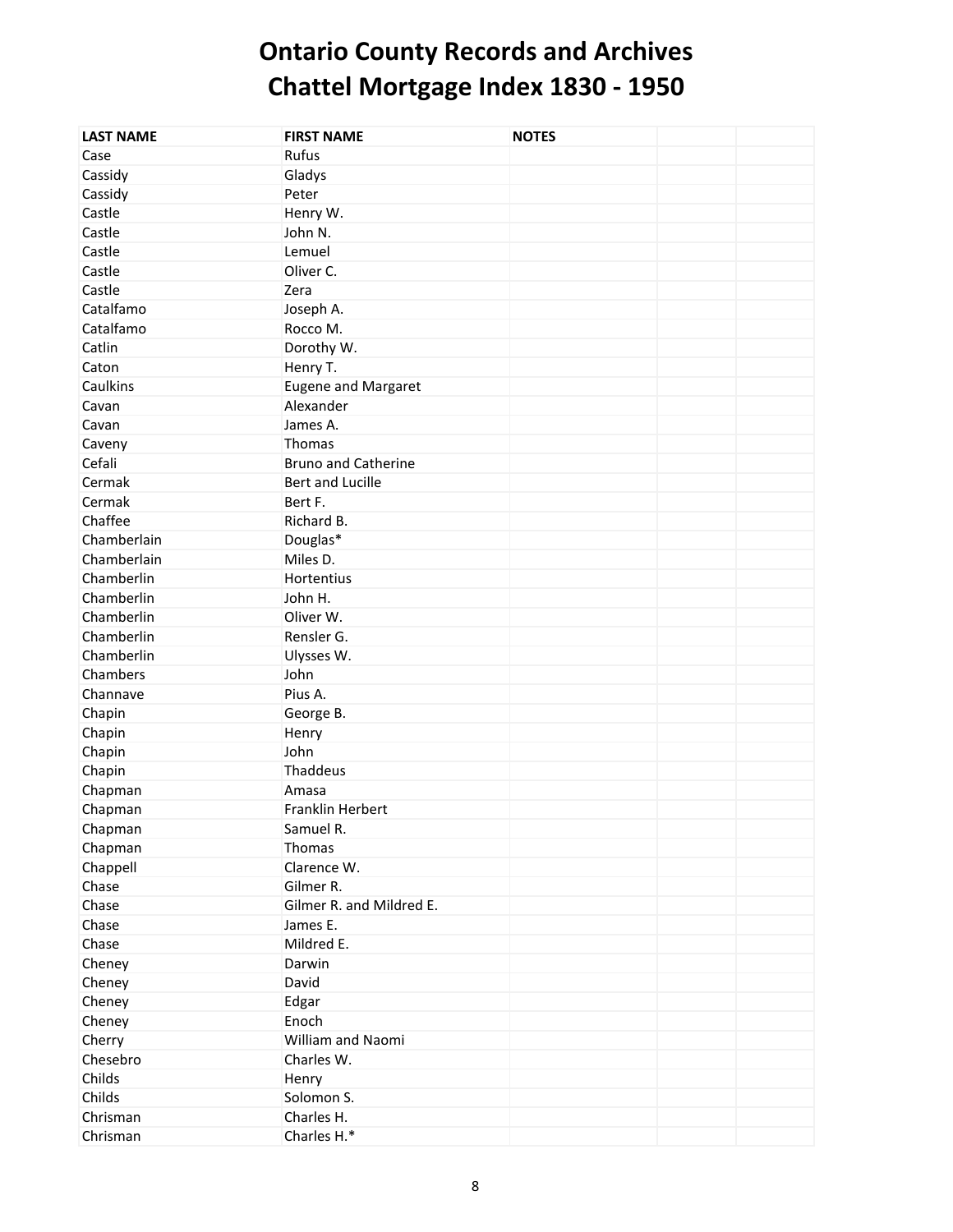# Ontario County Records and Archives
# Chattel Mortgage Index 1830 - 1950

| LAST NAME | FIRST NAME | NOTES | | |
|---|---|---|---|---|
| Case | Rufus | | | |
| Cassidy | Gladys | | | |
| Cassidy | Peter | | | |
| Castle | Henry W. | | | |
| Castle | John N. | | | |
| Castle | Lemuel | | | |
| Castle | Oliver C. | | | |
| Castle | Zera | | | |
| Catalfamo | Joseph A. | | | |
| Catalfamo | Rocco M. | | | |
| Catlin | Dorothy W. | | | |
| Caton | Henry T. | | | |
| Caulkins | Eugene and Margaret | | | |
| Cavan | Alexander | | | |
| Cavan | James A. | | | |
| Caveny | Thomas | | | |
| Cefali | Bruno and Catherine | | | |
| Cermak | Bert and Lucille | | | |
| Cermak | Bert F. | | | |
| Chaffee | Richard B. | | | |
| Chamberlain | Douglas* | | | |
| Chamberlain | Miles D. | | | |
| Chamberlin | Hortentius | | | |
| Chamberlin | John H. | | | |
| Chamberlin | Oliver W. | | | |
| Chamberlin | Rensler G. | | | |
| Chamberlin | Ulysses W. | | | |
| Chambers | John | | | |
| Channave | Pius A. | | | |
| Chapin | George B. | | | |
| Chapin | Henry | | | |
| Chapin | John | | | |
| Chapin | Thaddeus | | | |
| Chapman | Amasa | | | |
| Chapman | Franklin Herbert | | | |
| Chapman | Samuel R. | | | |
| Chapman | Thomas | | | |
| Chappell | Clarence W. | | | |
| Chase | Gilmer R. | | | |
| Chase | Gilmer R. and Mildred E. | | | |
| Chase | James E. | | | |
| Chase | Mildred E. | | | |
| Cheney | Darwin | | | |
| Cheney | David | | | |
| Cheney | Edgar | | | |
| Cheney | Enoch | | | |
| Cherry | William and Naomi | | | |
| Chesebro | Charles W. | | | |
| Childs | Henry | | | |
| Childs | Solomon S. | | | |
| Chrisman | Charles H. | | | |
| Chrisman | Charles H.* | | | |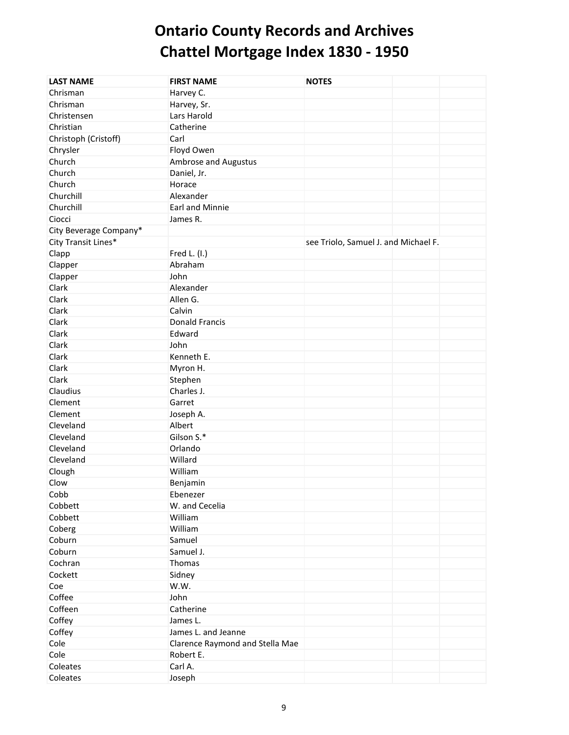# Ontario County Records and Archives
# Chattel Mortgage Index 1830 - 1950

| LAST NAME | FIRST NAME | NOTES | | |
|---|---|---|---|---|
| Chrisman | Harvey C. | | | |
| Chrisman | Harvey, Sr. | | | |
| Christensen | Lars Harold | | | |
| Christian | Catherine | | | |
| Christoph (Cristoff) | Carl | | | |
| Chrysler | Floyd Owen | | | |
| Church | Ambrose and Augustus | | | |
| Church | Daniel, Jr. | | | |
| Church | Horace | | | |
| Churchill | Alexander | | | |
| Churchill | Earl and Minnie | | | |
| Ciocci | James R. | | | |
| City Beverage Company* | | | | |
| City Transit Lines* | | see Triolo, Samuel J. and Michael F. | | |
| Clapp | Fred L. (I.) | | | |
| Clapper | Abraham | | | |
| Clapper | John | | | |
| Clark | Alexander | | | |
| Clark | Allen G. | | | |
| Clark | Calvin | | | |
| Clark | Donald Francis | | | |
| Clark | Edward | | | |
| Clark | John | | | |
| Clark | Kenneth E. | | | |
| Clark | Myron H. | | | |
| Clark | Stephen | | | |
| Claudius | Charles J. | | | |
| Clement | Garret | | | |
| Clement | Joseph A. | | | |
| Cleveland | Albert | | | |
| Cleveland | Gilson S.* | | | |
| Cleveland | Orlando | | | |
| Cleveland | Willard | | | |
| Clough | William | | | |
| Clow | Benjamin | | | |
| Cobb | Ebenezer | | | |
| Cobbett | W. and Cecelia | | | |
| Cobbett | William | | | |
| Coberg | William | | | |
| Coburn | Samuel | | | |
| Coburn | Samuel J. | | | |
| Cochran | Thomas | | | |
| Cockett | Sidney | | | |
| Coe | W.W. | | | |
| Coffee | John | | | |
| Coffeen | Catherine | | | |
| Coffey | James L. | | | |
| Coffey | James L. and Jeanne | | | |
| Cole | Clarence Raymond and Stella Mae | | | |
| Cole | Robert E. | | | |
| Coleates | Carl A. | | | |
| Coleates | Joseph | | | |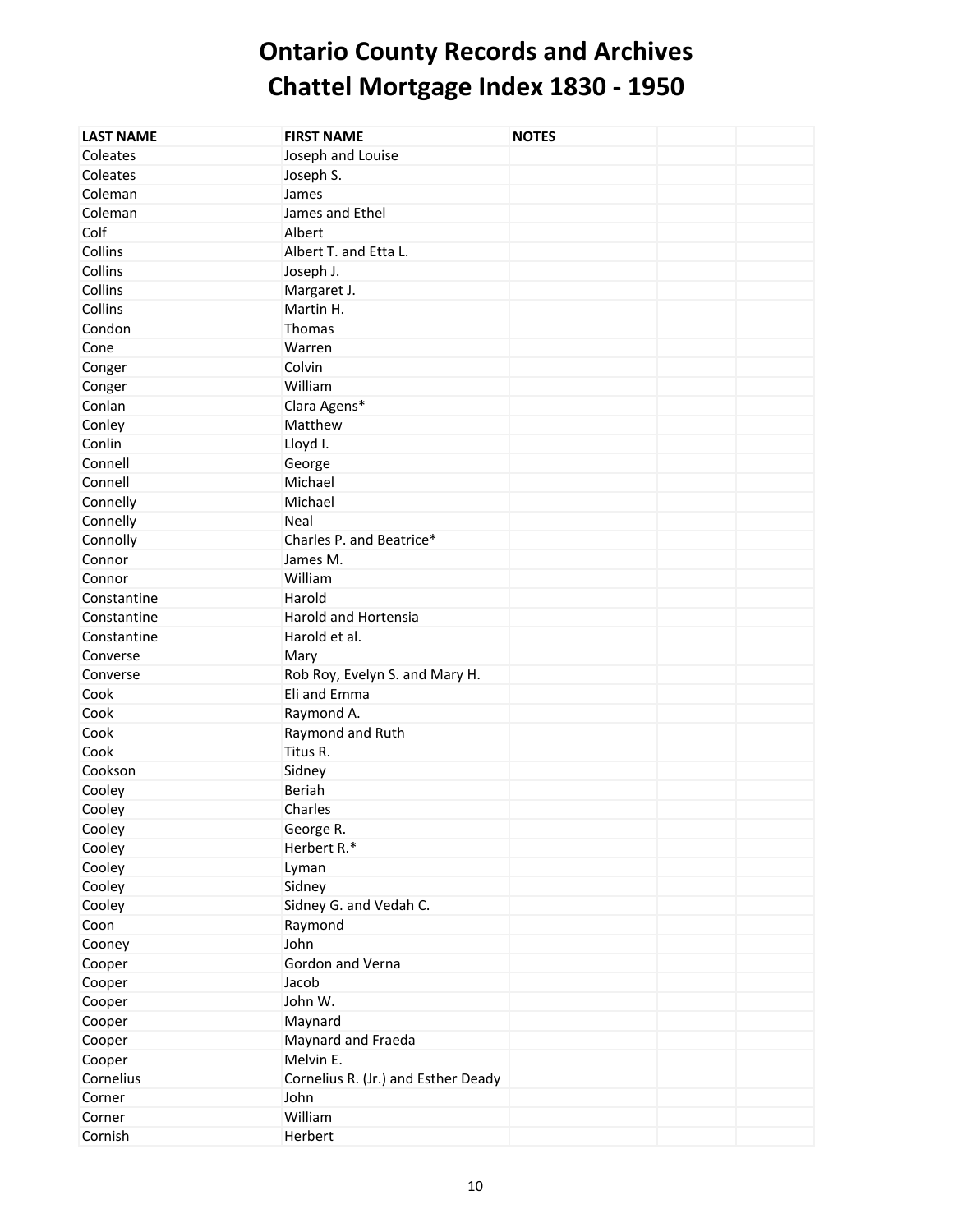# Ontario County Records and Archives
# Chattel Mortgage Index 1830 - 1950

| LAST NAME | FIRST NAME | NOTES | | |
|---|---|---|---|---|
| Coleates | Joseph and Louise | | | |
| Coleates | Joseph S. | | | |
| Coleman | James | | | |
| Coleman | James and Ethel | | | |
| Colf | Albert | | | |
| Collins | Albert T. and Etta L. | | | |
| Collins | Joseph J. | | | |
| Collins | Margaret J. | | | |
| Collins | Martin H. | | | |
| Condon | Thomas | | | |
| Cone | Warren | | | |
| Conger | Colvin | | | |
| Conger | William | | | |
| Conlan | Clara Agens* | | | |
| Conley | Matthew | | | |
| Conlin | Lloyd I. | | | |
| Connell | George | | | |
| Connell | Michael | | | |
| Connelly | Michael | | | |
| Connelly | Neal | | | |
| Connolly | Charles P. and Beatrice* | | | |
| Connor | James M. | | | |
| Connor | William | | | |
| Constantine | Harold | | | |
| Constantine | Harold and Hortensia | | | |
| Constantine | Harold et al. | | | |
| Converse | Mary | | | |
| Converse | Rob Roy, Evelyn S. and Mary H. | | | |
| Cook | Eli and Emma | | | |
| Cook | Raymond A. | | | |
| Cook | Raymond and Ruth | | | |
| Cook | Titus R. | | | |
| Cookson | Sidney | | | |
| Cooley | Beriah | | | |
| Cooley | Charles | | | |
| Cooley | George R. | | | |
| Cooley | Herbert R.* | | | |
| Cooley | Lyman | | | |
| Cooley | Sidney | | | |
| Cooley | Sidney G. and Vedah C. | | | |
| Coon | Raymond | | | |
| Cooney | John | | | |
| Cooper | Gordon and Verna | | | |
| Cooper | Jacob | | | |
| Cooper | John W. | | | |
| Cooper | Maynard | | | |
| Cooper | Maynard and Fraeda | | | |
| Cooper | Melvin E. | | | |
| Cornelius | Cornelius R. (Jr.) and Esther Deady | | | |
| Corner | John | | | |
| Corner | William | | | |
| Cornish | Herbert | | | |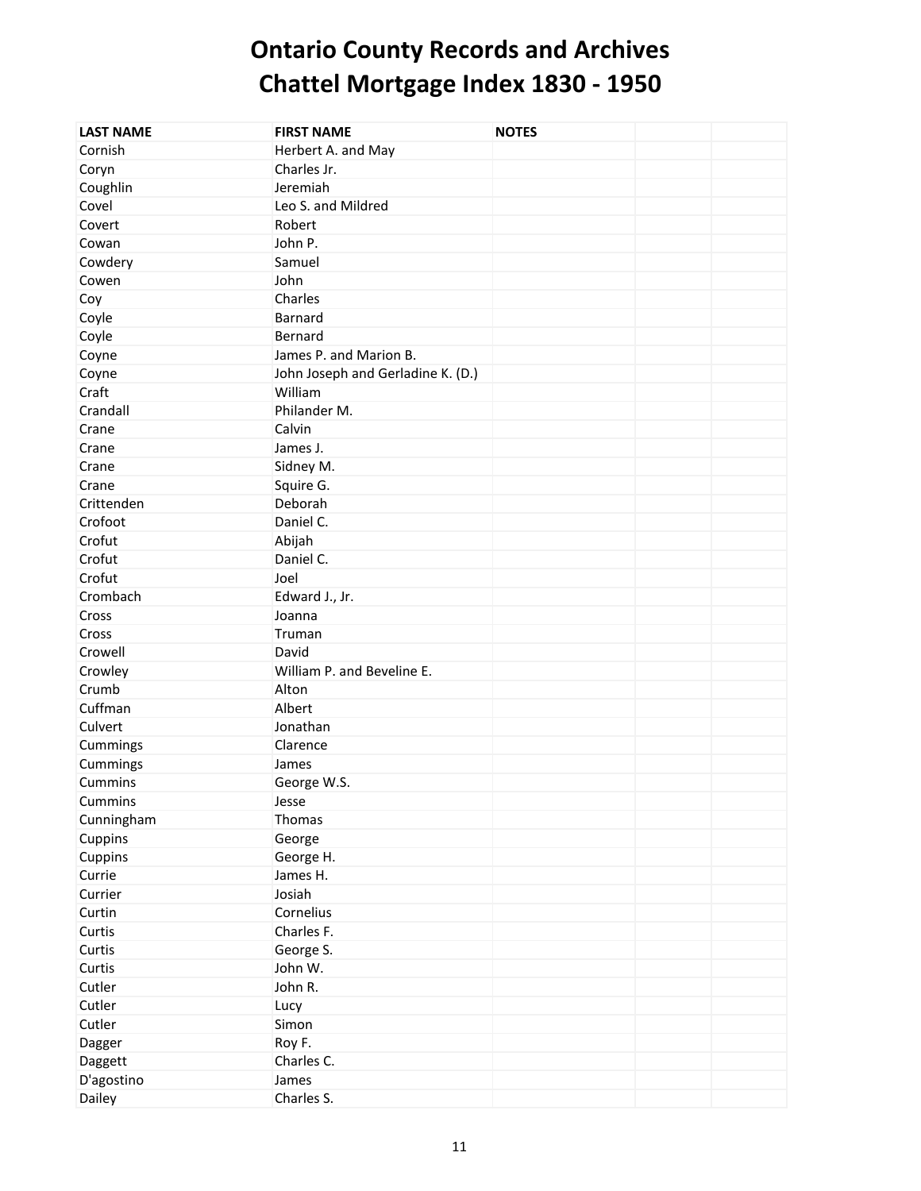# Ontario County Records and Archives
# Chattel Mortgage Index 1830 - 1950

| LAST NAME | FIRST NAME | NOTES | | |
|---|---|---|---|---|
| Cornish | Herbert A. and May | | | |
| Coryn | Charles Jr. | | | |
| Coughlin | Jeremiah | | | |
| Covel | Leo S. and Mildred | | | |
| Covert | Robert | | | |
| Cowan | John P. | | | |
| Cowdery | Samuel | | | |
| Cowen | John | | | |
| Coy | Charles | | | |
| Coyle | Barnard | | | |
| Coyle | Bernard | | | |
| Coyne | James P. and Marion B. | | | |
| Coyne | John Joseph and Gerladine K. (D.) | | | |
| Craft | William | | | |
| Crandall | Philander M. | | | |
| Crane | Calvin | | | |
| Crane | James J. | | | |
| Crane | Sidney M. | | | |
| Crane | Squire G. | | | |
| Crittenden | Deborah | | | |
| Crofoot | Daniel C. | | | |
| Crofut | Abijah | | | |
| Crofut | Daniel C. | | | |
| Crofut | Joel | | | |
| Crombach | Edward J., Jr. | | | |
| Cross | Joanna | | | |
| Cross | Truman | | | |
| Crowell | David | | | |
| Crowley | William P. and Beveline E. | | | |
| Crumb | Alton | | | |
| Cuffman | Albert | | | |
| Culvert | Jonathan | | | |
| Cummings | Clarence | | | |
| Cummings | James | | | |
| Cummins | George W.S. | | | |
| Cummins | Jesse | | | |
| Cunningham | Thomas | | | |
| Cuppins | George | | | |
| Cuppins | George H. | | | |
| Currie | James H. | | | |
| Currier | Josiah | | | |
| Curtin | Cornelius | | | |
| Curtis | Charles F. | | | |
| Curtis | George S. | | | |
| Curtis | John W. | | | |
| Cutler | John R. | | | |
| Cutler | Lucy | | | |
| Cutler | Simon | | | |
| Dagger | Roy F. | | | |
| Daggett | Charles C. | | | |
| D'agostino | James | | | |
| Dailey | Charles S. | | | |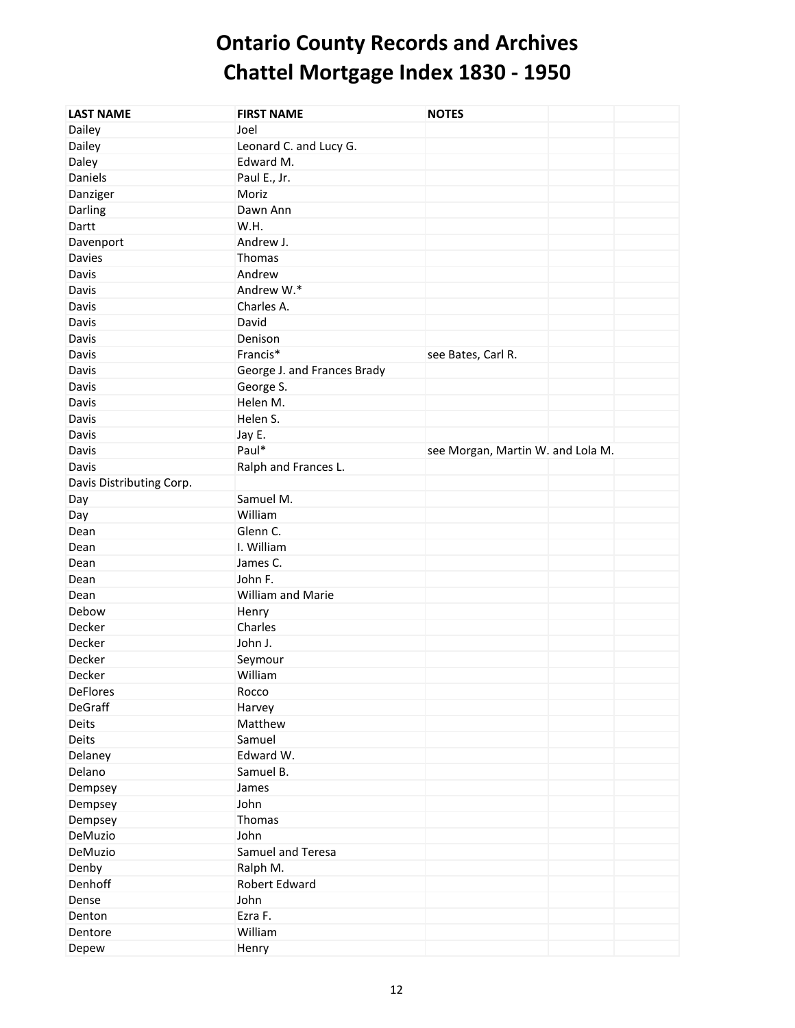# Ontario County Records and Archives
# Chattel Mortgage Index 1830 - 1950

| LAST NAME | FIRST NAME | NOTES | | |
|---|---|---|---|---|
| Dailey | Joel | | | |
| Dailey | Leonard C. and Lucy G. | | | |
| Daley | Edward M. | | | |
| Daniels | Paul E., Jr. | | | |
| Danziger | Moriz | | | |
| Darling | Dawn Ann | | | |
| Dartt | W.H. | | | |
| Davenport | Andrew J. | | | |
| Davies | Thomas | | | |
| Davis | Andrew | | | |
| Davis | Andrew W.* | | | |
| Davis | Charles A. | | | |
| Davis | David | | | |
| Davis | Denison | | | |
| Davis | Francis* | see Bates, Carl R. | | |
| Davis | George J. and Frances Brady | | | |
| Davis | George S. | | | |
| Davis | Helen M. | | | |
| Davis | Helen S. | | | |
| Davis | Jay E. | | | |
| Davis | Paul* | see Morgan, Martin W. and Lola M. | | |
| Davis | Ralph and Frances L. | | | |
| Davis Distributing Corp. | | | | |
| Day | Samuel M. | | | |
| Day | William | | | |
| Dean | Glenn C. | | | |
| Dean | I. William | | | |
| Dean | James C. | | | |
| Dean | John F. | | | |
| Dean | William and Marie | | | |
| Debow | Henry | | | |
| Decker | Charles | | | |
| Decker | John J. | | | |
| Decker | Seymour | | | |
| Decker | William | | | |
| DeFlores | Rocco | | | |
| DeGraff | Harvey | | | |
| Deits | Matthew | | | |
| Deits | Samuel | | | |
| Delaney | Edward W. | | | |
| Delano | Samuel B. | | | |
| Dempsey | James | | | |
| Dempsey | John | | | |
| Dempsey | Thomas | | | |
| DeMuzio | John | | | |
| DeMuzio | Samuel and Teresa | | | |
| Denby | Ralph M. | | | |
| Denhoff | Robert Edward | | | |
| Dense | John | | | |
| Denton | Ezra F. | | | |
| Dentore | William | | | |
| Depew | Henry | | | |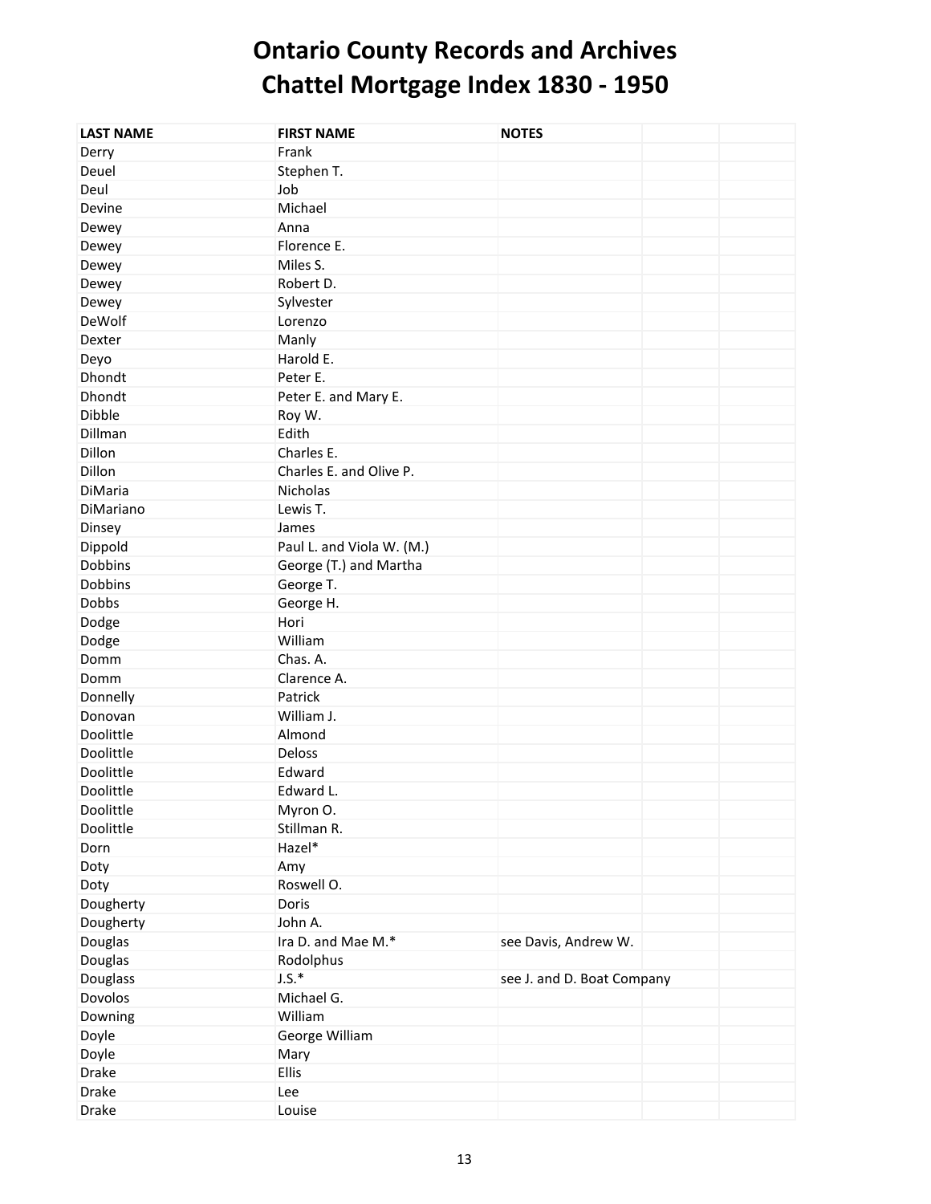# Ontario County Records and Archives
# Chattel Mortgage Index 1830 - 1950

| LAST NAME | FIRST NAME | NOTES | | |
|---|---|---|---|---|
| Derry | Frank | | | |
| Deuel | Stephen T. | | | |
| Deul | Job | | | |
| Devine | Michael | | | |
| Dewey | Anna | | | |
| Dewey | Florence E. | | | |
| Dewey | Miles S. | | | |
| Dewey | Robert D. | | | |
| Dewey | Sylvester | | | |
| DeWolf | Lorenzo | | | |
| Dexter | Manly | | | |
| Deyo | Harold E. | | | |
| Dhondt | Peter E. | | | |
| Dhondt | Peter E. and Mary E. | | | |
| Dibble | Roy W. | | | |
| Dillman | Edith | | | |
| Dillon | Charles E. | | | |
| Dillon | Charles E. and Olive P. | | | |
| DiMaria | Nicholas | | | |
| DiMariano | Lewis T. | | | |
| Dinsey | James | | | |
| Dippold | Paul L. and Viola W. (M.) | | | |
| Dobbins | George (T.) and Martha | | | |
| Dobbins | George T. | | | |
| Dobbs | George H. | | | |
| Dodge | Hori | | | |
| Dodge | William | | | |
| Domm | Chas. A. | | | |
| Domm | Clarence A. | | | |
| Donnelly | Patrick | | | |
| Donovan | William J. | | | |
| Doolittle | Almond | | | |
| Doolittle | Deloss | | | |
| Doolittle | Edward | | | |
| Doolittle | Edward L. | | | |
| Doolittle | Myron O. | | | |
| Doolittle | Stillman R. | | | |
| Dorn | Hazel* | | | |
| Doty | Amy | | | |
| Doty | Roswell O. | | | |
| Dougherty | Doris | | | |
| Dougherty | John A. | | | |
| Douglas | Ira D. and Mae M.* | see Davis, Andrew W. | | |
| Douglas | Rodolphus | | | |
| Douglass | J.S.* | see J. and D. Boat Company | | |
| Dovolos | Michael G. | | | |
| Downing | William | | | |
| Doyle | George William | | | |
| Doyle | Mary | | | |
| Drake | Ellis | | | |
| Drake | Lee | | | |
| Drake | Louise | | | |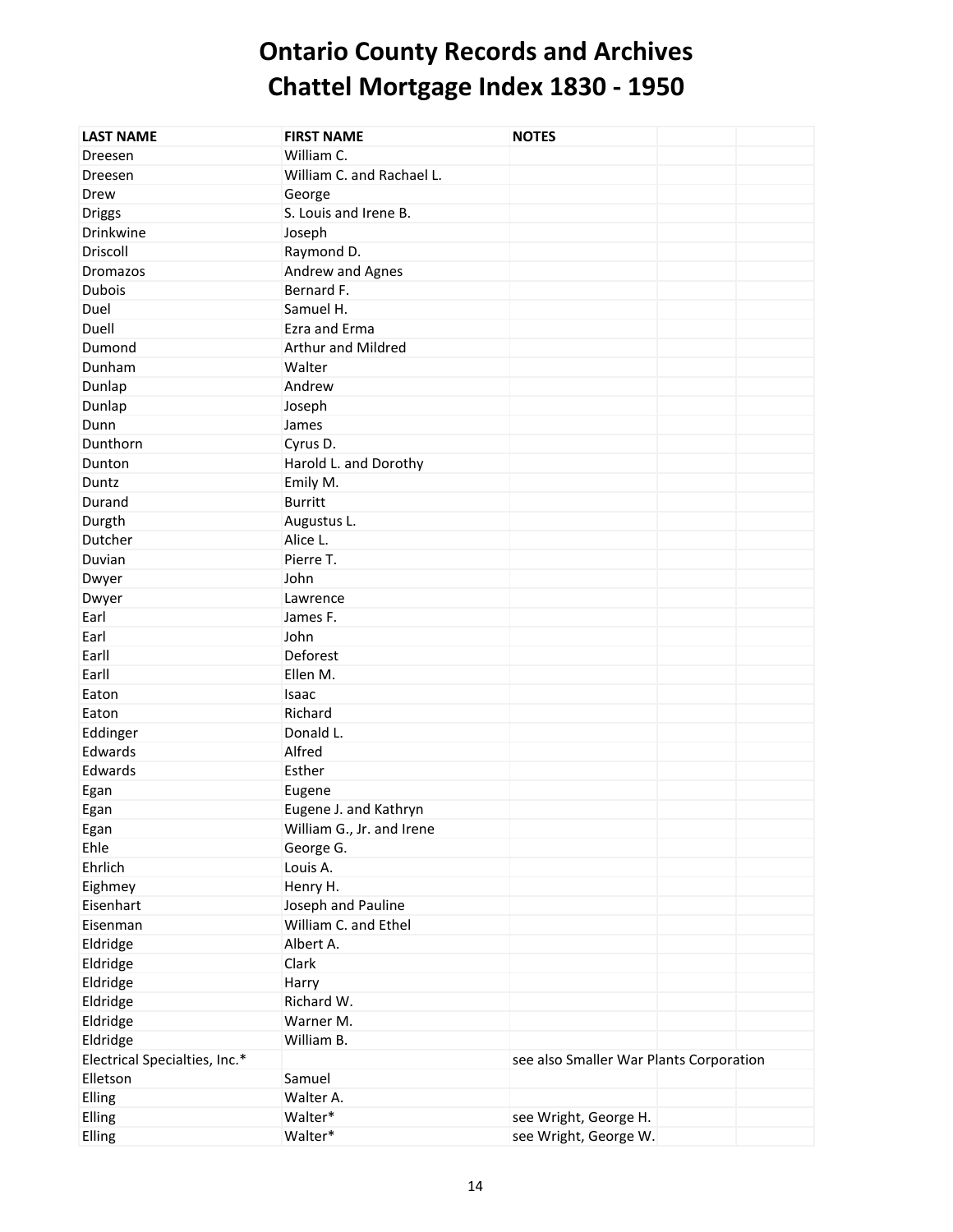# Ontario County Records and Archives
# Chattel Mortgage Index 1830 - 1950

| LAST NAME | FIRST NAME | NOTES | | |
|---|---|---|---|---|
| Dreesen | William C. | | | |
| Dreesen | William C. and Rachael L. | | | |
| Drew | George | | | |
| Driggs | S. Louis and Irene B. | | | |
| Drinkwine | Joseph | | | |
| Driscoll | Raymond D. | | | |
| Dromazos | Andrew and Agnes | | | |
| Dubois | Bernard F. | | | |
| Duel | Samuel H. | | | |
| Duell | Ezra and Erma | | | |
| Dumond | Arthur and Mildred | | | |
| Dunham | Walter | | | |
| Dunlap | Andrew | | | |
| Dunlap | Joseph | | | |
| Dunn | James | | | |
| Dunthorn | Cyrus D. | | | |
| Dunton | Harold L. and Dorothy | | | |
| Duntz | Emily M. | | | |
| Durand | Burritt | | | |
| Durgth | Augustus L. | | | |
| Dutcher | Alice L. | | | |
| Duvian | Pierre T. | | | |
| Dwyer | John | | | |
| Dwyer | Lawrence | | | |
| Earl | James F. | | | |
| Earl | John | | | |
| Earll | Deforest | | | |
| Earll | Ellen M. | | | |
| Eaton | Isaac | | | |
| Eaton | Richard | | | |
| Eddinger | Donald L. | | | |
| Edwards | Alfred | | | |
| Edwards | Esther | | | |
| Egan | Eugene | | | |
| Egan | Eugene J. and Kathryn | | | |
| Egan | William G., Jr. and Irene | | | |
| Ehle | George G. | | | |
| Ehrlich | Louis A. | | | |
| Eighmey | Henry H. | | | |
| Eisenhart | Joseph and Pauline | | | |
| Eisenman | William C. and Ethel | | | |
| Eldridge | Albert A. | | | |
| Eldridge | Clark | | | |
| Eldridge | Harry | | | |
| Eldridge | Richard W. | | | |
| Eldridge | Warner M. | | | |
| Eldridge | William B. | | | |
| Electrical Specialties, Inc.* | | see also Smaller War Plants Corporation | | |
| Elletson | Samuel | | | |
| Elling | Walter A. | | | |
| Elling | Walter* | see Wright, George H. | | |
| Elling | Walter* | see Wright, George W. | | |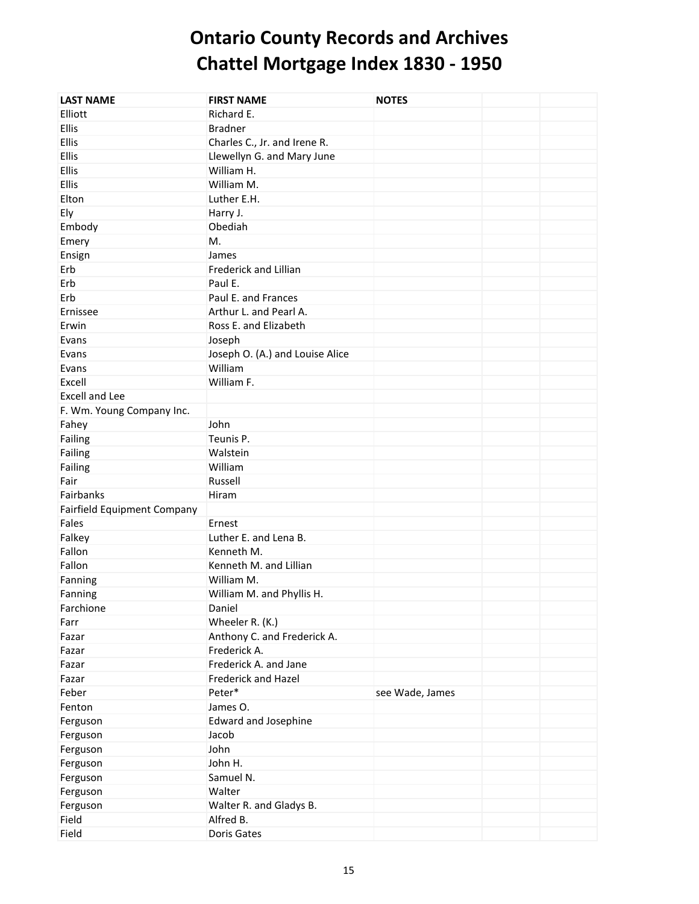# Ontario County Records and Archives
# Chattel Mortgage Index 1830 - 1950

| LAST NAME | FIRST NAME | NOTES | | |
|---|---|---|---|---|
| Elliott | Richard E. | | | |
| Ellis | Bradner | | | |
| Ellis | Charles C., Jr. and Irene R. | | | |
| Ellis | Llewellyn G. and Mary June | | | |
| Ellis | William H. | | | |
| Ellis | William M. | | | |
| Elton | Luther E.H. | | | |
| Ely | Harry J. | | | |
| Embody | Obediah | | | |
| Emery | M. | | | |
| Ensign | James | | | |
| Erb | Frederick and Lillian | | | |
| Erb | Paul E. | | | |
| Erb | Paul E. and Frances | | | |
| Ernissee | Arthur L. and Pearl A. | | | |
| Erwin | Ross E. and Elizabeth | | | |
| Evans | Joseph | | | |
| Evans | Joseph O. (A.) and Louise Alice | | | |
| Evans | William | | | |
| Excell | William F. | | | |
| Excell and Lee | | | | |
| F. Wm. Young Company Inc. | | | | |
| Fahey | John | | | |
| Failing | Teunis P. | | | |
| Failing | Walstein | | | |
| Failing | William | | | |
| Fair | Russell | | | |
| Fairbanks | Hiram | | | |
| Fairfield Equipment Company | | | | |
| Fales | Ernest | | | |
| Falkey | Luther E. and Lena B. | | | |
| Fallon | Kenneth M. | | | |
| Fallon | Kenneth M. and Lillian | | | |
| Fanning | William M. | | | |
| Fanning | William M. and Phyllis H. | | | |
| Farchione | Daniel | | | |
| Farr | Wheeler R. (K.) | | | |
| Fazar | Anthony C. and Frederick A. | | | |
| Fazar | Frederick A. | | | |
| Fazar | Frederick A. and Jane | | | |
| Fazar | Frederick and Hazel | | | |
| Feber | Peter* | see Wade, James | | |
| Fenton | James O. | | | |
| Ferguson | Edward and Josephine | | | |
| Ferguson | Jacob | | | |
| Ferguson | John | | | |
| Ferguson | John H. | | | |
| Ferguson | Samuel N. | | | |
| Ferguson | Walter | | | |
| Ferguson | Walter R. and Gladys B. | | | |
| Field | Alfred B. | | | |
| Field | Doris Gates | | | |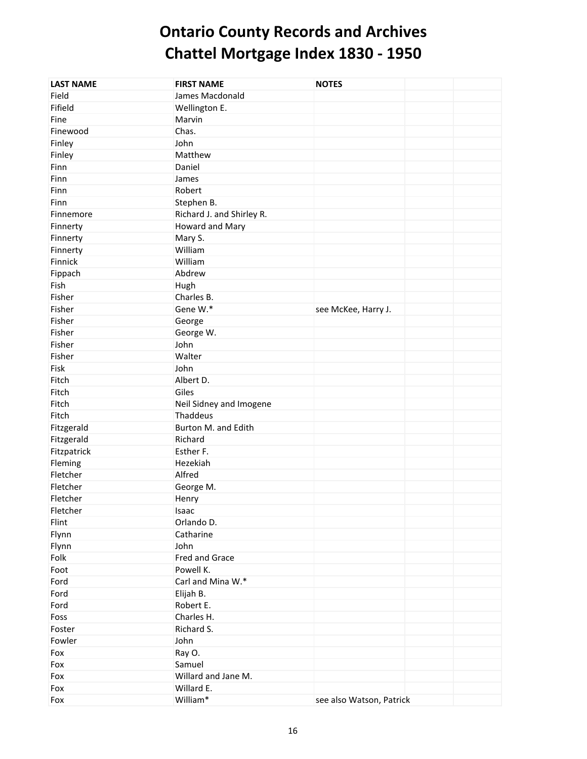# Ontario County Records and Archives
# Chattel Mortgage Index 1830 - 1950

| LAST NAME | FIRST NAME | NOTES | | |
|---|---|---|---|---|
| Field | James Macdonald | | | |
| Fifield | Wellington E. | | | |
| Fine | Marvin | | | |
| Finewood | Chas. | | | |
| Finley | John | | | |
| Finley | Matthew | | | |
| Finn | Daniel | | | |
| Finn | James | | | |
| Finn | Robert | | | |
| Finn | Stephen B. | | | |
| Finnemore | Richard J. and Shirley R. | | | |
| Finnerty | Howard and Mary | | | |
| Finnerty | Mary S. | | | |
| Finnerty | William | | | |
| Finnick | William | | | |
| Fippach | Abdrew | | | |
| Fish | Hugh | | | |
| Fisher | Charles B. | | | |
| Fisher | Gene W.* | see McKee, Harry J. | | |
| Fisher | George | | | |
| Fisher | George W. | | | |
| Fisher | John | | | |
| Fisher | Walter | | | |
| Fisk | John | | | |
| Fitch | Albert D. | | | |
| Fitch | Giles | | | |
| Fitch | Neil Sidney and Imogene | | | |
| Fitch | Thaddeus | | | |
| Fitzgerald | Burton M. and Edith | | | |
| Fitzgerald | Richard | | | |
| Fitzpatrick | Esther F. | | | |
| Fleming | Hezekiah | | | |
| Fletcher | Alfred | | | |
| Fletcher | George M. | | | |
| Fletcher | Henry | | | |
| Fletcher | Isaac | | | |
| Flint | Orlando D. | | | |
| Flynn | Catharine | | | |
| Flynn | John | | | |
| Folk | Fred and Grace | | | |
| Foot | Powell K. | | | |
| Ford | Carl and Mina W.* | | | |
| Ford | Elijah B. | | | |
| Ford | Robert E. | | | |
| Foss | Charles H. | | | |
| Foster | Richard S. | | | |
| Fowler | John | | | |
| Fox | Ray O. | | | |
| Fox | Samuel | | | |
| Fox | Willard and Jane M. | | | |
| Fox | Willard E. | | | |
| Fox | William* | see also Watson, Patrick | | |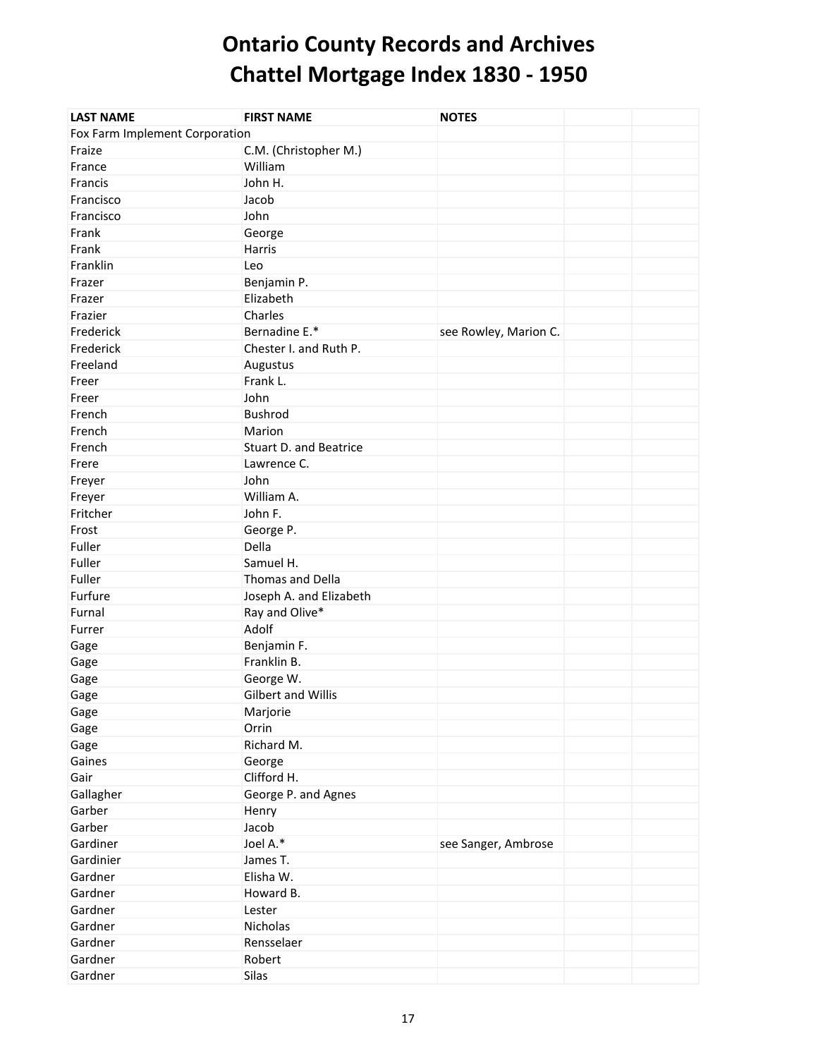# Ontario County Records and Archives
# Chattel Mortgage Index 1830 - 1950

| LAST NAME | FIRST NAME | NOTES | | |
|---|---|---|---|---|
| Fox Farm Implement Corporation | | | | |
| Fraize | C.M. (Christopher M.) | | | |
| France | William | | | |
| Francis | John H. | | | |
| Francisco | Jacob | | | |
| Francisco | John | | | |
| Frank | George | | | |
| Frank | Harris | | | |
| Franklin | Leo | | | |
| Frazer | Benjamin P. | | | |
| Frazer | Elizabeth | | | |
| Frazier | Charles | | | |
| Frederick | Bernadine E.* | see Rowley, Marion C. | | |
| Frederick | Chester I. and Ruth P. | | | |
| Freeland | Augustus | | | |
| Freer | Frank L. | | | |
| Freer | John | | | |
| French | Bushrod | | | |
| French | Marion | | | |
| French | Stuart D. and Beatrice | | | |
| Frere | Lawrence C. | | | |
| Freyer | John | | | |
| Freyer | William A. | | | |
| Fritcher | John F. | | | |
| Frost | George P. | | | |
| Fuller | Della | | | |
| Fuller | Samuel H. | | | |
| Fuller | Thomas and Della | | | |
| Furfure | Joseph A. and Elizabeth | | | |
| Furnal | Ray and Olive* | | | |
| Furrer | Adolf | | | |
| Gage | Benjamin F. | | | |
| Gage | Franklin B. | | | |
| Gage | George W. | | | |
| Gage | Gilbert and Willis | | | |
| Gage | Marjorie | | | |
| Gage | Orrin | | | |
| Gage | Richard M. | | | |
| Gaines | George | | | |
| Gair | Clifford H. | | | |
| Gallagher | George P. and Agnes | | | |
| Garber | Henry | | | |
| Garber | Jacob | | | |
| Gardiner | Joel A.* | see Sanger, Ambrose | | |
| Gardinier | James T. | | | |
| Gardner | Elisha W. | | | |
| Gardner | Howard B. | | | |
| Gardner | Lester | | | |
| Gardner | Nicholas | | | |
| Gardner | Rensselaer | | | |
| Gardner | Robert | | | |
| Gardner | Silas | | | |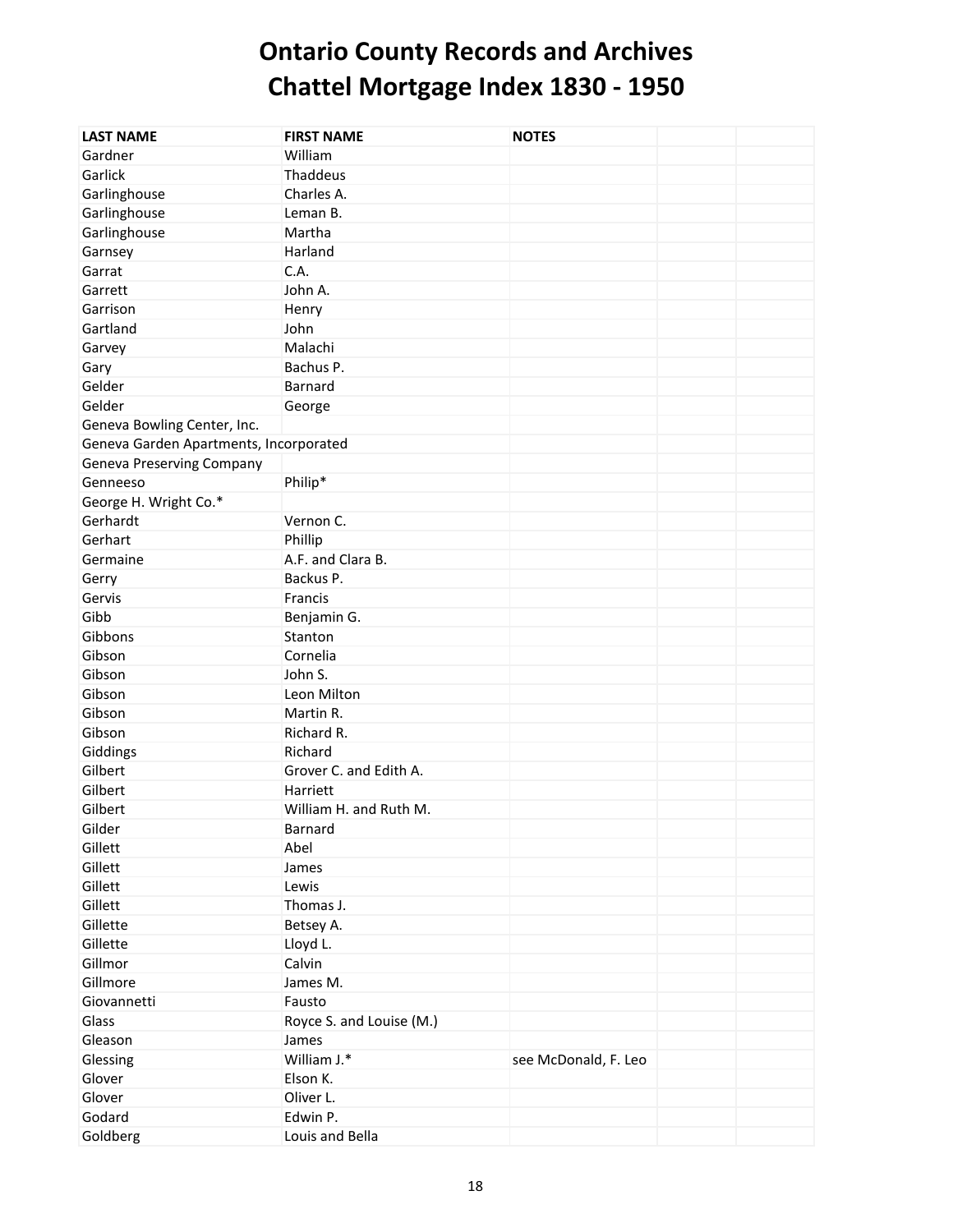# Ontario County Records and Archives
# Chattel Mortgage Index 1830 - 1950

| LAST NAME | FIRST NAME | NOTES | | |
|---|---|---|---|---|
| Gardner | William | | | |
| Garlick | Thaddeus | | | |
| Garlinghouse | Charles A. | | | |
| Garlinghouse | Leman B. | | | |
| Garlinghouse | Martha | | | |
| Garnsey | Harland | | | |
| Garrat | C.A. | | | |
| Garrett | John A. | | | |
| Garrison | Henry | | | |
| Gartland | John | | | |
| Garvey | Malachi | | | |
| Gary | Bachus P. | | | |
| Gelder | Barnard | | | |
| Gelder | George | | | |
| Geneva Bowling Center, Inc. | | | | |
| Geneva Garden Apartments, Incorporated | | | | |
| Geneva Preserving Company | | | | |
| Genneeso | Philip* | | | |
| George H. Wright Co.* | | | | |
| Gerhardt | Vernon C. | | | |
| Gerhart | Phillip | | | |
| Germaine | A.F. and Clara B. | | | |
| Gerry | Backus P. | | | |
| Gervis | Francis | | | |
| Gibb | Benjamin G. | | | |
| Gibbons | Stanton | | | |
| Gibson | Cornelia | | | |
| Gibson | John S. | | | |
| Gibson | Leon Milton | | | |
| Gibson | Martin R. | | | |
| Gibson | Richard R. | | | |
| Giddings | Richard | | | |
| Gilbert | Grover C. and Edith A. | | | |
| Gilbert | Harriett | | | |
| Gilbert | William H. and Ruth M. | | | |
| Gilder | Barnard | | | |
| Gillett | Abel | | | |
| Gillett | James | | | |
| Gillett | Lewis | | | |
| Gillett | Thomas J. | | | |
| Gillette | Betsey A. | | | |
| Gillette | Lloyd L. | | | |
| Gillmor | Calvin | | | |
| Gillmore | James M. | | | |
| Giovannetti | Fausto | | | |
| Glass | Royce S. and Louise (M.) | | | |
| Gleason | James | | | |
| Glessing | William J.* | see McDonald, F. Leo | | |
| Glover | Elson K. | | | |
| Glover | Oliver L. | | | |
| Godard | Edwin P. | | | |
| Goldberg | Louis and Bella | | | |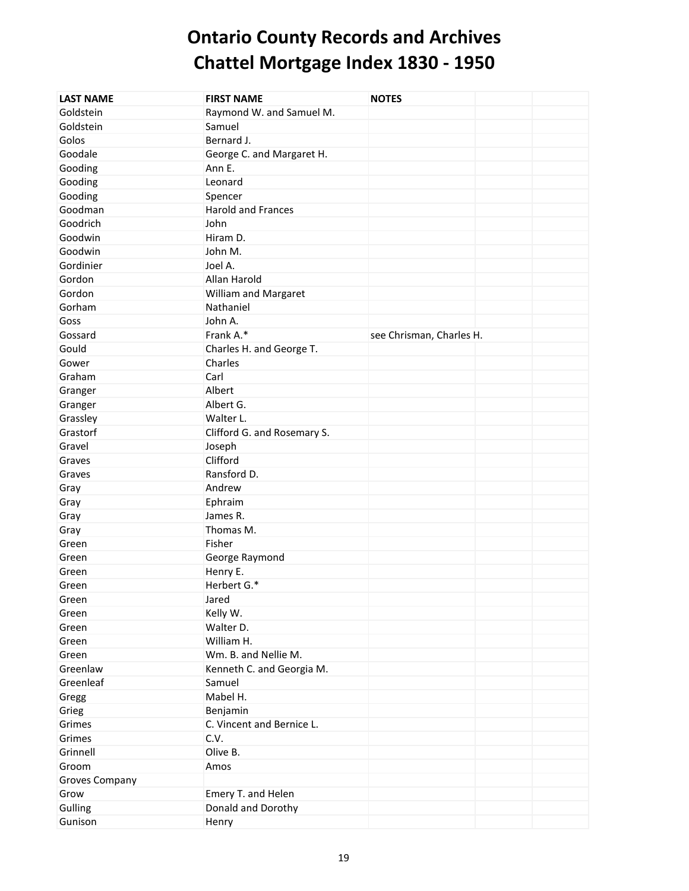# Ontario County Records and Archives
# Chattel Mortgage Index 1830 - 1950

| LAST NAME | FIRST NAME | NOTES | | |
|---|---|---|---|---|
| Goldstein | Raymond W. and Samuel M. | | | |
| Goldstein | Samuel | | | |
| Golos | Bernard J. | | | |
| Goodale | George C. and Margaret H. | | | |
| Gooding | Ann E. | | | |
| Gooding | Leonard | | | |
| Gooding | Spencer | | | |
| Goodman | Harold and Frances | | | |
| Goodrich | John | | | |
| Goodwin | Hiram D. | | | |
| Goodwin | John M. | | | |
| Gordinier | Joel A. | | | |
| Gordon | Allan Harold | | | |
| Gordon | William and Margaret | | | |
| Gorham | Nathaniel | | | |
| Goss | John A. | | | |
| Gossard | Frank A.* | see Chrisman, Charles H. | | |
| Gould | Charles H. and George T. | | | |
| Gower | Charles | | | |
| Graham | Carl | | | |
| Granger | Albert | | | |
| Granger | Albert G. | | | |
| Grassley | Walter L. | | | |
| Grastorf | Clifford G. and Rosemary S. | | | |
| Gravel | Joseph | | | |
| Graves | Clifford | | | |
| Graves | Ransford D. | | | |
| Gray | Andrew | | | |
| Gray | Ephraim | | | |
| Gray | James R. | | | |
| Gray | Thomas M. | | | |
| Green | Fisher | | | |
| Green | George Raymond | | | |
| Green | Henry E. | | | |
| Green | Herbert G.* | | | |
| Green | Jared | | | |
| Green | Kelly W. | | | |
| Green | Walter D. | | | |
| Green | William H. | | | |
| Green | Wm. B. and Nellie M. | | | |
| Greenlaw | Kenneth C. and Georgia M. | | | |
| Greenleaf | Samuel | | | |
| Gregg | Mabel H. | | | |
| Grieg | Benjamin | | | |
| Grimes | C. Vincent and Bernice L. | | | |
| Grimes | C.V. | | | |
| Grinnell | Olive B. | | | |
| Groom | Amos | | | |
| Groves Company | | | | |
| Grow | Emery T. and Helen | | | |
| Gulling | Donald and Dorothy | | | |
| Gunison | Henry | | | |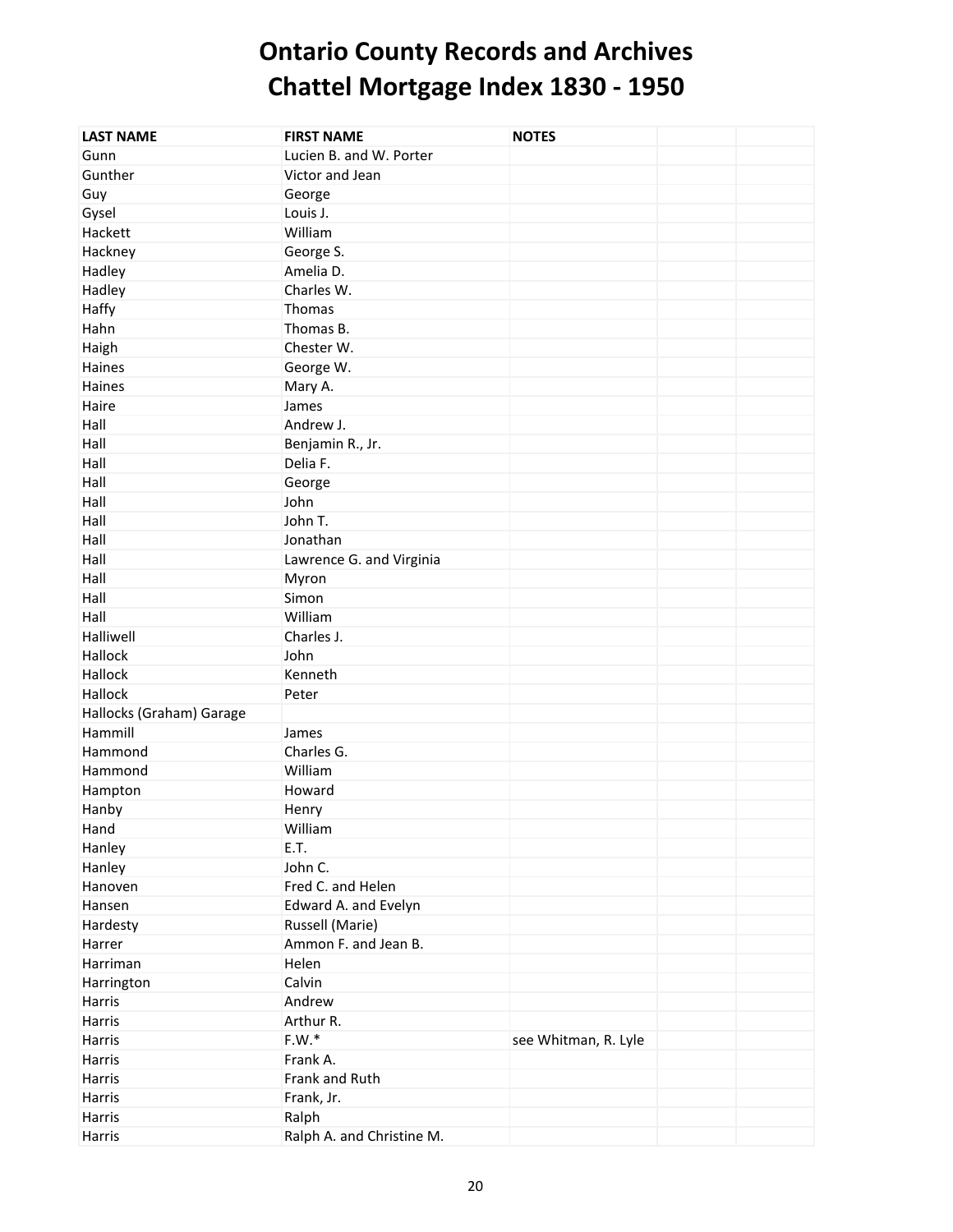# Ontario County Records and Archives
# Chattel Mortgage Index 1830 - 1950

| LAST NAME | FIRST NAME | NOTES | | |
|---|---|---|---|---|
| Gunn | Lucien B. and W. Porter | | | |
| Gunther | Victor and Jean | | | |
| Guy | George | | | |
| Gysel | Louis J. | | | |
| Hackett | William | | | |
| Hackney | George S. | | | |
| Hadley | Amelia D. | | | |
| Hadley | Charles W. | | | |
| Haffy | Thomas | | | |
| Hahn | Thomas B. | | | |
| Haigh | Chester W. | | | |
| Haines | George W. | | | |
| Haines | Mary A. | | | |
| Haire | James | | | |
| Hall | Andrew J. | | | |
| Hall | Benjamin R., Jr. | | | |
| Hall | Delia F. | | | |
| Hall | George | | | |
| Hall | John | | | |
| Hall | John T. | | | |
| Hall | Jonathan | | | |
| Hall | Lawrence G. and Virginia | | | |
| Hall | Myron | | | |
| Hall | Simon | | | |
| Hall | William | | | |
| Halliwell | Charles J. | | | |
| Hallock | John | | | |
| Hallock | Kenneth | | | |
| Hallock | Peter | | | |
| Hallocks (Graham) Garage | | | | |
| Hammill | James | | | |
| Hammond | Charles G. | | | |
| Hammond | William | | | |
| Hampton | Howard | | | |
| Hanby | Henry | | | |
| Hand | William | | | |
| Hanley | E.T. | | | |
| Hanley | John C. | | | |
| Hanoven | Fred C. and Helen | | | |
| Hansen | Edward A. and Evelyn | | | |
| Hardesty | Russell (Marie) | | | |
| Harrer | Ammon F. and Jean B. | | | |
| Harriman | Helen | | | |
| Harrington | Calvin | | | |
| Harris | Andrew | | | |
| Harris | Arthur R. | | | |
| Harris | F.W.* | see Whitman, R. Lyle | | |
| Harris | Frank A. | | | |
| Harris | Frank and Ruth | | | |
| Harris | Frank, Jr. | | | |
| Harris | Ralph | | | |
| Harris | Ralph A. and Christine M. | | | |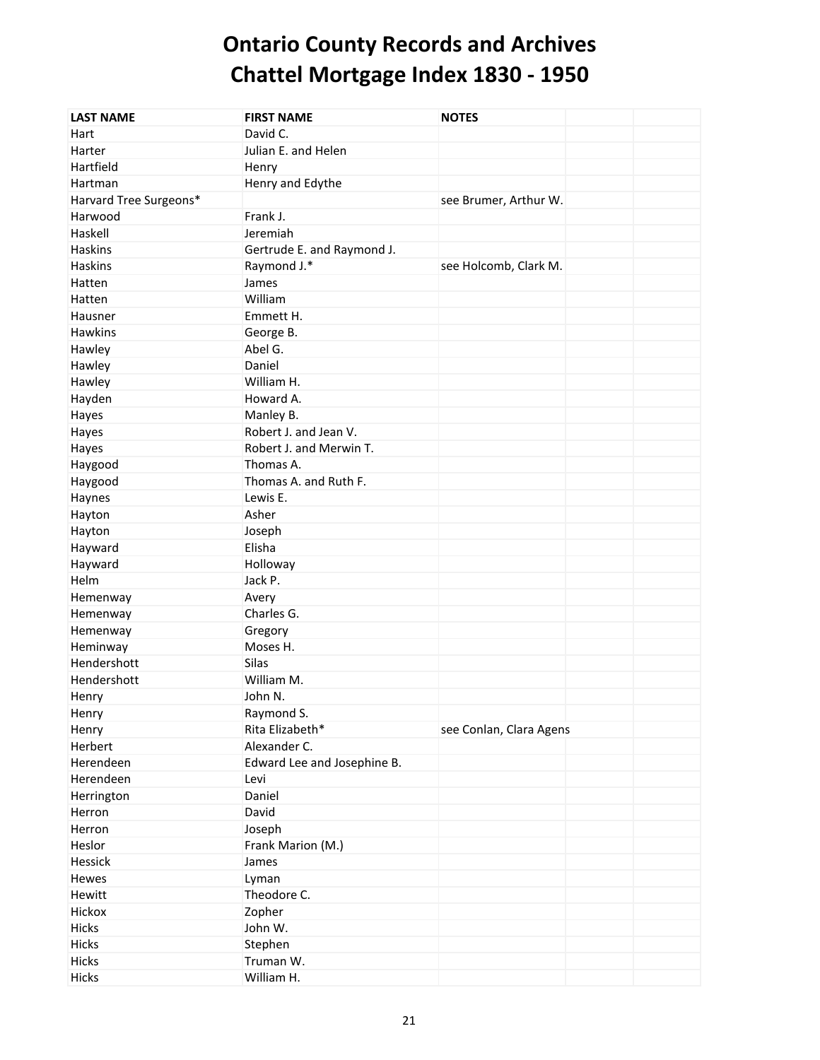# Ontario County Records and Archives
# Chattel Mortgage Index 1830 - 1950

| LAST NAME | FIRST NAME | NOTES | | |
|---|---|---|---|---|
| Hart | David C. | | | |
| Harter | Julian E. and Helen | | | |
| Hartfield | Henry | | | |
| Hartman | Henry and Edythe | | | |
| Harvard Tree Surgeons* | | see Brumer, Arthur W. | | |
| Harwood | Frank J. | | | |
| Haskell | Jeremiah | | | |
| Haskins | Gertrude E. and Raymond J. | | | |
| Haskins | Raymond J.* | see Holcomb, Clark M. | | |
| Hatten | James | | | |
| Hatten | William | | | |
| Hausner | Emmett H. | | | |
| Hawkins | George B. | | | |
| Hawley | Abel G. | | | |
| Hawley | Daniel | | | |
| Hawley | William H. | | | |
| Hayden | Howard A. | | | |
| Hayes | Manley B. | | | |
| Hayes | Robert J. and Jean V. | | | |
| Hayes | Robert J. and Merwin T. | | | |
| Haygood | Thomas A. | | | |
| Haygood | Thomas A. and Ruth F. | | | |
| Haynes | Lewis E. | | | |
| Hayton | Asher | | | |
| Hayton | Joseph | | | |
| Hayward | Elisha | | | |
| Hayward | Holloway | | | |
| Helm | Jack P. | | | |
| Hemenway | Avery | | | |
| Hemenway | Charles G. | | | |
| Hemenway | Gregory | | | |
| Heminway | Moses H. | | | |
| Hendershott | Silas | | | |
| Hendershott | William M. | | | |
| Henry | John N. | | | |
| Henry | Raymond S. | | | |
| Henry | Rita Elizabeth* | see Conlan, Clara Agens | | |
| Herbert | Alexander C. | | | |
| Herendeen | Edward Lee and Josephine B. | | | |
| Herendeen | Levi | | | |
| Herrington | Daniel | | | |
| Herron | David | | | |
| Herron | Joseph | | | |
| Heslor | Frank Marion (M.) | | | |
| Hessick | James | | | |
| Hewes | Lyman | | | |
| Hewitt | Theodore C. | | | |
| Hickox | Zopher | | | |
| Hicks | John W. | | | |
| Hicks | Stephen | | | |
| Hicks | Truman W. | | | |
| Hicks | William H. | | | |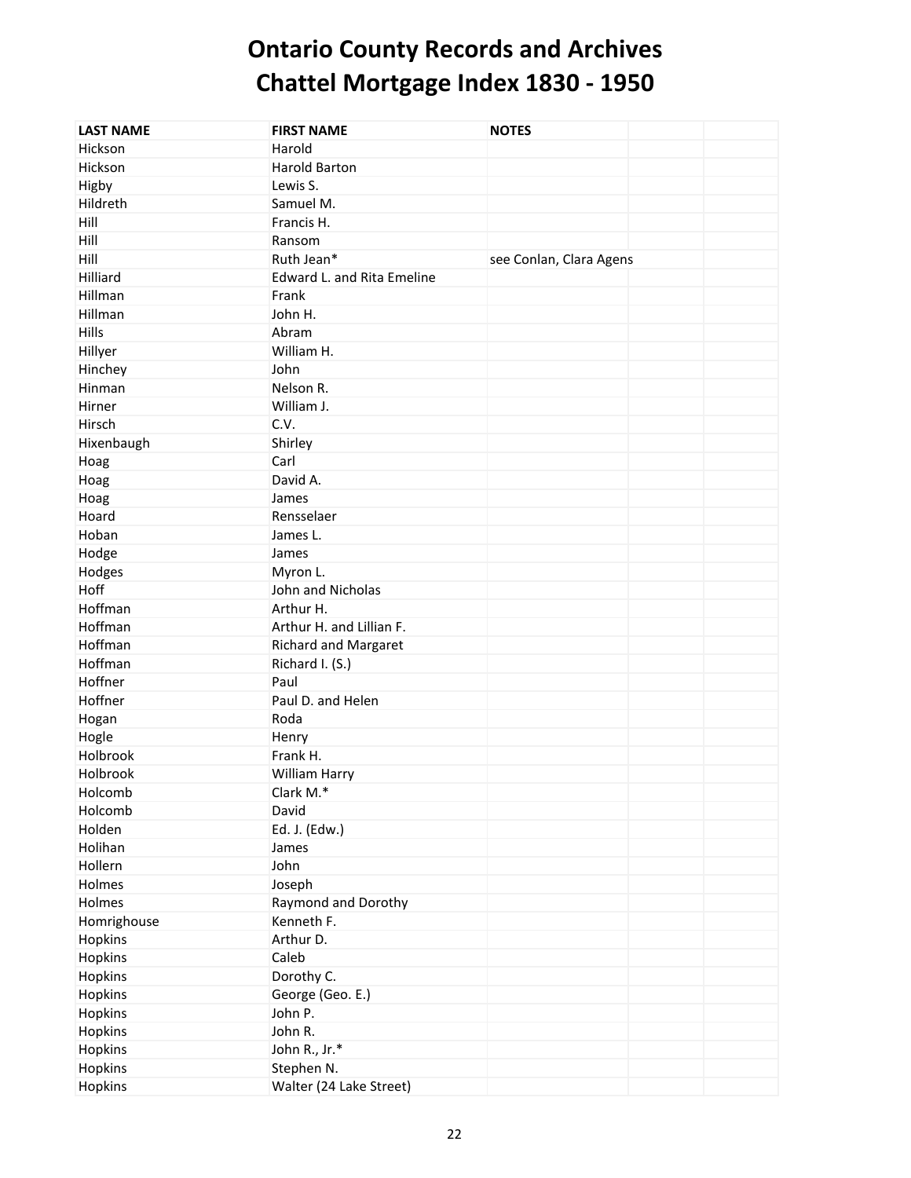# Ontario County Records and Archives
# Chattel Mortgage Index 1830 - 1950

| LAST NAME | FIRST NAME | NOTES | | |
|---|---|---|---|---|
| Hickson | Harold | | | |
| Hickson | Harold Barton | | | |
| Higby | Lewis S. | | | |
| Hildreth | Samuel M. | | | |
| Hill | Francis H. | | | |
| Hill | Ransom | | | |
| Hill | Ruth Jean* | see Conlan, Clara Agens | | |
| Hilliard | Edward L. and Rita Emeline | | | |
| Hillman | Frank | | | |
| Hillman | John H. | | | |
| Hills | Abram | | | |
| Hillyer | William H. | | | |
| Hinchey | John | | | |
| Hinman | Nelson R. | | | |
| Hirner | William J. | | | |
| Hirsch | C.V. | | | |
| Hixenbaugh | Shirley | | | |
| Hoag | Carl | | | |
| Hoag | David A. | | | |
| Hoag | James | | | |
| Hoard | Rensselaer | | | |
| Hoban | James L. | | | |
| Hodge | James | | | |
| Hodges | Myron L. | | | |
| Hoff | John and Nicholas | | | |
| Hoffman | Arthur H. | | | |
| Hoffman | Arthur H. and Lillian F. | | | |
| Hoffman | Richard and Margaret | | | |
| Hoffman | Richard I. (S.) | | | |
| Hoffner | Paul | | | |
| Hoffner | Paul D. and Helen | | | |
| Hogan | Roda | | | |
| Hogle | Henry | | | |
| Holbrook | Frank H. | | | |
| Holbrook | William Harry | | | |
| Holcomb | Clark M.* | | | |
| Holcomb | David | | | |
| Holden | Ed. J. (Edw.) | | | |
| Holihan | James | | | |
| Hollern | John | | | |
| Holmes | Joseph | | | |
| Holmes | Raymond and Dorothy | | | |
| Homrighouse | Kenneth F. | | | |
| Hopkins | Arthur D. | | | |
| Hopkins | Caleb | | | |
| Hopkins | Dorothy C. | | | |
| Hopkins | George (Geo. E.) | | | |
| Hopkins | John P. | | | |
| Hopkins | John R. | | | |
| Hopkins | John R., Jr.* | | | |
| Hopkins | Stephen N. | | | |
| Hopkins | Walter (24 Lake Street) | | | |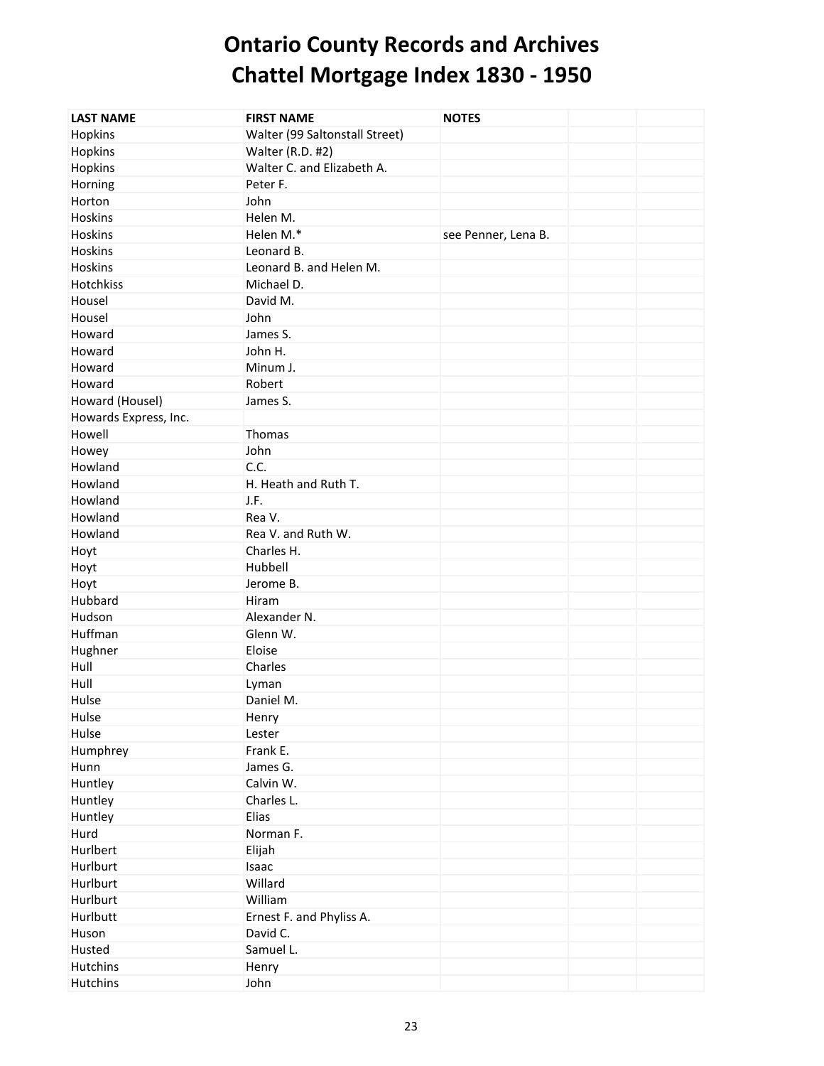# Ontario County Records and Archives
# Chattel Mortgage Index 1830 - 1950

| LAST NAME | FIRST NAME | NOTES | | |
|---|---|---|---|---|
| Hopkins | Walter (99 Saltonstall Street) | | | |
| Hopkins | Walter (R.D. #2) | | | |
| Hopkins | Walter C. and Elizabeth A. | | | |
| Horning | Peter F. | | | |
| Horton | John | | | |
| Hoskins | Helen M. | | | |
| Hoskins | Helen M.* | see Penner, Lena B. | | |
| Hoskins | Leonard B. | | | |
| Hoskins | Leonard B. and Helen M. | | | |
| Hotchkiss | Michael D. | | | |
| Housel | David M. | | | |
| Housel | John | | | |
| Howard | James S. | | | |
| Howard | John H. | | | |
| Howard | Minum J. | | | |
| Howard | Robert | | | |
| Howard (Housel) | James S. | | | |
| Howards Express, Inc. | | | | |
| Howell | Thomas | | | |
| Howey | John | | | |
| Howland | C.C. | | | |
| Howland | H. Heath and Ruth T. | | | |
| Howland | J.F. | | | |
| Howland | Rea V. | | | |
| Howland | Rea V. and Ruth W. | | | |
| Hoyt | Charles H. | | | |
| Hoyt | Hubbell | | | |
| Hoyt | Jerome B. | | | |
| Hubbard | Hiram | | | |
| Hudson | Alexander N. | | | |
| Huffman | Glenn W. | | | |
| Hughner | Eloise | | | |
| Hull | Charles | | | |
| Hull | Lyman | | | |
| Hulse | Daniel M. | | | |
| Hulse | Henry | | | |
| Hulse | Lester | | | |
| Humphrey | Frank E. | | | |
| Hunn | James G. | | | |
| Huntley | Calvin W. | | | |
| Huntley | Charles L. | | | |
| Huntley | Elias | | | |
| Hurd | Norman F. | | | |
| Hurlbert | Elijah | | | |
| Hurlburt | Isaac | | | |
| Hurlburt | Willard | | | |
| Hurlburt | William | | | |
| Hurlbutt | Ernest F. and Phyliss A. | | | |
| Huson | David C. | | | |
| Husted | Samuel L. | | | |
| Hutchins | Henry | | | |
| Hutchins | John | | | |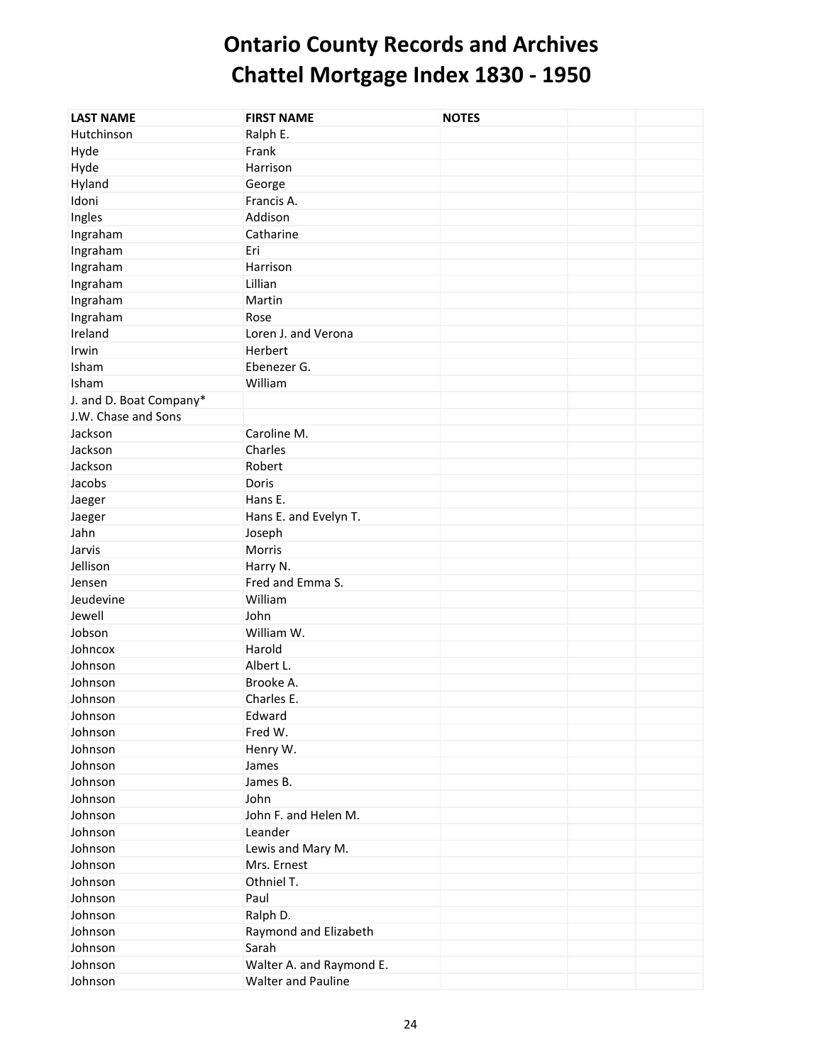# Ontario County Records and Archives
# Chattel Mortgage Index 1830 - 1950

| LAST NAME | FIRST NAME | NOTES | | |
|---|---|---|---|---|
| Hutchinson | Ralph E. | | | |
| Hyde | Frank | | | |
| Hyde | Harrison | | | |
| Hyland | George | | | |
| Idoni | Francis A. | | | |
| Ingles | Addison | | | |
| Ingraham | Catharine | | | |
| Ingraham | Eri | | | |
| Ingraham | Harrison | | | |
| Ingraham | Lillian | | | |
| Ingraham | Martin | | | |
| Ingraham | Rose | | | |
| Ireland | Loren J. and Verona | | | |
| Irwin | Herbert | | | |
| Isham | Ebenezer G. | | | |
| Isham | William | | | |
| J. and D. Boat Company* | | | | |
| J.W. Chase and Sons | | | | |
| Jackson | Caroline M. | | | |
| Jackson | Charles | | | |
| Jackson | Robert | | | |
| Jacobs | Doris | | | |
| Jaeger | Hans E. | | | |
| Jaeger | Hans E. and Evelyn T. | | | |
| Jahn | Joseph | | | |
| Jarvis | Morris | | | |
| Jellison | Harry N. | | | |
| Jensen | Fred and Emma S. | | | |
| Jeudevine | William | | | |
| Jewell | John | | | |
| Jobson | William W. | | | |
| Johncox | Harold | | | |
| Johnson | Albert L. | | | |
| Johnson | Brooke A. | | | |
| Johnson | Charles E. | | | |
| Johnson | Edward | | | |
| Johnson | Fred W. | | | |
| Johnson | Henry W. | | | |
| Johnson | James | | | |
| Johnson | James B. | | | |
| Johnson | John | | | |
| Johnson | John F. and Helen M. | | | |
| Johnson | Leander | | | |
| Johnson | Lewis and Mary M. | | | |
| Johnson | Mrs. Ernest | | | |
| Johnson | Othniel T. | | | |
| Johnson | Paul | | | |
| Johnson | Ralph D. | | | |
| Johnson | Raymond and Elizabeth | | | |
| Johnson | Sarah | | | |
| Johnson | Walter A. and Raymond E. | | | |
| Johnson | Walter and Pauline | | | |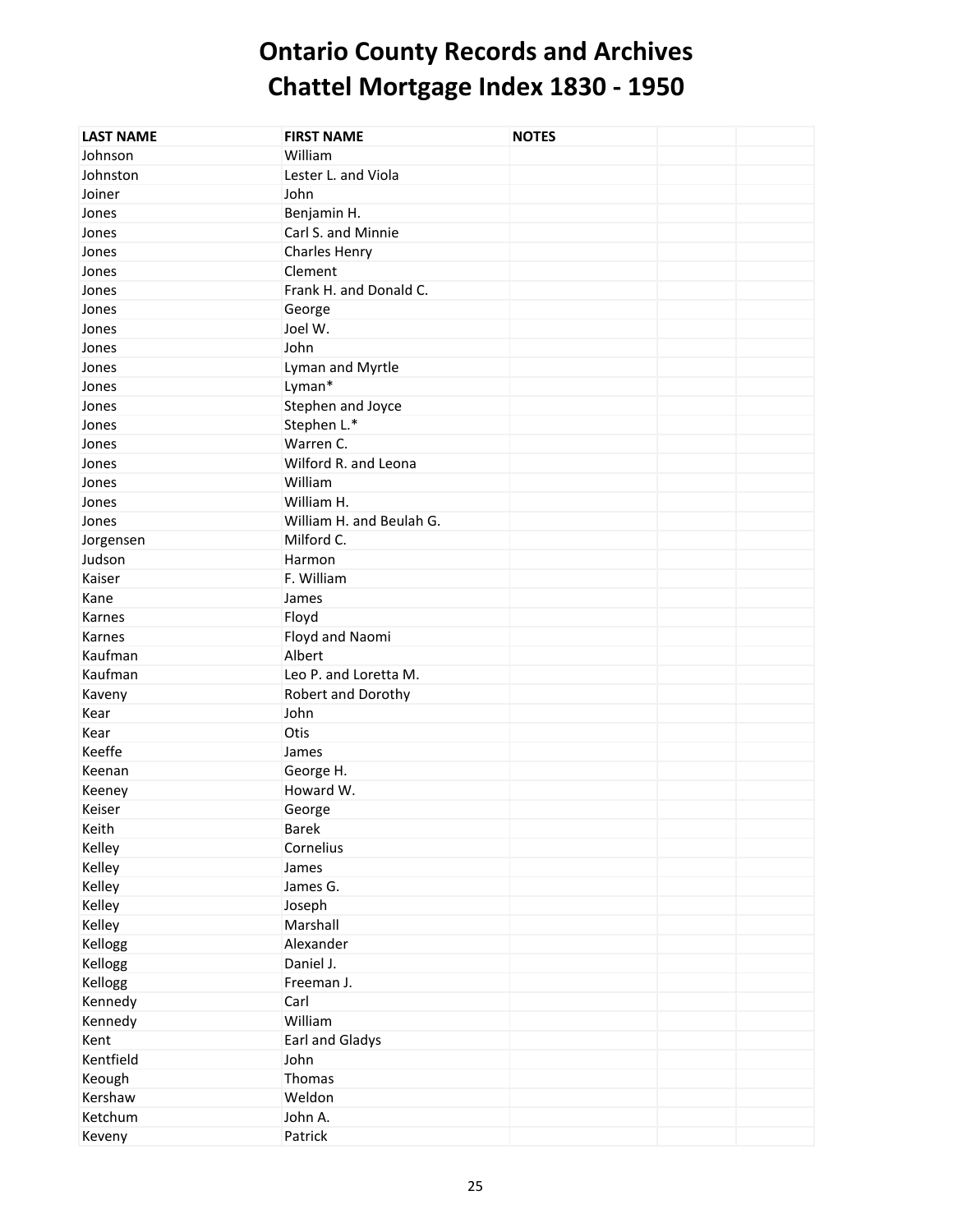# Ontario County Records and Archives
# Chattel Mortgage Index 1830 - 1950

| LAST NAME | FIRST NAME | NOTES | | |
|---|---|---|---|---|
| Johnson | William | | | |
| Johnston | Lester L. and Viola | | | |
| Joiner | John | | | |
| Jones | Benjamin H. | | | |
| Jones | Carl S. and Minnie | | | |
| Jones | Charles Henry | | | |
| Jones | Clement | | | |
| Jones | Frank H. and Donald C. | | | |
| Jones | George | | | |
| Jones | Joel W. | | | |
| Jones | John | | | |
| Jones | Lyman and Myrtle | | | |
| Jones | Lyman* | | | |
| Jones | Stephen and Joyce | | | |
| Jones | Stephen L.* | | | |
| Jones | Warren C. | | | |
| Jones | Wilford R. and Leona | | | |
| Jones | William | | | |
| Jones | William H. | | | |
| Jones | William H. and Beulah G. | | | |
| Jorgensen | Milford C. | | | |
| Judson | Harmon | | | |
| Kaiser | F. William | | | |
| Kane | James | | | |
| Karnes | Floyd | | | |
| Karnes | Floyd and Naomi | | | |
| Kaufman | Albert | | | |
| Kaufman | Leo P. and Loretta M. | | | |
| Kaveny | Robert and Dorothy | | | |
| Kear | John | | | |
| Kear | Otis | | | |
| Keeffe | James | | | |
| Keenan | George H. | | | |
| Keeney | Howard W. | | | |
| Keiser | George | | | |
| Keith | Barek | | | |
| Kelley | Cornelius | | | |
| Kelley | James | | | |
| Kelley | James G. | | | |
| Kelley | Joseph | | | |
| Kelley | Marshall | | | |
| Kellogg | Alexander | | | |
| Kellogg | Daniel J. | | | |
| Kellogg | Freeman J. | | | |
| Kennedy | Carl | | | |
| Kennedy | William | | | |
| Kent | Earl and Gladys | | | |
| Kentfield | John | | | |
| Keough | Thomas | | | |
| Kershaw | Weldon | | | |
| Ketchum | John A. | | | |
| Keveny | Patrick | | | |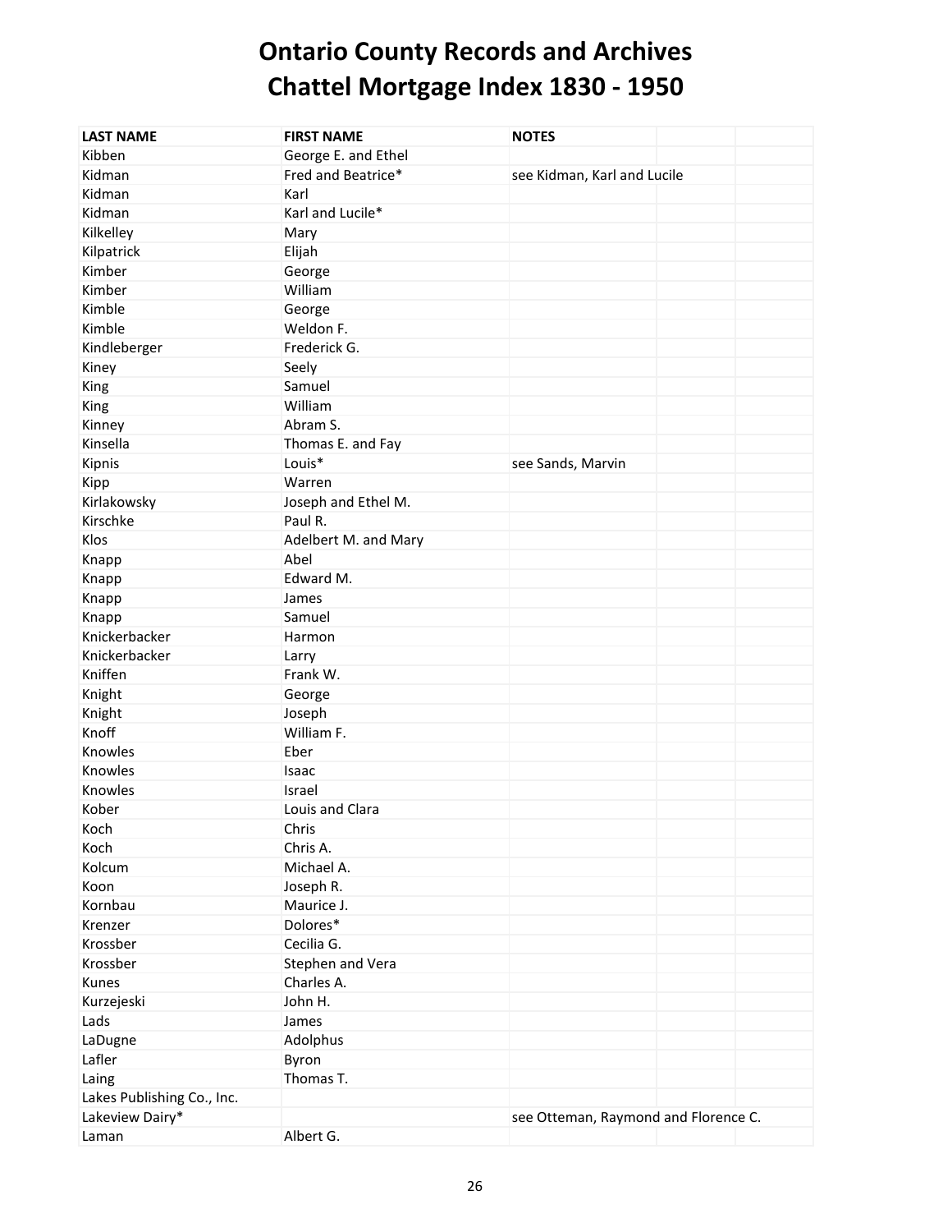# Ontario County Records and Archives
# Chattel Mortgage Index 1830 - 1950

| LAST NAME | FIRST NAME | NOTES |
|---|---|---|
| Kibben | George E. and Ethel | |
| Kidman | Fred and Beatrice* | see Kidman, Karl and Lucile |
| Kidman | Karl | |
| Kidman | Karl and Lucile* | |
| Kilkelley | Mary | |
| Kilpatrick | Elijah | |
| Kimber | George | |
| Kimber | William | |
| Kimble | George | |
| Kimble | Weldon F. | |
| Kindleberger | Frederick G. | |
| Kiney | Seely | |
| King | Samuel | |
| King | William | |
| Kinney | Abram S. | |
| Kinsella | Thomas E. and Fay | |
| Kipnis | Louis* | see Sands, Marvin |
| Kipp | Warren | |
| Kirlakowsky | Joseph and Ethel M. | |
| Kirschke | Paul R. | |
| Klos | Adelbert M. and Mary | |
| Knapp | Abel | |
| Knapp | Edward M. | |
| Knapp | James | |
| Knapp | Samuel | |
| Knickerbacker | Harmon | |
| Knickerbacker | Larry | |
| Kniffen | Frank W. | |
| Knight | George | |
| Knight | Joseph | |
| Knoff | William F. | |
| Knowles | Eber | |
| Knowles | Isaac | |
| Knowles | Israel | |
| Kober | Louis and Clara | |
| Koch | Chris | |
| Koch | Chris A. | |
| Kolcum | Michael A. | |
| Koon | Joseph R. | |
| Kornbau | Maurice J. | |
| Krenzer | Dolores* | |
| Krossber | Cecilia G. | |
| Krossber | Stephen and Vera | |
| Kunes | Charles A. | |
| Kurzejeski | John H. | |
| Lads | James | |
| LaDugne | Adolphus | |
| Lafler | Byron | |
| Laing | Thomas T. | |
| Lakes Publishing Co., Inc. | | |
| Lakeview Dairy* | | see Otteman, Raymond and Florence C. |
| Laman | Albert G. | |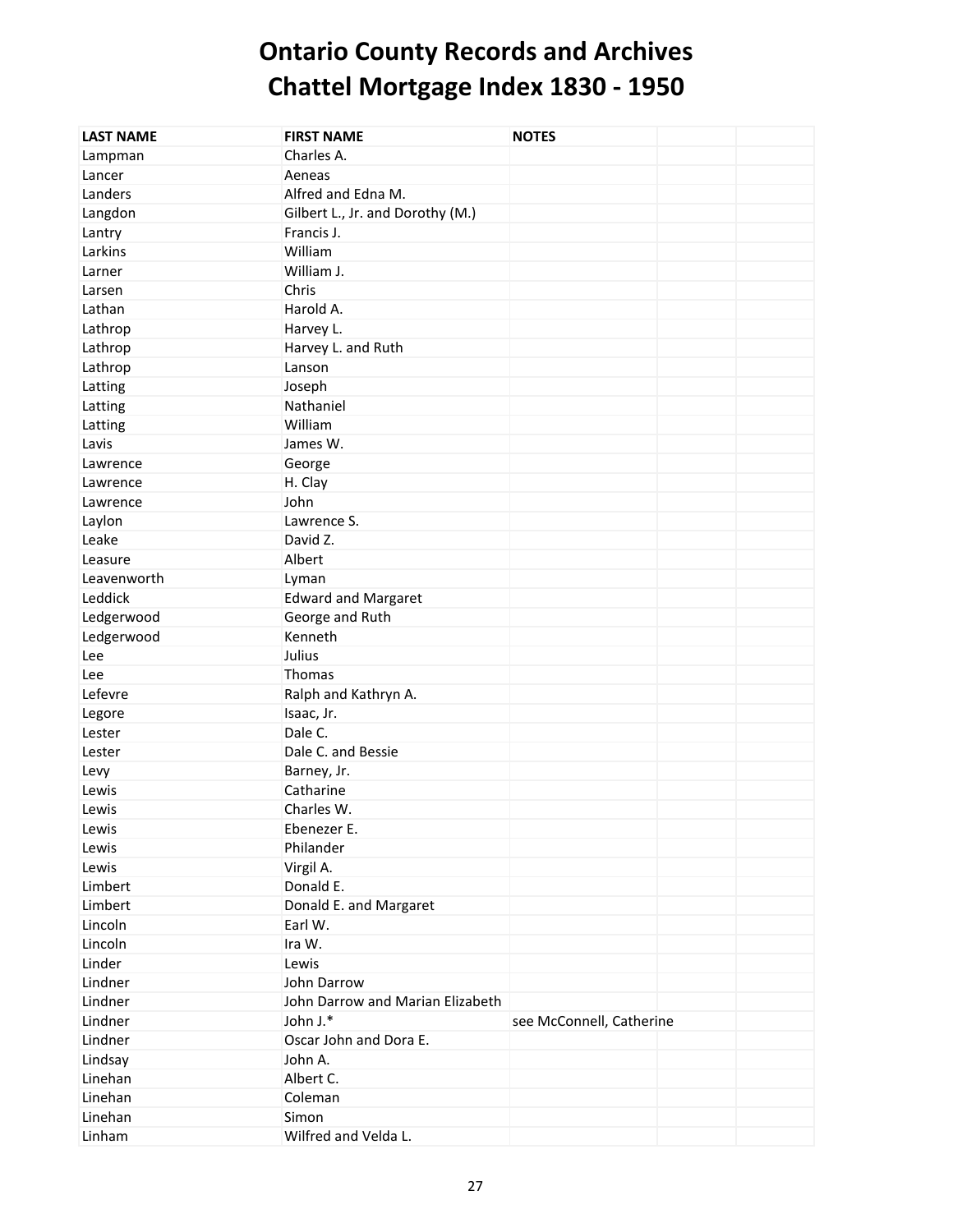# Ontario County Records and Archives
# Chattel Mortgage Index 1830 - 1950

| LAST NAME | FIRST NAME | NOTES | | |
|---|---|---|---|---|
| Lampman | Charles A. | | | |
| Lancer | Aeneas | | | |
| Landers | Alfred and Edna M. | | | |
| Langdon | Gilbert L., Jr. and Dorothy (M.) | | | |
| Lantry | Francis J. | | | |
| Larkins | William | | | |
| Larner | William J. | | | |
| Larsen | Chris | | | |
| Lathan | Harold A. | | | |
| Lathrop | Harvey L. | | | |
| Lathrop | Harvey L. and Ruth | | | |
| Lathrop | Lanson | | | |
| Latting | Joseph | | | |
| Latting | Nathaniel | | | |
| Latting | William | | | |
| Lavis | James W. | | | |
| Lawrence | George | | | |
| Lawrence | H. Clay | | | |
| Lawrence | John | | | |
| Laylon | Lawrence S. | | | |
| Leake | David Z. | | | |
| Leasure | Albert | | | |
| Leavenworth | Lyman | | | |
| Leddick | Edward and Margaret | | | |
| Ledgerwood | George and Ruth | | | |
| Ledgerwood | Kenneth | | | |
| Lee | Julius | | | |
| Lee | Thomas | | | |
| Lefevre | Ralph and Kathryn A. | | | |
| Legore | Isaac, Jr. | | | |
| Lester | Dale C. | | | |
| Lester | Dale C. and Bessie | | | |
| Levy | Barney, Jr. | | | |
| Lewis | Catharine | | | |
| Lewis | Charles W. | | | |
| Lewis | Ebenezer E. | | | |
| Lewis | Philander | | | |
| Lewis | Virgil A. | | | |
| Limbert | Donald E. | | | |
| Limbert | Donald E. and Margaret | | | |
| Lincoln | Earl W. | | | |
| Lincoln | Ira W. | | | |
| Linder | Lewis | | | |
| Lindner | John Darrow | | | |
| Lindner | John Darrow and Marian Elizabeth | | | |
| Lindner | John J.* | see McConnell, Catherine | | |
| Lindner | Oscar John and Dora E. | | | |
| Lindsay | John A. | | | |
| Linehan | Albert C. | | | |
| Linehan | Coleman | | | |
| Linehan | Simon | | | |
| Linham | Wilfred and Velda L. | | | |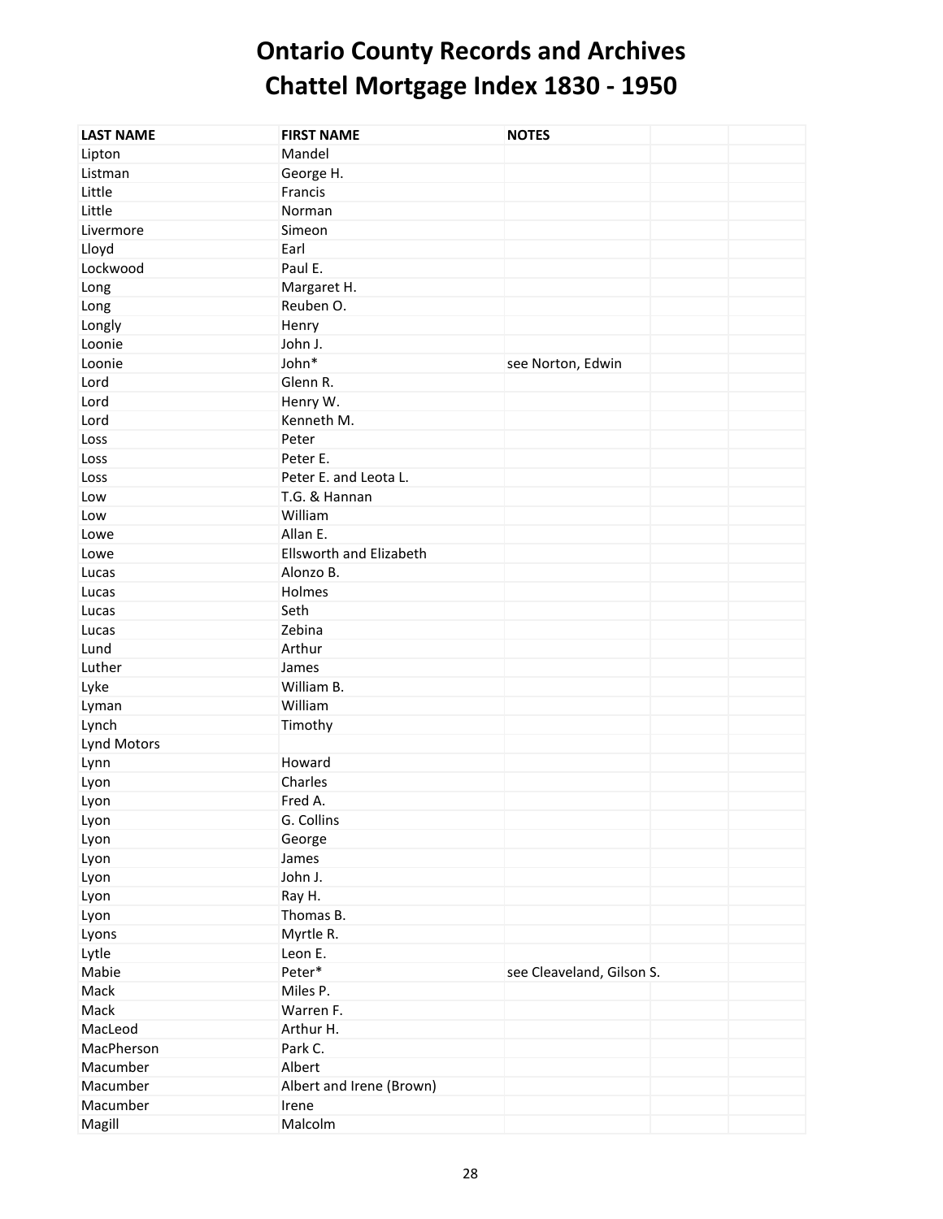# Ontario County Records and Archives
# Chattel Mortgage Index 1830 - 1950

| LAST NAME | FIRST NAME | NOTES | | |
|---|---|---|---|---|
| Lipton | Mandel | | | |
| Listman | George H. | | | |
| Little | Francis | | | |
| Little | Norman | | | |
| Livermore | Simeon | | | |
| Lloyd | Earl | | | |
| Lockwood | Paul E. | | | |
| Long | Margaret H. | | | |
| Long | Reuben O. | | | |
| Longly | Henry | | | |
| Loonie | John J. | | | |
| Loonie | John* | see Norton, Edwin | | |
| Lord | Glenn R. | | | |
| Lord | Henry W. | | | |
| Lord | Kenneth M. | | | |
| Loss | Peter | | | |
| Loss | Peter E. | | | |
| Loss | Peter E. and Leota L. | | | |
| Low | T.G. & Hannan | | | |
| Low | William | | | |
| Lowe | Allan E. | | | |
| Lowe | Ellsworth and Elizabeth | | | |
| Lucas | Alonzo B. | | | |
| Lucas | Holmes | | | |
| Lucas | Seth | | | |
| Lucas | Zebina | | | |
| Lund | Arthur | | | |
| Luther | James | | | |
| Lyke | William B. | | | |
| Lyman | William | | | |
| Lynch | Timothy | | | |
| Lynd Motors | | | | |
| Lynn | Howard | | | |
| Lyon | Charles | | | |
| Lyon | Fred A. | | | |
| Lyon | G. Collins | | | |
| Lyon | George | | | |
| Lyon | James | | | |
| Lyon | John J. | | | |
| Lyon | Ray H. | | | |
| Lyon | Thomas B. | | | |
| Lyons | Myrtle R. | | | |
| Lytle | Leon E. | | | |
| Mabie | Peter* | see Cleaveland, Gilson S. | | |
| Mack | Miles P. | | | |
| Mack | Warren F. | | | |
| MacLeod | Arthur H. | | | |
| MacPherson | Park C. | | | |
| Macumber | Albert | | | |
| Macumber | Albert and Irene (Brown) | | | |
| Macumber | Irene | | | |
| Magill | Malcolm | | | |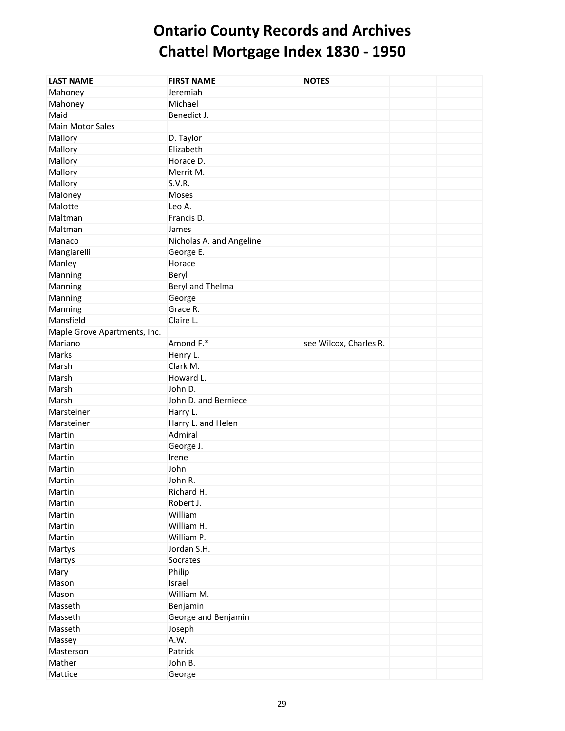# Ontario County Records and Archives
# Chattel Mortgage Index 1830 - 1950

| LAST NAME | FIRST NAME | NOTES | | |
|---|---|---|---|---|
| Mahoney | Jeremiah | | | |
| Mahoney | Michael | | | |
| Maid | Benedict J. | | | |
| Main Motor Sales | | | | |
| Mallory | D. Taylor | | | |
| Mallory | Elizabeth | | | |
| Mallory | Horace D. | | | |
| Mallory | Merrit M. | | | |
| Mallory | S.V.R. | | | |
| Maloney | Moses | | | |
| Malotte | Leo A. | | | |
| Maltman | Francis D. | | | |
| Maltman | James | | | |
| Manaco | Nicholas A. and Angeline | | | |
| Mangiarelli | George E. | | | |
| Manley | Horace | | | |
| Manning | Beryl | | | |
| Manning | Beryl and Thelma | | | |
| Manning | George | | | |
| Manning | Grace R. | | | |
| Mansfield | Claire L. | | | |
| Maple Grove Apartments, Inc. | | | | |
| Mariano | Amond F.* | see Wilcox, Charles R. | | |
| Marks | Henry L. | | | |
| Marsh | Clark M. | | | |
| Marsh | Howard L. | | | |
| Marsh | John D. | | | |
| Marsh | John D. and Berniece | | | |
| Marsteiner | Harry L. | | | |
| Marsteiner | Harry L. and Helen | | | |
| Martin | Admiral | | | |
| Martin | George J. | | | |
| Martin | Irene | | | |
| Martin | John | | | |
| Martin | John R. | | | |
| Martin | Richard H. | | | |
| Martin | Robert J. | | | |
| Martin | William | | | |
| Martin | William H. | | | |
| Martin | William P. | | | |
| Martys | Jordan S.H. | | | |
| Martys | Socrates | | | |
| Mary | Philip | | | |
| Mason | Israel | | | |
| Mason | William M. | | | |
| Masseth | Benjamin | | | |
| Masseth | George and Benjamin | | | |
| Masseth | Joseph | | | |
| Massey | A.W. | | | |
| Masterson | Patrick | | | |
| Mather | John B. | | | |
| Mattice | George | | | |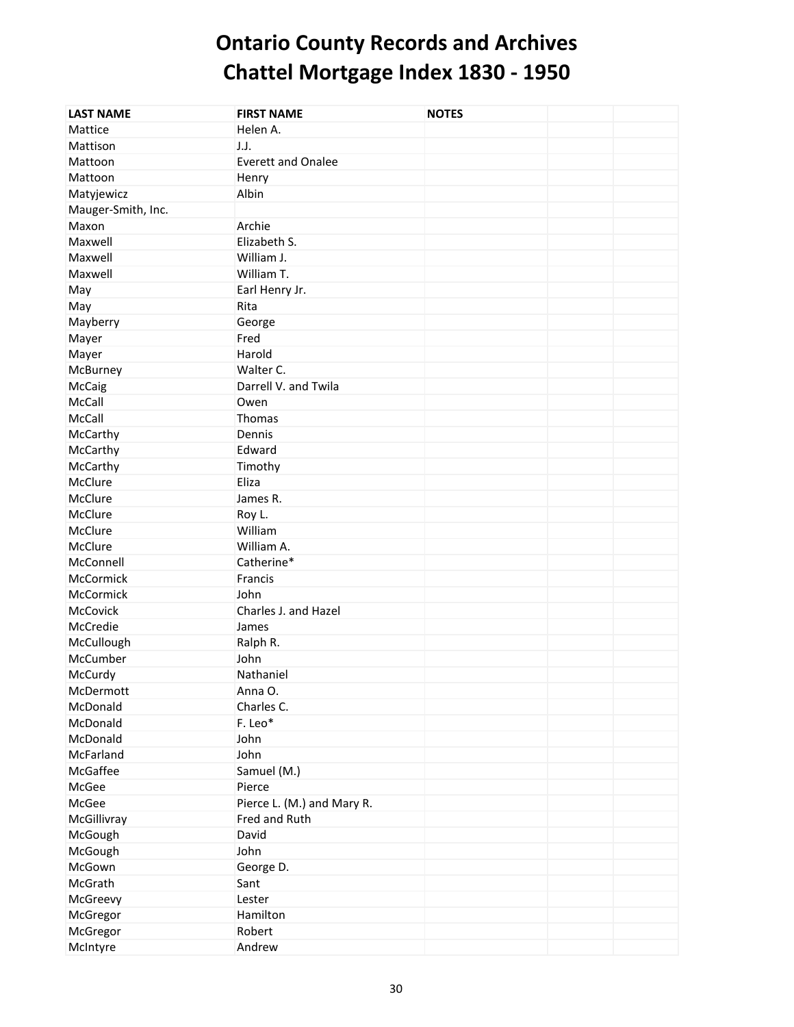# Ontario County Records and Archives
# Chattel Mortgage Index 1830 - 1950

| LAST NAME | FIRST NAME | NOTES | | |
|---|---|---|---|---|
| Mattice | Helen A. | | | |
| Mattison | J.J. | | | |
| Mattoon | Everett and Onalee | | | |
| Mattoon | Henry | | | |
| Matyjewicz | Albin | | | |
| Mauger-Smith, Inc. | | | | |
| Maxon | Archie | | | |
| Maxwell | Elizabeth S. | | | |
| Maxwell | William J. | | | |
| Maxwell | William T. | | | |
| May | Earl Henry Jr. | | | |
| May | Rita | | | |
| Mayberry | George | | | |
| Mayer | Fred | | | |
| Mayer | Harold | | | |
| McBurney | Walter C. | | | |
| McCaig | Darrell V. and Twila | | | |
| McCall | Owen | | | |
| McCall | Thomas | | | |
| McCarthy | Dennis | | | |
| McCarthy | Edward | | | |
| McCarthy | Timothy | | | |
| McClure | Eliza | | | |
| McClure | James R. | | | |
| McClure | Roy L. | | | |
| McClure | William | | | |
| McClure | William A. | | | |
| McConnell | Catherine* | | | |
| McCormick | Francis | | | |
| McCormick | John | | | |
| McCovick | Charles J. and Hazel | | | |
| McCredie | James | | | |
| McCullough | Ralph R. | | | |
| McCumber | John | | | |
| McCurdy | Nathaniel | | | |
| McDermott | Anna O. | | | |
| McDonald | Charles C. | | | |
| McDonald | F. Leo* | | | |
| McDonald | John | | | |
| McFarland | John | | | |
| McGaffee | Samuel (M.) | | | |
| McGee | Pierce | | | |
| McGee | Pierce L. (M.) and Mary R. | | | |
| McGillivray | Fred and Ruth | | | |
| McGough | David | | | |
| McGough | John | | | |
| McGown | George D. | | | |
| McGrath | Sant | | | |
| McGreevy | Lester | | | |
| McGregor | Hamilton | | | |
| McGregor | Robert | | | |
| McIntyre | Andrew | | | |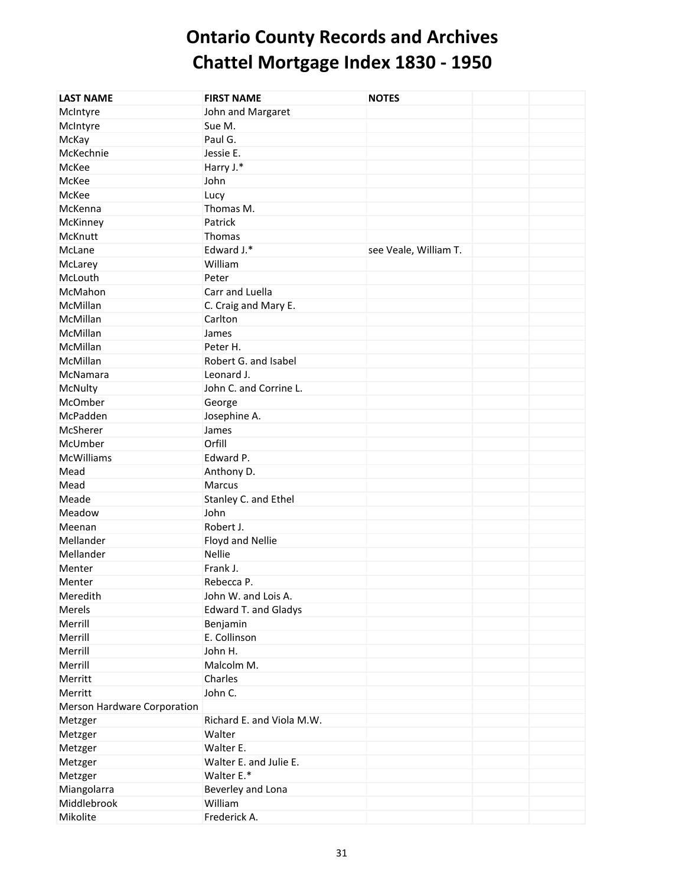# Ontario County Records and Archives
# Chattel Mortgage Index 1830 - 1950

| LAST NAME | FIRST NAME | NOTES | | |
|---|---|---|---|---|
| McIntyre | John and Margaret | | | |
| McIntyre | Sue M. | | | |
| McKay | Paul G. | | | |
| McKechnie | Jessie E. | | | |
| McKee | Harry J.* | | | |
| McKee | John | | | |
| McKee | Lucy | | | |
| McKenna | Thomas M. | | | |
| McKinney | Patrick | | | |
| McKnutt | Thomas | | | |
| McLane | Edward J.* | see Veale, William T. | | |
| McLarey | William | | | |
| McLouth | Peter | | | |
| McMahon | Carr and Luella | | | |
| McMillan | C. Craig and Mary E. | | | |
| McMillan | Carlton | | | |
| McMillan | James | | | |
| McMillan | Peter H. | | | |
| McMillan | Robert G. and Isabel | | | |
| McNamara | Leonard J. | | | |
| McNulty | John C. and Corrine L. | | | |
| McOmber | George | | | |
| McPadden | Josephine A. | | | |
| McSherer | James | | | |
| McUmber | Orfill | | | |
| McWilliams | Edward P. | | | |
| Mead | Anthony D. | | | |
| Mead | Marcus | | | |
| Meade | Stanley C. and Ethel | | | |
| Meadow | John | | | |
| Meenan | Robert J. | | | |
| Mellander | Floyd and Nellie | | | |
| Mellander | Nellie | | | |
| Menter | Frank J. | | | |
| Menter | Rebecca P. | | | |
| Meredith | John W. and Lois A. | | | |
| Merels | Edward T. and Gladys | | | |
| Merrill | Benjamin | | | |
| Merrill | E. Collinson | | | |
| Merrill | John H. | | | |
| Merrill | Malcolm M. | | | |
| Merritt | Charles | | | |
| Merritt | John C. | | | |
| Merson Hardware Corporation | | | | |
| Metzger | Richard E. and Viola M.W. | | | |
| Metzger | Walter | | | |
| Metzger | Walter E. | | | |
| Metzger | Walter E. and Julie E. | | | |
| Metzger | Walter E.* | | | |
| Miangolarra | Beverley and Lona | | | |
| Middlebrook | William | | | |
| Mikolite | Frederick A. | | | |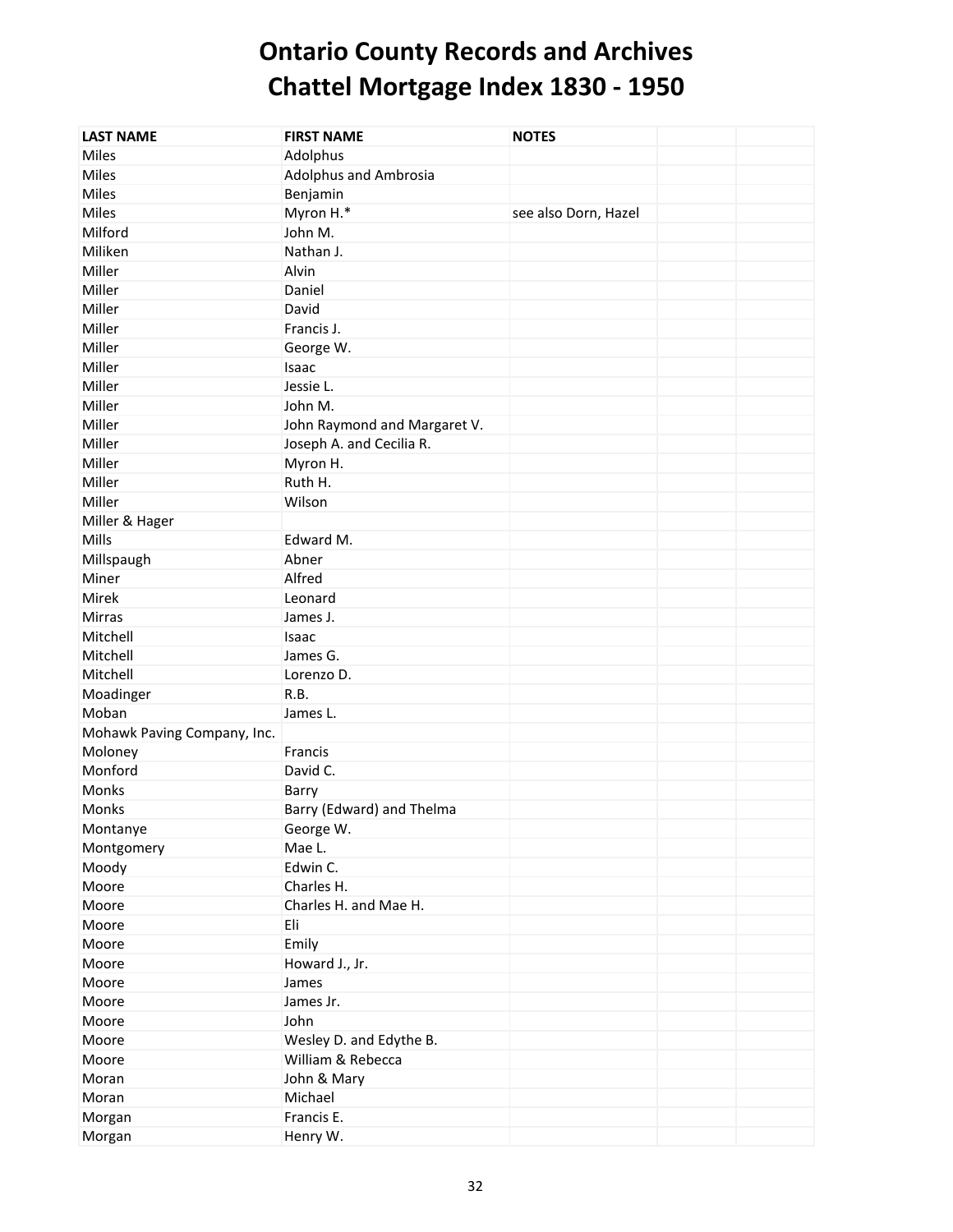# Ontario County Records and Archives
# Chattel Mortgage Index 1830 - 1950

| LAST NAME | FIRST NAME | NOTES | | |
|---|---|---|---|---|
| Miles | Adolphus | | | |
| Miles | Adolphus and Ambrosia | | | |
| Miles | Benjamin | | | |
| Miles | Myron H.* | see also Dorn, Hazel | | |
| Milford | John M. | | | |
| Miliken | Nathan J. | | | |
| Miller | Alvin | | | |
| Miller | Daniel | | | |
| Miller | David | | | |
| Miller | Francis J. | | | |
| Miller | George W. | | | |
| Miller | Isaac | | | |
| Miller | Jessie L. | | | |
| Miller | John M. | | | |
| Miller | John Raymond and Margaret V. | | | |
| Miller | Joseph A. and Cecilia R. | | | |
| Miller | Myron H. | | | |
| Miller | Ruth H. | | | |
| Miller | Wilson | | | |
| Miller & Hager | | | | |
| Mills | Edward M. | | | |
| Millspaugh | Abner | | | |
| Miner | Alfred | | | |
| Mirek | Leonard | | | |
| Mirras | James J. | | | |
| Mitchell | Isaac | | | |
| Mitchell | James G. | | | |
| Mitchell | Lorenzo D. | | | |
| Moadinger | R.B. | | | |
| Moban | James L. | | | |
| Mohawk Paving Company, Inc. | | | | |
| Moloney | Francis | | | |
| Monford | David C. | | | |
| Monks | Barry | | | |
| Monks | Barry (Edward) and Thelma | | | |
| Montanye | George W. | | | |
| Montgomery | Mae L. | | | |
| Moody | Edwin C. | | | |
| Moore | Charles H. | | | |
| Moore | Charles H. and Mae H. | | | |
| Moore | Eli | | | |
| Moore | Emily | | | |
| Moore | Howard J., Jr. | | | |
| Moore | James | | | |
| Moore | James Jr. | | | |
| Moore | John | | | |
| Moore | Wesley D. and Edythe B. | | | |
| Moore | William & Rebecca | | | |
| Moran | John & Mary | | | |
| Moran | Michael | | | |
| Morgan | Francis E. | | | |
| Morgan | Henry W. | | | |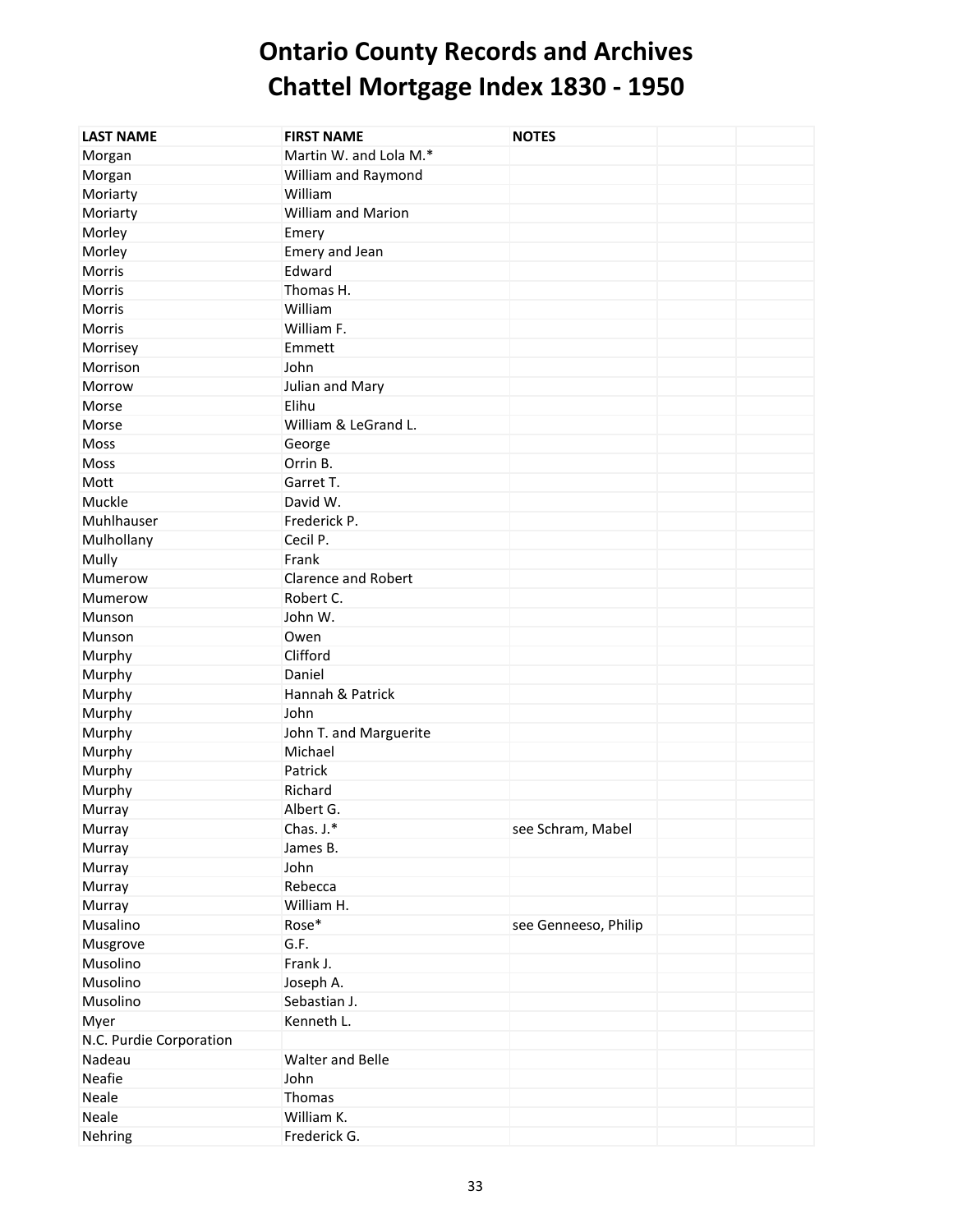# Ontario County Records and Archives
# Chattel Mortgage Index 1830 - 1950

| LAST NAME | FIRST NAME | NOTES | | |
|---|---|---|---|---|
| Morgan | Martin W. and Lola M.* | | | |
| Morgan | William and Raymond | | | |
| Moriarty | William | | | |
| Moriarty | William and Marion | | | |
| Morley | Emery | | | |
| Morley | Emery and Jean | | | |
| Morris | Edward | | | |
| Morris | Thomas H. | | | |
| Morris | William | | | |
| Morris | William F. | | | |
| Morrisey | Emmett | | | |
| Morrison | John | | | |
| Morrow | Julian and Mary | | | |
| Morse | Elihu | | | |
| Morse | William & LeGrand L. | | | |
| Moss | George | | | |
| Moss | Orrin B. | | | |
| Mott | Garret T. | | | |
| Muckle | David W. | | | |
| Muhlhauser | Frederick P. | | | |
| Mulhollany | Cecil P. | | | |
| Mully | Frank | | | |
| Mumerow | Clarence and Robert | | | |
| Mumerow | Robert C. | | | |
| Munson | John W. | | | |
| Munson | Owen | | | |
| Murphy | Clifford | | | |
| Murphy | Daniel | | | |
| Murphy | Hannah & Patrick | | | |
| Murphy | John | | | |
| Murphy | John T. and Marguerite | | | |
| Murphy | Michael | | | |
| Murphy | Patrick | | | |
| Murphy | Richard | | | |
| Murray | Albert G. | | | |
| Murray | Chas. J.* | see Schram, Mabel | | |
| Murray | James B. | | | |
| Murray | John | | | |
| Murray | Rebecca | | | |
| Murray | William H. | | | |
| Musalino | Rose* | see Genneeso, Philip | | |
| Musgrove | G.F. | | | |
| Musolino | Frank J. | | | |
| Musolino | Joseph A. | | | |
| Musolino | Sebastian J. | | | |
| Myer | Kenneth L. | | | |
| N.C. Purdie Corporation | | | | |
| Nadeau | Walter and Belle | | | |
| Neafie | John | | | |
| Neale | Thomas | | | |
| Neale | William K. | | | |
| Nehring | Frederick G. | | | |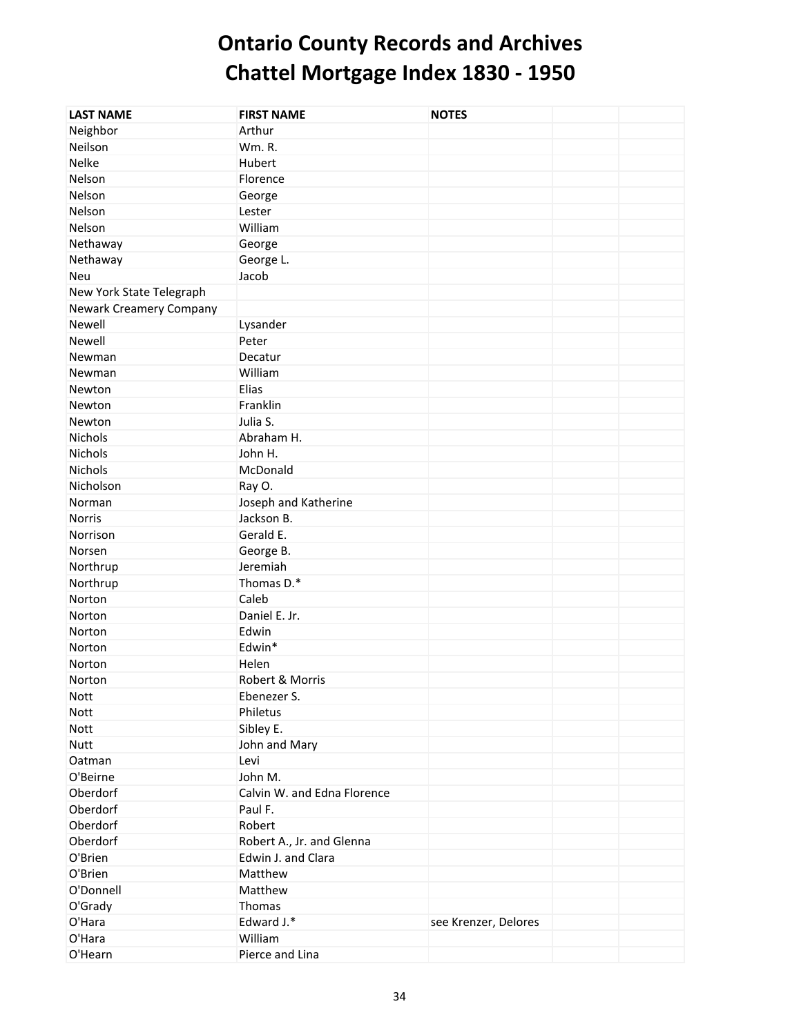# Ontario County Records and Archives
# Chattel Mortgage Index 1830 - 1950

| LAST NAME | FIRST NAME | NOTES | | |
|---|---|---|---|---|
| Neighbor | Arthur | | | |
| Neilson | Wm. R. | | | |
| Nelke | Hubert | | | |
| Nelson | Florence | | | |
| Nelson | George | | | |
| Nelson | Lester | | | |
| Nelson | William | | | |
| Nethaway | George | | | |
| Nethaway | George L. | | | |
| Neu | Jacob | | | |
| New York State Telegraph | | | | |
| Newark Creamery Company | | | | |
| Newell | Lysander | | | |
| Newell | Peter | | | |
| Newman | Decatur | | | |
| Newman | William | | | |
| Newton | Elias | | | |
| Newton | Franklin | | | |
| Newton | Julia S. | | | |
| Nichols | Abraham H. | | | |
| Nichols | John H. | | | |
| Nichols | McDonald | | | |
| Nicholson | Ray O. | | | |
| Norman | Joseph and Katherine | | | |
| Norris | Jackson B. | | | |
| Norrison | Gerald E. | | | |
| Norsen | George B. | | | |
| Northrup | Jeremiah | | | |
| Northrup | Thomas D.* | | | |
| Norton | Caleb | | | |
| Norton | Daniel E. Jr. | | | |
| Norton | Edwin | | | |
| Norton | Edwin* | | | |
| Norton | Helen | | | |
| Norton | Robert & Morris | | | |
| Nott | Ebenezer S. | | | |
| Nott | Philetus | | | |
| Nott | Sibley E. | | | |
| Nutt | John and Mary | | | |
| Oatman | Levi | | | |
| O'Beirne | John M. | | | |
| Oberdorf | Calvin W. and Edna Florence | | | |
| Oberdorf | Paul F. | | | |
| Oberdorf | Robert | | | |
| Oberdorf | Robert A., Jr. and Glenna | | | |
| O'Brien | Edwin J. and Clara | | | |
| O'Brien | Matthew | | | |
| O'Donnell | Matthew | | | |
| O'Grady | Thomas | | | |
| O'Hara | Edward J.* | see Krenzer, Delores | | |
| O'Hara | William | | | |
| O'Hearn | Pierce and Lina | | | |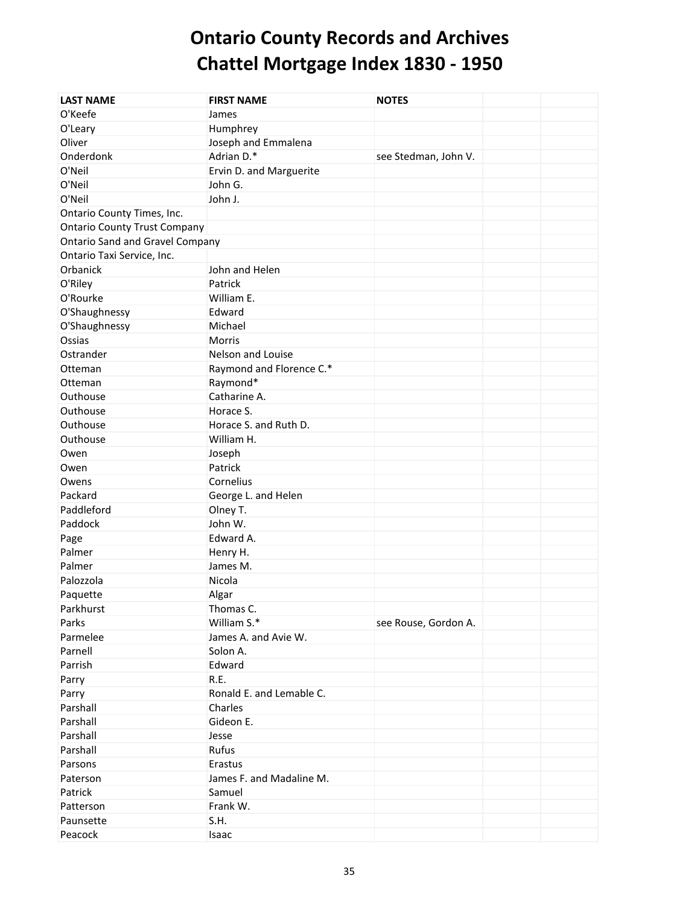# Ontario County Records and Archives
# Chattel Mortgage Index 1830 - 1950

| LAST NAME | FIRST NAME | NOTES | | |
|---|---|---|---|---|
| O'Keefe | James | | | |
| O'Leary | Humphrey | | | |
| Oliver | Joseph and Emmalena | | | |
| Onderdonk | Adrian D.* | see Stedman, John V. | | |
| O'Neil | Ervin D. and Marguerite | | | |
| O'Neil | John G. | | | |
| O'Neil | John J. | | | |
| Ontario County Times, Inc. | | | | |
| Ontario County Trust Company | | | | |
| Ontario Sand and Gravel Company | | | | |
| Ontario Taxi Service, Inc. | | | | |
| Orbanick | John and Helen | | | |
| O'Riley | Patrick | | | |
| O'Rourke | William E. | | | |
| O'Shaughnessy | Edward | | | |
| O'Shaughnessy | Michael | | | |
| Ossias | Morris | | | |
| Ostrander | Nelson and Louise | | | |
| Otteman | Raymond and Florence C.* | | | |
| Otteman | Raymond* | | | |
| Outhouse | Catharine A. | | | |
| Outhouse | Horace S. | | | |
| Outhouse | Horace S. and Ruth D. | | | |
| Outhouse | William H. | | | |
| Owen | Joseph | | | |
| Owen | Patrick | | | |
| Owens | Cornelius | | | |
| Packard | George L. and Helen | | | |
| Paddleford | Olney T. | | | |
| Paddock | John W. | | | |
| Page | Edward A. | | | |
| Palmer | Henry H. | | | |
| Palmer | James M. | | | |
| Palozzola | Nicola | | | |
| Paquette | Algar | | | |
| Parkhurst | Thomas C. | | | |
| Parks | William S.* | see Rouse, Gordon A. | | |
| Parmelee | James A. and Avie W. | | | |
| Parnell | Solon A. | | | |
| Parrish | Edward | | | |
| Parry | R.E. | | | |
| Parry | Ronald E. and Lemable C. | | | |
| Parshall | Charles | | | |
| Parshall | Gideon E. | | | |
| Parshall | Jesse | | | |
| Parshall | Rufus | | | |
| Parsons | Erastus | | | |
| Paterson | James F. and Madaline M. | | | |
| Patrick | Samuel | | | |
| Patterson | Frank W. | | | |
| Paunsette | S.H. | | | |
| Peacock | Isaac | | | |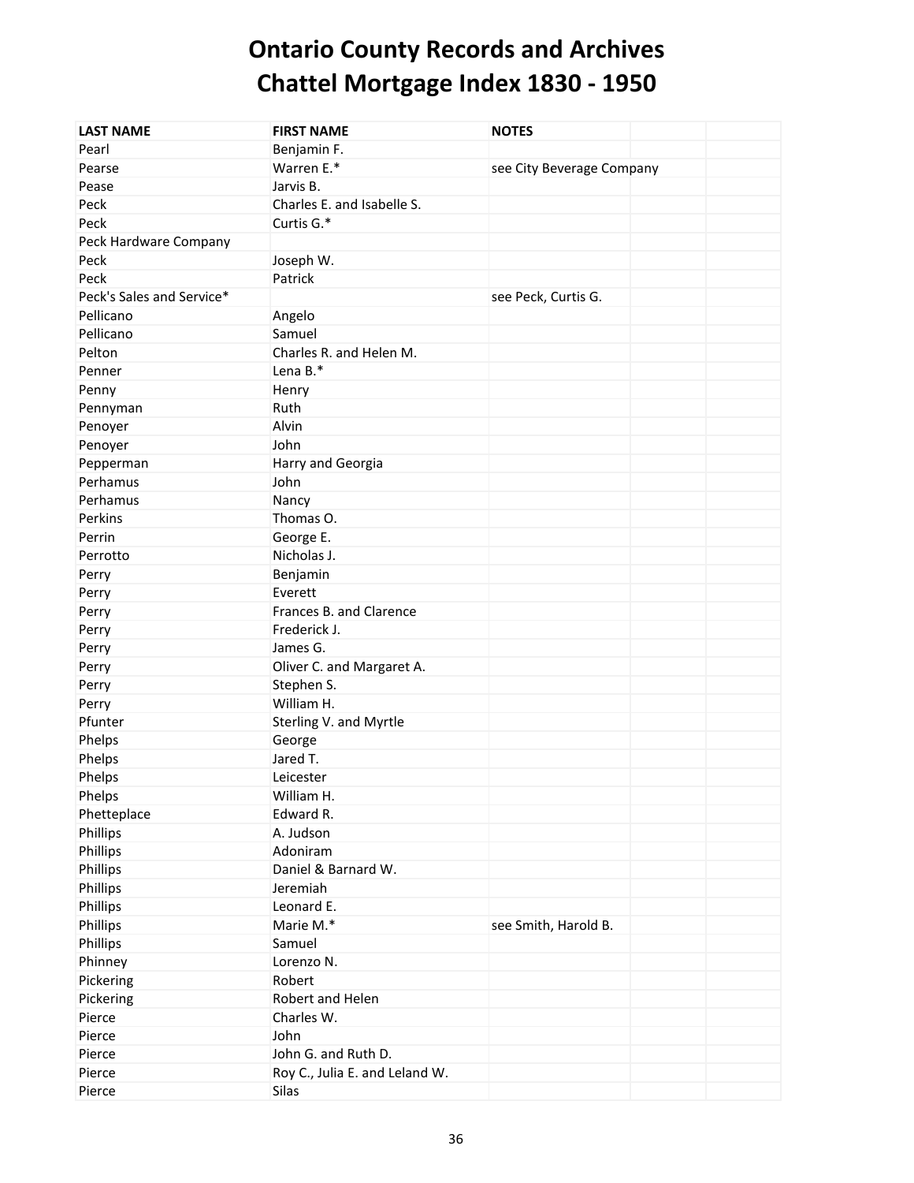# Ontario County Records and Archives
# Chattel Mortgage Index 1830 - 1950

| LAST NAME | FIRST NAME | NOTES | | |
|---|---|---|---|---|
| Pearl | Benjamin F. | | | |
| Pearse | Warren E.* | see City Beverage Company | | |
| Pease | Jarvis B. | | | |
| Peck | Charles E. and Isabelle S. | | | |
| Peck | Curtis G.* | | | |
| Peck Hardware Company | | | | |
| Peck | Joseph W. | | | |
| Peck | Patrick | | | |
| Peck's Sales and Service* | | see Peck, Curtis G. | | |
| Pellicano | Angelo | | | |
| Pellicano | Samuel | | | |
| Pelton | Charles R. and Helen M. | | | |
| Penner | Lena B.* | | | |
| Penny | Henry | | | |
| Pennyman | Ruth | | | |
| Penoyer | Alvin | | | |
| Penoyer | John | | | |
| Pepperman | Harry and Georgia | | | |
| Perhamus | John | | | |
| Perhamus | Nancy | | | |
| Perkins | Thomas O. | | | |
| Perrin | George E. | | | |
| Perrotto | Nicholas J. | | | |
| Perry | Benjamin | | | |
| Perry | Everett | | | |
| Perry | Frances B. and Clarence | | | |
| Perry | Frederick J. | | | |
| Perry | James G. | | | |
| Perry | Oliver C. and Margaret A. | | | |
| Perry | Stephen S. | | | |
| Perry | William H. | | | |
| Pfunter | Sterling V. and Myrtle | | | |
| Phelps | George | | | |
| Phelps | Jared T. | | | |
| Phelps | Leicester | | | |
| Phelps | William H. | | | |
| Phetteplace | Edward R. | | | |
| Phillips | A. Judson | | | |
| Phillips | Adoniram | | | |
| Phillips | Daniel & Barnard W. | | | |
| Phillips | Jeremiah | | | |
| Phillips | Leonard E. | | | |
| Phillips | Marie M.* | see Smith, Harold B. | | |
| Phillips | Samuel | | | |
| Phinney | Lorenzo N. | | | |
| Pickering | Robert | | | |
| Pickering | Robert and Helen | | | |
| Pierce | Charles W. | | | |
| Pierce | John | | | |
| Pierce | John G. and Ruth D. | | | |
| Pierce | Roy C., Julia E. and Leland W. | | | |
| Pierce | Silas | | | |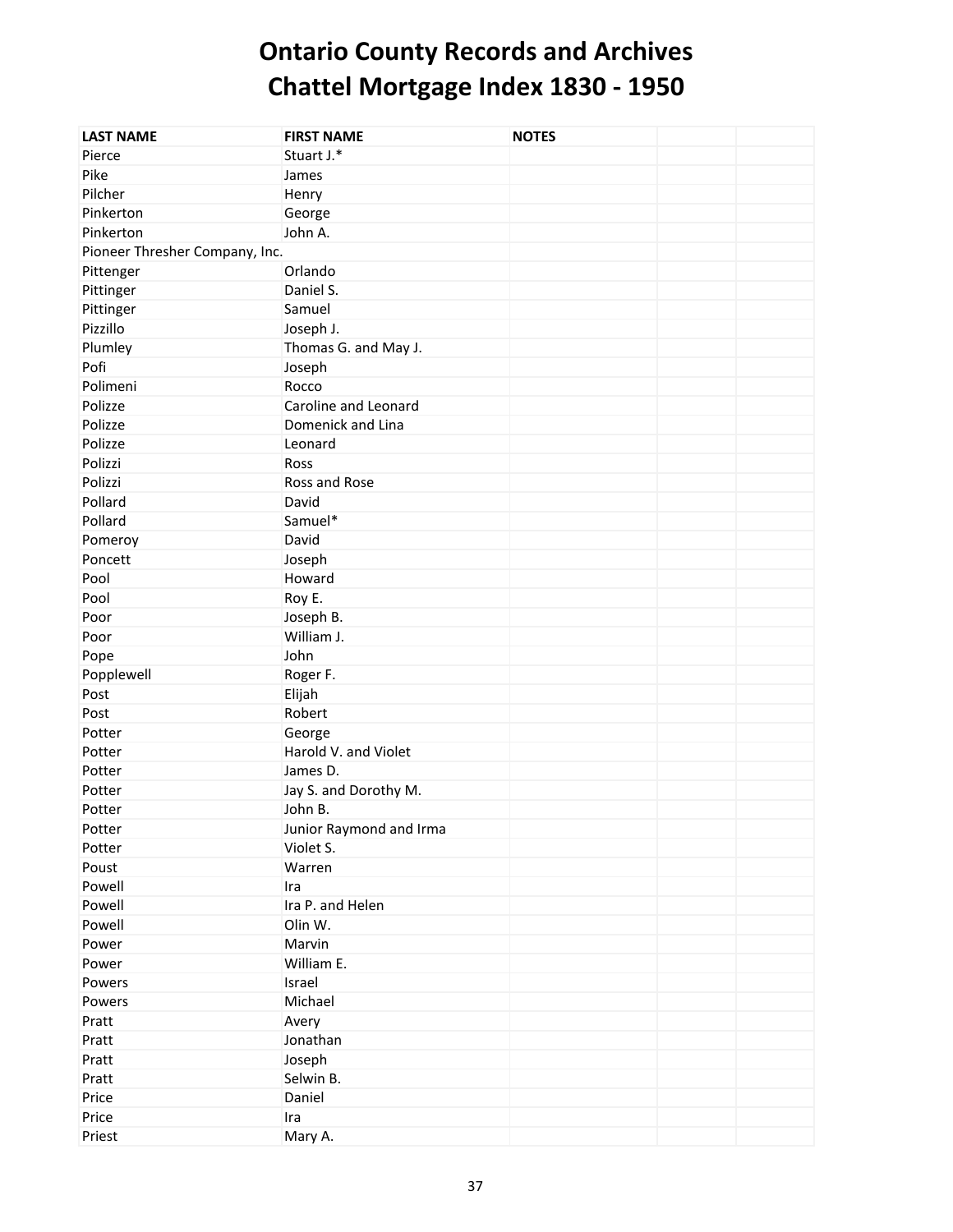# Ontario County Records and Archives
# Chattel Mortgage Index 1830 - 1950

| LAST NAME | FIRST NAME | NOTES | | |
|---|---|---|---|---|
| Pierce | Stuart J.* | | | |
| Pike | James | | | |
| Pilcher | Henry | | | |
| Pinkerton | George | | | |
| Pinkerton | John A. | | | |
| Pioneer Thresher Company, Inc. | | | | |
| Pittenger | Orlando | | | |
| Pittinger | Daniel S. | | | |
| Pittinger | Samuel | | | |
| Pizzillo | Joseph J. | | | |
| Plumley | Thomas G. and May J. | | | |
| Pofi | Joseph | | | |
| Polimeni | Rocco | | | |
| Polizze | Caroline and Leonard | | | |
| Polizze | Domenick and Lina | | | |
| Polizze | Leonard | | | |
| Polizzi | Ross | | | |
| Polizzi | Ross and Rose | | | |
| Pollard | David | | | |
| Pollard | Samuel* | | | |
| Pomeroy | David | | | |
| Poncett | Joseph | | | |
| Pool | Howard | | | |
| Pool | Roy E. | | | |
| Poor | Joseph B. | | | |
| Poor | William J. | | | |
| Pope | John | | | |
| Popplewell | Roger F. | | | |
| Post | Elijah | | | |
| Post | Robert | | | |
| Potter | George | | | |
| Potter | Harold V. and Violet | | | |
| Potter | James D. | | | |
| Potter | Jay S. and Dorothy M. | | | |
| Potter | John B. | | | |
| Potter | Junior Raymond and Irma | | | |
| Potter | Violet S. | | | |
| Poust | Warren | | | |
| Powell | Ira | | | |
| Powell | Ira P. and Helen | | | |
| Powell | Olin W. | | | |
| Power | Marvin | | | |
| Power | William E. | | | |
| Powers | Israel | | | |
| Powers | Michael | | | |
| Pratt | Avery | | | |
| Pratt | Jonathan | | | |
| Pratt | Joseph | | | |
| Pratt | Selwin B. | | | |
| Price | Daniel | | | |
| Price | Ira | | | |
| Priest | Mary A. | | | |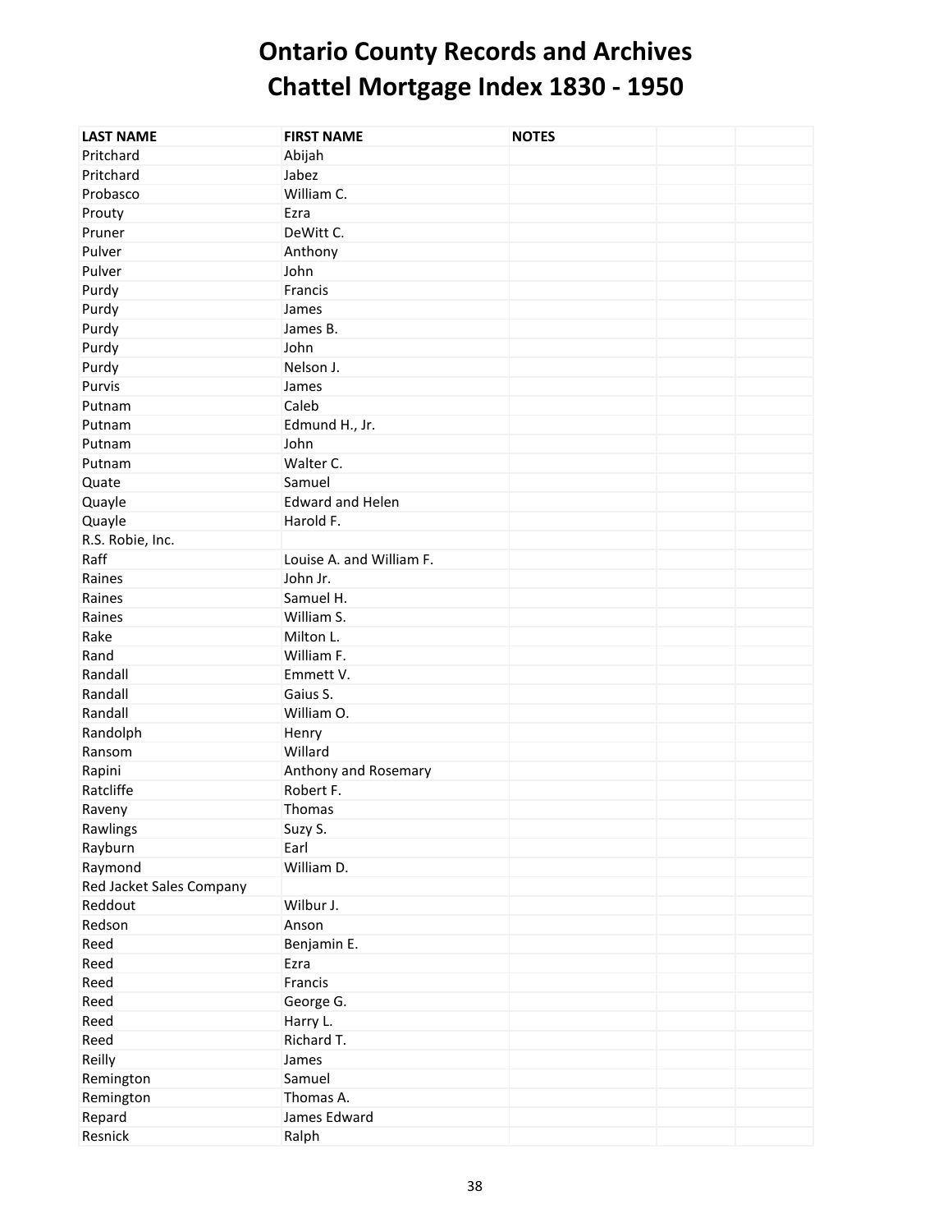# Ontario County Records and Archives
# Chattel Mortgage Index 1830 - 1950

| LAST NAME | FIRST NAME | NOTES | | |
|---|---|---|---|---|
| Pritchard | Abijah | | | |
| Pritchard | Jabez | | | |
| Probasco | William C. | | | |
| Prouty | Ezra | | | |
| Pruner | DeWitt C. | | | |
| Pulver | Anthony | | | |
| Pulver | John | | | |
| Purdy | Francis | | | |
| Purdy | James | | | |
| Purdy | James B. | | | |
| Purdy | John | | | |
| Purdy | Nelson J. | | | |
| Purvis | James | | | |
| Putnam | Caleb | | | |
| Putnam | Edmund H., Jr. | | | |
| Putnam | John | | | |
| Putnam | Walter C. | | | |
| Quate | Samuel | | | |
| Quayle | Edward and Helen | | | |
| Quayle | Harold F. | | | |
| R.S. Robie, Inc. | | | | |
| Raff | Louise A. and William F. | | | |
| Raines | John Jr. | | | |
| Raines | Samuel H. | | | |
| Raines | William S. | | | |
| Rake | Milton L. | | | |
| Rand | William F. | | | |
| Randall | Emmett V. | | | |
| Randall | Gaius S. | | | |
| Randall | William O. | | | |
| Randolph | Henry | | | |
| Ransom | Willard | | | |
| Rapini | Anthony and Rosemary | | | |
| Ratcliffe | Robert F. | | | |
| Raveny | Thomas | | | |
| Rawlings | Suzy S. | | | |
| Rayburn | Earl | | | |
| Raymond | William D. | | | |
| Red Jacket Sales Company | | | | |
| Reddout | Wilbur J. | | | |
| Redson | Anson | | | |
| Reed | Benjamin E. | | | |
| Reed | Ezra | | | |
| Reed | Francis | | | |
| Reed | George G. | | | |
| Reed | Harry L. | | | |
| Reed | Richard T. | | | |
| Reilly | James | | | |
| Remington | Samuel | | | |
| Remington | Thomas A. | | | |
| Repard | James Edward | | | |
| Resnick | Ralph | | | |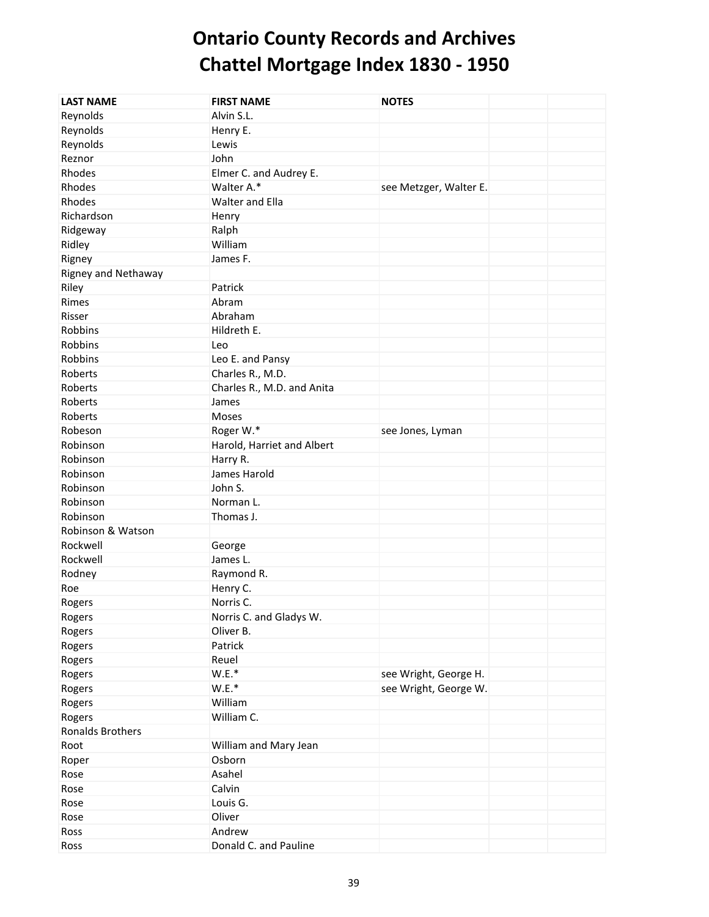# Ontario County Records and Archives
# Chattel Mortgage Index 1830 - 1950

| LAST NAME | FIRST NAME | NOTES | | |
|---|---|---|---|---|
| Reynolds | Alvin S.L. | | | |
| Reynolds | Henry E. | | | |
| Reynolds | Lewis | | | |
| Reznor | John | | | |
| Rhodes | Elmer C. and Audrey E. | | | |
| Rhodes | Walter A.* | see Metzger, Walter E. | | |
| Rhodes | Walter and Ella | | | |
| Richardson | Henry | | | |
| Ridgeway | Ralph | | | |
| Ridley | William | | | |
| Rigney | James F. | | | |
| Rigney and Nethaway | | | | |
| Riley | Patrick | | | |
| Rimes | Abram | | | |
| Risser | Abraham | | | |
| Robbins | Hildreth E. | | | |
| Robbins | Leo | | | |
| Robbins | Leo E. and Pansy | | | |
| Roberts | Charles R., M.D. | | | |
| Roberts | Charles R., M.D. and Anita | | | |
| Roberts | James | | | |
| Roberts | Moses | | | |
| Robeson | Roger W.* | see Jones, Lyman | | |
| Robinson | Harold, Harriet and Albert | | | |
| Robinson | Harry R. | | | |
| Robinson | James Harold | | | |
| Robinson | John S. | | | |
| Robinson | Norman L. | | | |
| Robinson | Thomas J. | | | |
| Robinson & Watson | | | | |
| Rockwell | George | | | |
| Rockwell | James L. | | | |
| Rodney | Raymond R. | | | |
| Roe | Henry C. | | | |
| Rogers | Norris C. | | | |
| Rogers | Norris C. and Gladys W. | | | |
| Rogers | Oliver B. | | | |
| Rogers | Patrick | | | |
| Rogers | Reuel | | | |
| Rogers | W.E.* | see Wright, George H. | | |
| Rogers | W.E.* | see Wright, George W. | | |
| Rogers | William | | | |
| Rogers | William C. | | | |
| Ronalds Brothers | | | | |
| Root | William and Mary Jean | | | |
| Roper | Osborn | | | |
| Rose | Asahel | | | |
| Rose | Calvin | | | |
| Rose | Louis G. | | | |
| Rose | Oliver | | | |
| Ross | Andrew | | | |
| Ross | Donald C. and Pauline | | | |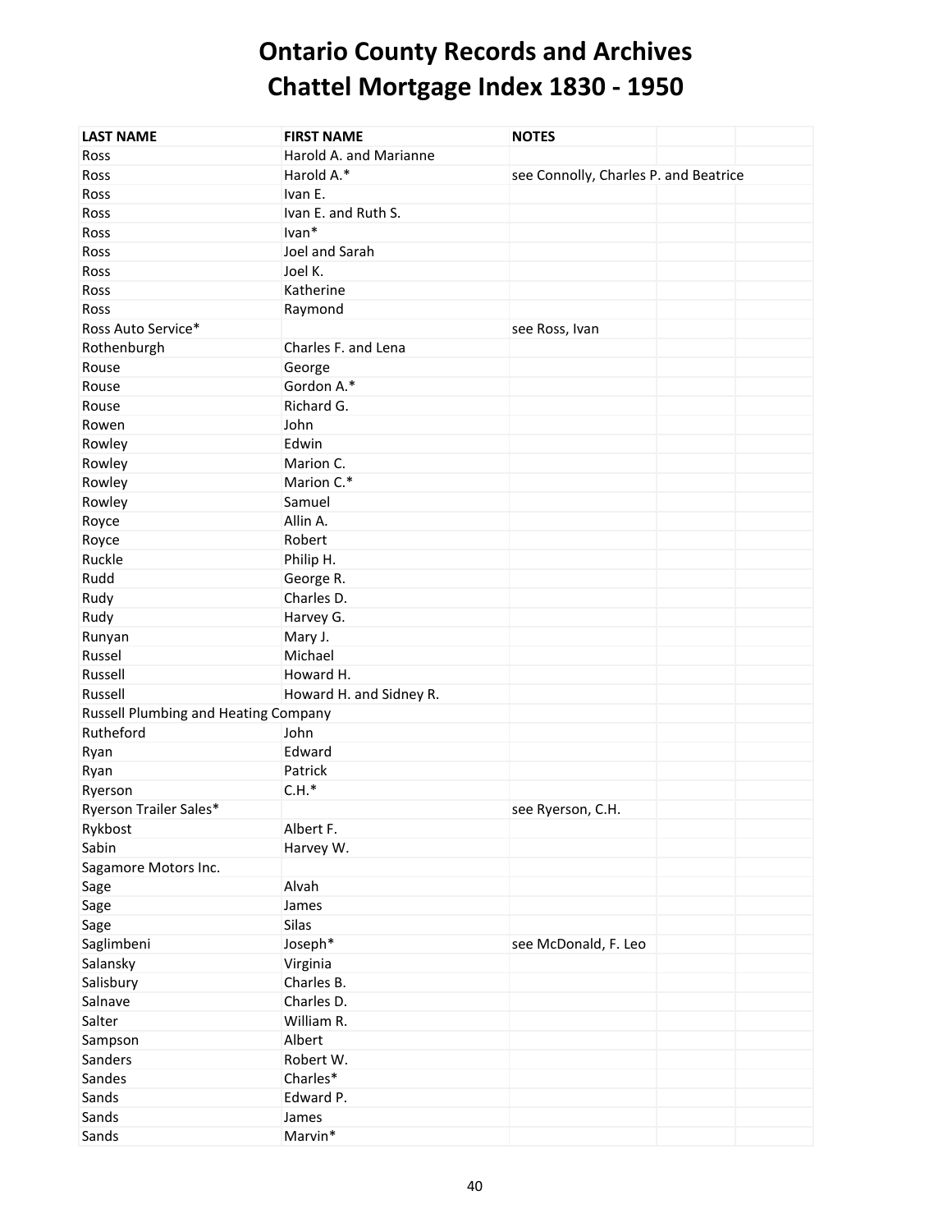# Ontario County Records and Archives
# Chattel Mortgage Index 1830 - 1950

| LAST NAME | FIRST NAME | NOTES | | |
|---|---|---|---|---|
| Ross | Harold A. and Marianne | | | |
| Ross | Harold A.* | see Connolly, Charles P. and Beatrice | | |
| Ross | Ivan E. | | | |
| Ross | Ivan E. and Ruth S. | | | |
| Ross | Ivan* | | | |
| Ross | Joel and Sarah | | | |
| Ross | Joel K. | | | |
| Ross | Katherine | | | |
| Ross | Raymond | | | |
| Ross Auto Service* | | see Ross, Ivan | | |
| Rothenburgh | Charles F. and Lena | | | |
| Rouse | George | | | |
| Rouse | Gordon A.* | | | |
| Rouse | Richard G. | | | |
| Rowen | John | | | |
| Rowley | Edwin | | | |
| Rowley | Marion C. | | | |
| Rowley | Marion C.* | | | |
| Rowley | Samuel | | | |
| Royce | Allin A. | | | |
| Royce | Robert | | | |
| Ruckle | Philip H. | | | |
| Rudd | George R. | | | |
| Rudy | Charles D. | | | |
| Rudy | Harvey G. | | | |
| Runyan | Mary J. | | | |
| Russel | Michael | | | |
| Russell | Howard H. | | | |
| Russell | Howard H. and Sidney R. | | | |
| Russell Plumbing and Heating Company | | | | |
| Rutheford | John | | | |
| Ryan | Edward | | | |
| Ryan | Patrick | | | |
| Ryerson | C.H.* | | | |
| Ryerson Trailer Sales* | | see Ryerson, C.H. | | |
| Rykbost | Albert F. | | | |
| Sabin | Harvey W. | | | |
| Sagamore Motors Inc. | | | | |
| Sage | Alvah | | | |
| Sage | James | | | |
| Sage | Silas | | | |
| Saglimbeni | Joseph* | see McDonald, F. Leo | | |
| Salansky | Virginia | | | |
| Salisbury | Charles B. | | | |
| Salnave | Charles D. | | | |
| Salter | William R. | | | |
| Sampson | Albert | | | |
| Sanders | Robert W. | | | |
| Sandes | Charles* | | | |
| Sands | Edward P. | | | |
| Sands | James | | | |
| Sands | Marvin* | | | |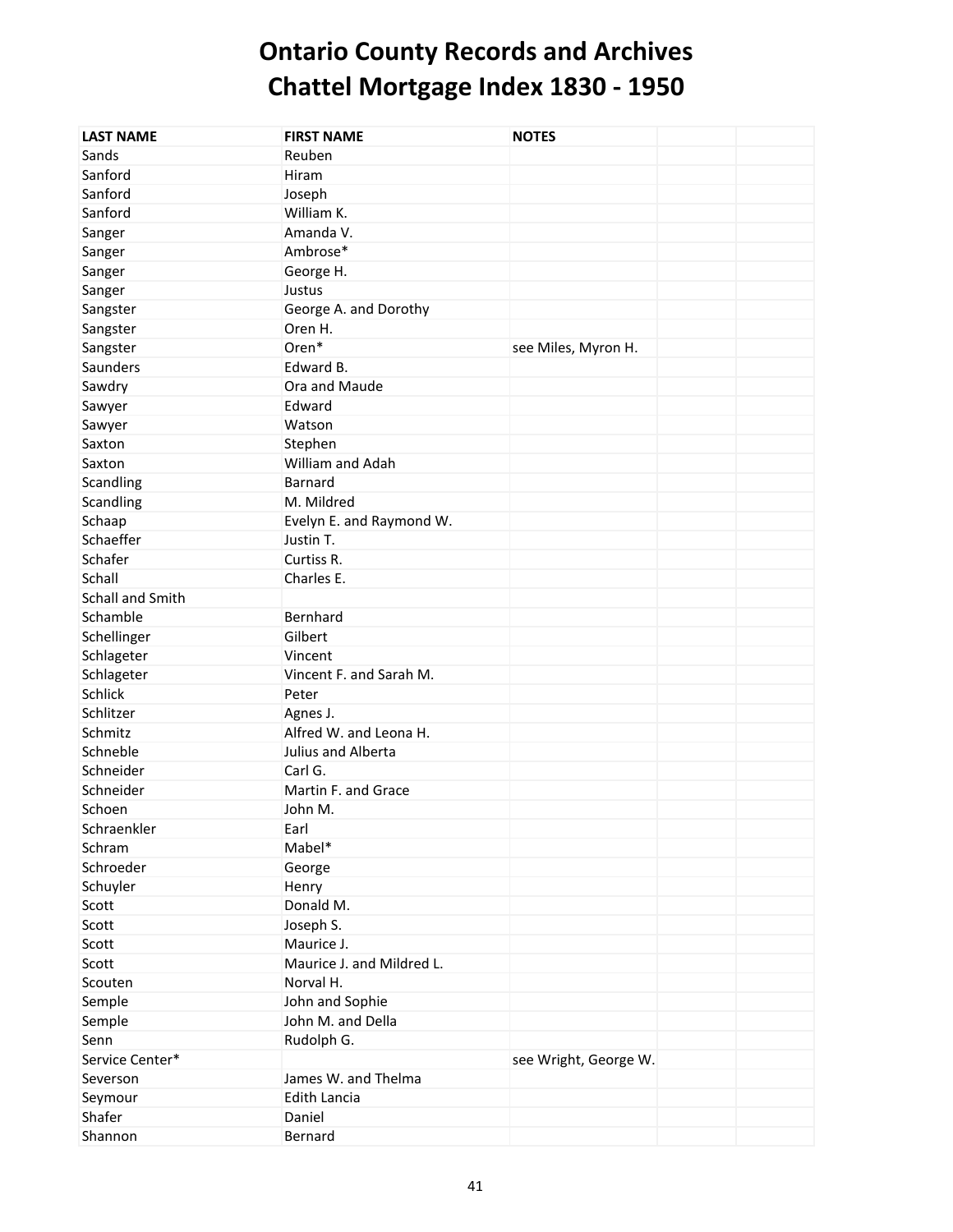# Ontario County Records and Archives
# Chattel Mortgage Index 1830 - 1950

| LAST NAME | FIRST NAME | NOTES | | |
|---|---|---|---|---|
| Sands | Reuben | | | |
| Sanford | Hiram | | | |
| Sanford | Joseph | | | |
| Sanford | William K. | | | |
| Sanger | Amanda V. | | | |
| Sanger | Ambrose* | | | |
| Sanger | George H. | | | |
| Sanger | Justus | | | |
| Sangster | George A. and Dorothy | | | |
| Sangster | Oren H. | | | |
| Sangster | Oren* | see Miles, Myron H. | | |
| Saunders | Edward B. | | | |
| Sawdry | Ora and Maude | | | |
| Sawyer | Edward | | | |
| Sawyer | Watson | | | |
| Saxton | Stephen | | | |
| Saxton | William and Adah | | | |
| Scandling | Barnard | | | |
| Scandling | M. Mildred | | | |
| Schaap | Evelyn E. and Raymond W. | | | |
| Schaeffer | Justin T. | | | |
| Schafer | Curtiss R. | | | |
| Schall | Charles E. | | | |
| Schall and Smith | | | | |
| Schamble | Bernhard | | | |
| Schellinger | Gilbert | | | |
| Schlageter | Vincent | | | |
| Schlageter | Vincent F. and Sarah M. | | | |
| Schlick | Peter | | | |
| Schlitzer | Agnes J. | | | |
| Schmitz | Alfred W. and Leona H. | | | |
| Schneble | Julius and Alberta | | | |
| Schneider | Carl G. | | | |
| Schneider | Martin F. and Grace | | | |
| Schoen | John M. | | | |
| Schraenkler | Earl | | | |
| Schram | Mabel* | | | |
| Schroeder | George | | | |
| Schuyler | Henry | | | |
| Scott | Donald M. | | | |
| Scott | Joseph S. | | | |
| Scott | Maurice J. | | | |
| Scott | Maurice J. and Mildred L. | | | |
| Scouten | Norval H. | | | |
| Semple | John and Sophie | | | |
| Semple | John M. and Della | | | |
| Senn | Rudolph G. | | | |
| Service Center* | | see Wright, George W. | | |
| Severson | James W. and Thelma | | | |
| Seymour | Edith Lancia | | | |
| Shafer | Daniel | | | |
| Shannon | Bernard | | | |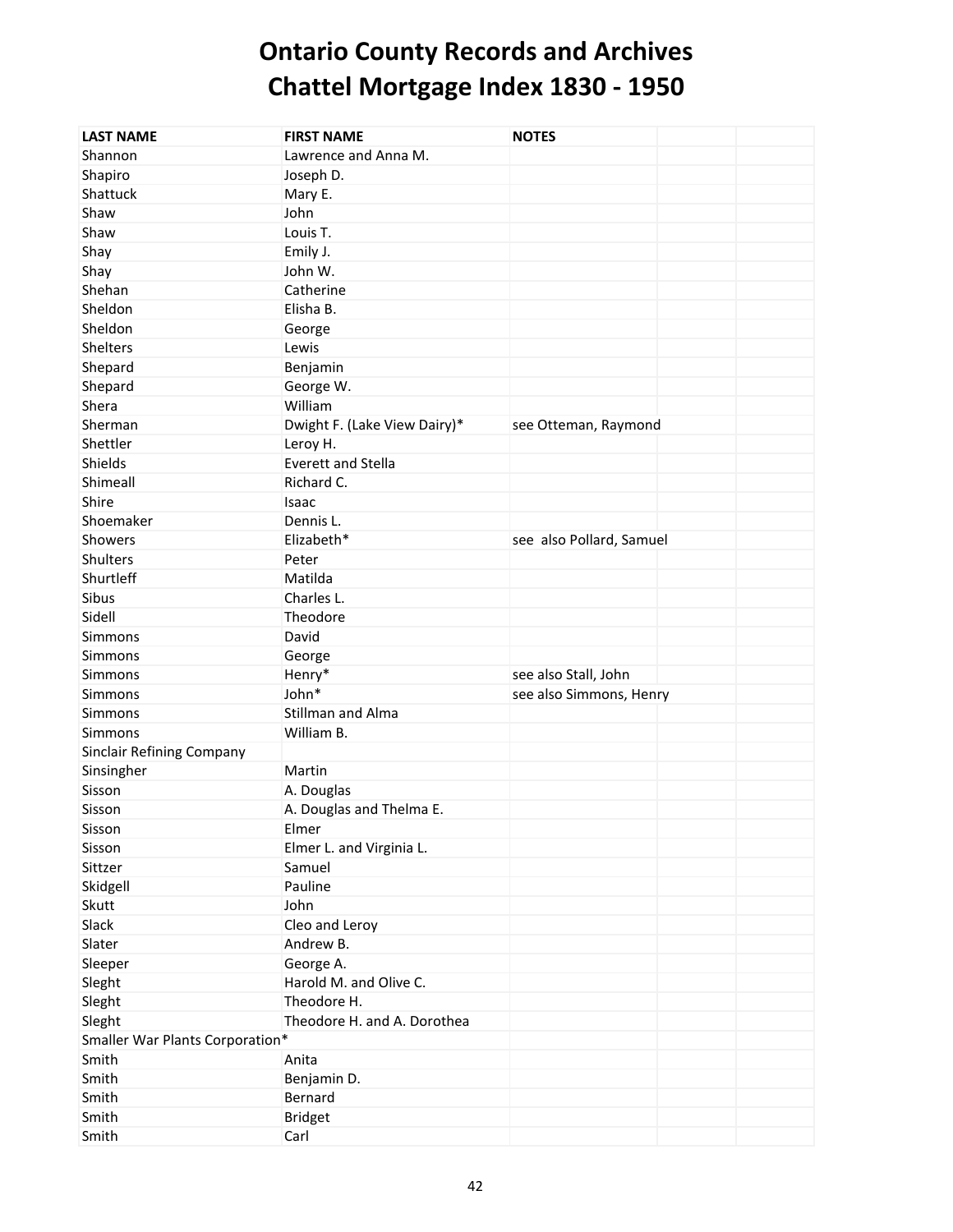# Ontario County Records and Archives
# Chattel Mortgage Index 1830 - 1950

| LAST NAME | FIRST NAME | NOTES | | |
|---|---|---|---|---|
| Shannon | Lawrence and Anna M. | | | |
| Shapiro | Joseph D. | | | |
| Shattuck | Mary E. | | | |
| Shaw | John | | | |
| Shaw | Louis T. | | | |
| Shay | Emily J. | | | |
| Shay | John W. | | | |
| Shehan | Catherine | | | |
| Sheldon | Elisha B. | | | |
| Sheldon | George | | | |
| Shelters | Lewis | | | |
| Shepard | Benjamin | | | |
| Shepard | George W. | | | |
| Shera | William | | | |
| Sherman | Dwight F. (Lake View Dairy)* | see Otteman, Raymond | | |
| Shettler | Leroy H. | | | |
| Shields | Everett and Stella | | | |
| Shimeall | Richard C. | | | |
| Shire | Isaac | | | |
| Shoemaker | Dennis L. | | | |
| Showers | Elizabeth* | see also Pollard, Samuel | | |
| Shulters | Peter | | | |
| Shurtleff | Matilda | | | |
| Sibus | Charles L. | | | |
| Sidell | Theodore | | | |
| Simmons | David | | | |
| Simmons | George | | | |
| Simmons | Henry* | see also Stall, John | | |
| Simmons | John* | see also Simmons, Henry | | |
| Simmons | Stillman and Alma | | | |
| Simmons | William B. | | | |
| Sinclair Refining Company | | | | |
| Sinsingher | Martin | | | |
| Sisson | A. Douglas | | | |
| Sisson | A. Douglas and Thelma E. | | | |
| Sisson | Elmer | | | |
| Sisson | Elmer L. and Virginia L. | | | |
| Sittzer | Samuel | | | |
| Skidgell | Pauline | | | |
| Skutt | John | | | |
| Slack | Cleo and Leroy | | | |
| Slater | Andrew B. | | | |
| Sleeper | George A. | | | |
| Sleght | Harold M. and Olive C. | | | |
| Sleght | Theodore H. | | | |
| Sleght | Theodore H. and A. Dorothea | | | |
| Smaller War Plants Corporation* | | | | |
| Smith | Anita | | | |
| Smith | Benjamin D. | | | |
| Smith | Bernard | | | |
| Smith | Bridget | | | |
| Smith | Carl | | | |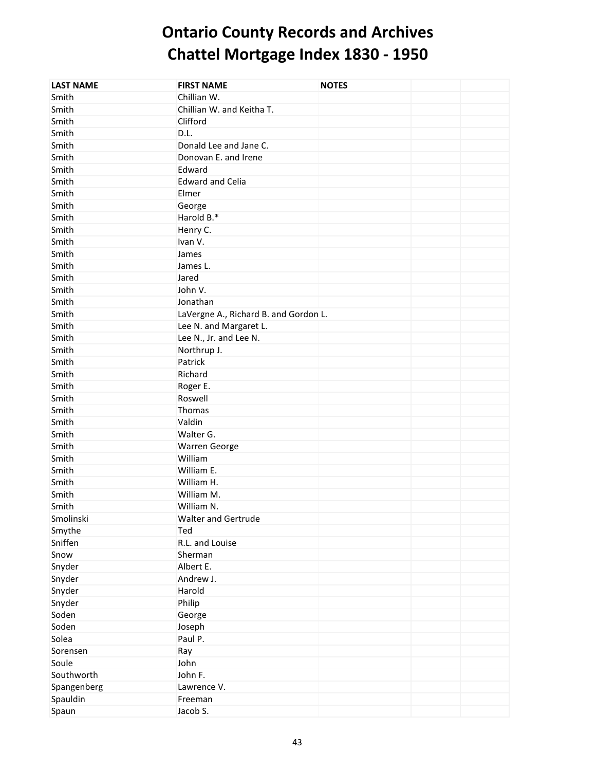# Ontario County Records and Archives
# Chattel Mortgage Index 1830 - 1950

| LAST NAME | FIRST NAME | NOTES | | |
|---|---|---|---|---|
| Smith | Chillian W. | | | |
| Smith | Chillian W. and Keitha T. | | | |
| Smith | Clifford | | | |
| Smith | D.L. | | | |
| Smith | Donald Lee and Jane C. | | | |
| Smith | Donovan E. and Irene | | | |
| Smith | Edward | | | |
| Smith | Edward and Celia | | | |
| Smith | Elmer | | | |
| Smith | George | | | |
| Smith | Harold B.* | | | |
| Smith | Henry C. | | | |
| Smith | Ivan V. | | | |
| Smith | James | | | |
| Smith | James L. | | | |
| Smith | Jared | | | |
| Smith | John V. | | | |
| Smith | Jonathan | | | |
| Smith | LaVergne A., Richard B. and Gordon L. | | | |
| Smith | Lee N. and Margaret L. | | | |
| Smith | Lee N., Jr. and Lee N. | | | |
| Smith | Northrup J. | | | |
| Smith | Patrick | | | |
| Smith | Richard | | | |
| Smith | Roger E. | | | |
| Smith | Roswell | | | |
| Smith | Thomas | | | |
| Smith | Valdin | | | |
| Smith | Walter G. | | | |
| Smith | Warren George | | | |
| Smith | William | | | |
| Smith | William E. | | | |
| Smith | William H. | | | |
| Smith | William M. | | | |
| Smith | William N. | | | |
| Smolinski | Walter and Gertrude | | | |
| Smythe | Ted | | | |
| Sniffen | R.L. and Louise | | | |
| Snow | Sherman | | | |
| Snyder | Albert E. | | | |
| Snyder | Andrew J. | | | |
| Snyder | Harold | | | |
| Snyder | Philip | | | |
| Soden | George | | | |
| Soden | Joseph | | | |
| Solea | Paul P. | | | |
| Sorensen | Ray | | | |
| Soule | John | | | |
| Southworth | John F. | | | |
| Spangenberg | Lawrence V. | | | |
| Spauldin | Freeman | | | |
| Spaun | Jacob S. | | | |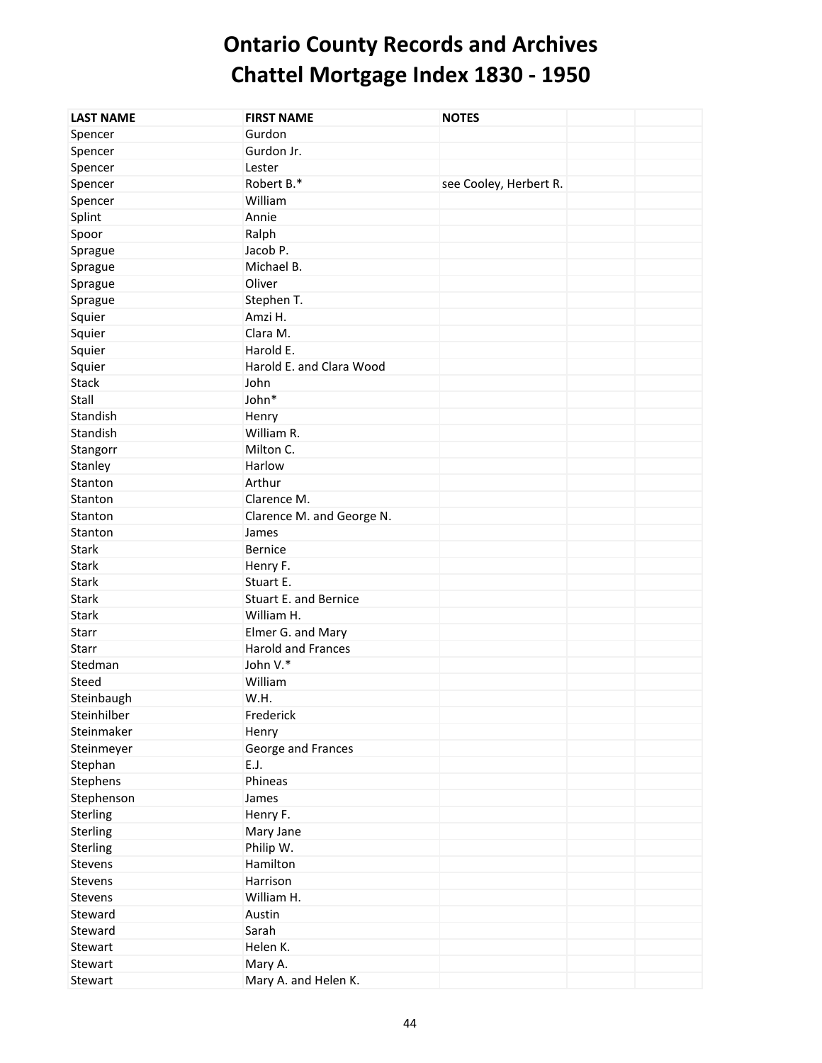# Ontario County Records and Archives
# Chattel Mortgage Index 1830 - 1950

| LAST NAME | FIRST NAME | NOTES | | |
|---|---|---|---|---|
| Spencer | Gurdon | | | |
| Spencer | Gurdon Jr. | | | |
| Spencer | Lester | | | |
| Spencer | Robert B.* | see Cooley, Herbert R. | | |
| Spencer | William | | | |
| Splint | Annie | | | |
| Spoor | Ralph | | | |
| Sprague | Jacob P. | | | |
| Sprague | Michael B. | | | |
| Sprague | Oliver | | | |
| Sprague | Stephen T. | | | |
| Squier | Amzi H. | | | |
| Squier | Clara M. | | | |
| Squier | Harold E. | | | |
| Squier | Harold E. and Clara Wood | | | |
| Stack | John | | | |
| Stall | John* | | | |
| Standish | Henry | | | |
| Standish | William R. | | | |
| Stangorr | Milton C. | | | |
| Stanley | Harlow | | | |
| Stanton | Arthur | | | |
| Stanton | Clarence M. | | | |
| Stanton | Clarence M. and George N. | | | |
| Stanton | James | | | |
| Stark | Bernice | | | |
| Stark | Henry F. | | | |
| Stark | Stuart E. | | | |
| Stark | Stuart E. and Bernice | | | |
| Stark | William H. | | | |
| Starr | Elmer G. and Mary | | | |
| Starr | Harold and Frances | | | |
| Stedman | John V.* | | | |
| Steed | William | | | |
| Steinbaugh | W.H. | | | |
| Steinhilber | Frederick | | | |
| Steinmaker | Henry | | | |
| Steinmeyer | George and Frances | | | |
| Stephan | E.J. | | | |
| Stephens | Phineas | | | |
| Stephenson | James | | | |
| Sterling | Henry F. | | | |
| Sterling | Mary Jane | | | |
| Sterling | Philip W. | | | |
| Stevens | Hamilton | | | |
| Stevens | Harrison | | | |
| Stevens | William H. | | | |
| Steward | Austin | | | |
| Steward | Sarah | | | |
| Stewart | Helen K. | | | |
| Stewart | Mary A. | | | |
| Stewart | Mary A. and Helen K. | | | |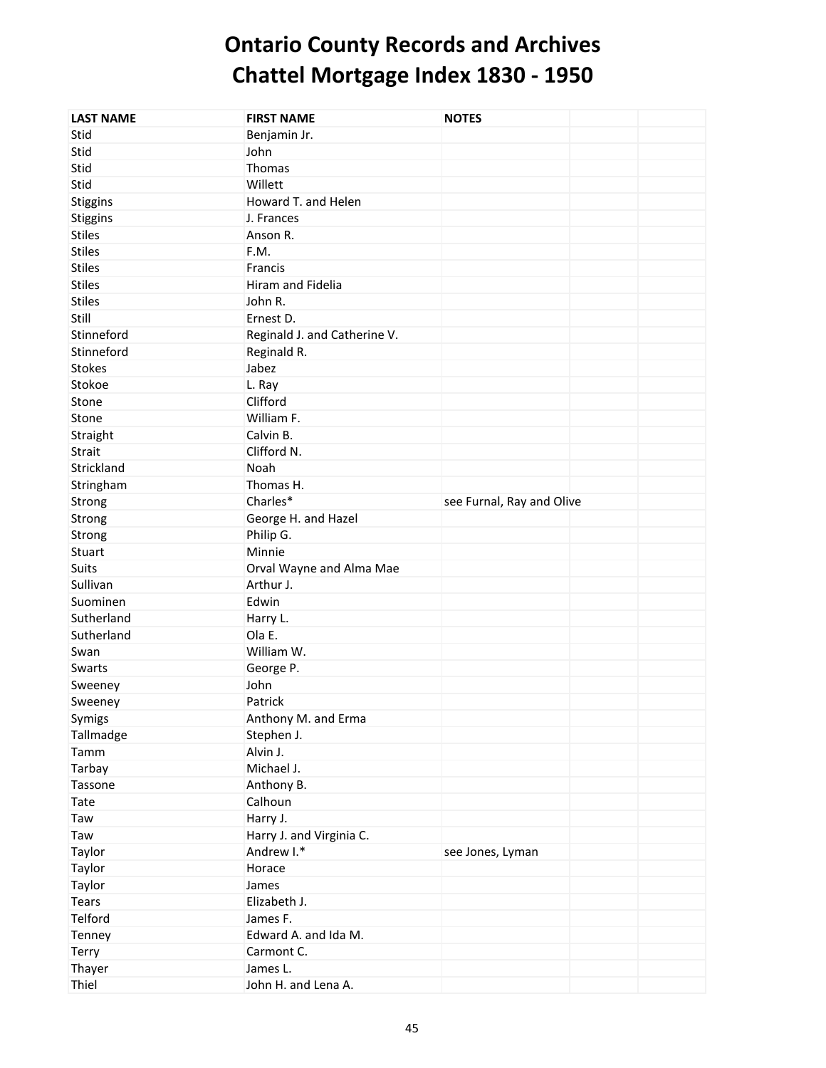# Ontario County Records and Archives
# Chattel Mortgage Index 1830 - 1950

| LAST NAME | FIRST NAME | NOTES | | |
|---|---|---|---|---|
| Stid | Benjamin Jr. | | | |
| Stid | John | | | |
| Stid | Thomas | | | |
| Stid | Willett | | | |
| Stiggins | Howard T. and Helen | | | |
| Stiggins | J. Frances | | | |
| Stiles | Anson R. | | | |
| Stiles | F.M. | | | |
| Stiles | Francis | | | |
| Stiles | Hiram and Fidelia | | | |
| Stiles | John R. | | | |
| Still | Ernest D. | | | |
| Stinneford | Reginald J. and Catherine V. | | | |
| Stinneford | Reginald R. | | | |
| Stokes | Jabez | | | |
| Stokoe | L. Ray | | | |
| Stone | Clifford | | | |
| Stone | William F. | | | |
| Straight | Calvin B. | | | |
| Strait | Clifford N. | | | |
| Strickland | Noah | | | |
| Stringham | Thomas H. | | | |
| Strong | Charles* | see Furnal, Ray and Olive | | |
| Strong | George H. and Hazel | | | |
| Strong | Philip G. | | | |
| Stuart | Minnie | | | |
| Suits | Orval Wayne and Alma Mae | | | |
| Sullivan | Arthur J. | | | |
| Suominen | Edwin | | | |
| Sutherland | Harry L. | | | |
| Sutherland | Ola E. | | | |
| Swan | William W. | | | |
| Swarts | George P. | | | |
| Sweeney | John | | | |
| Sweeney | Patrick | | | |
| Symigs | Anthony M. and Erma | | | |
| Tallmadge | Stephen J. | | | |
| Tamm | Alvin J. | | | |
| Tarbay | Michael J. | | | |
| Tassone | Anthony B. | | | |
| Tate | Calhoun | | | |
| Taw | Harry J. | | | |
| Taw | Harry J. and Virginia C. | | | |
| Taylor | Andrew I.* | see Jones, Lyman | | |
| Taylor | Horace | | | |
| Taylor | James | | | |
| Tears | Elizabeth J. | | | |
| Telford | James F. | | | |
| Tenney | Edward A. and Ida M. | | | |
| Terry | Carmont C. | | | |
| Thayer | James L. | | | |
| Thiel | John H. and Lena A. | | | |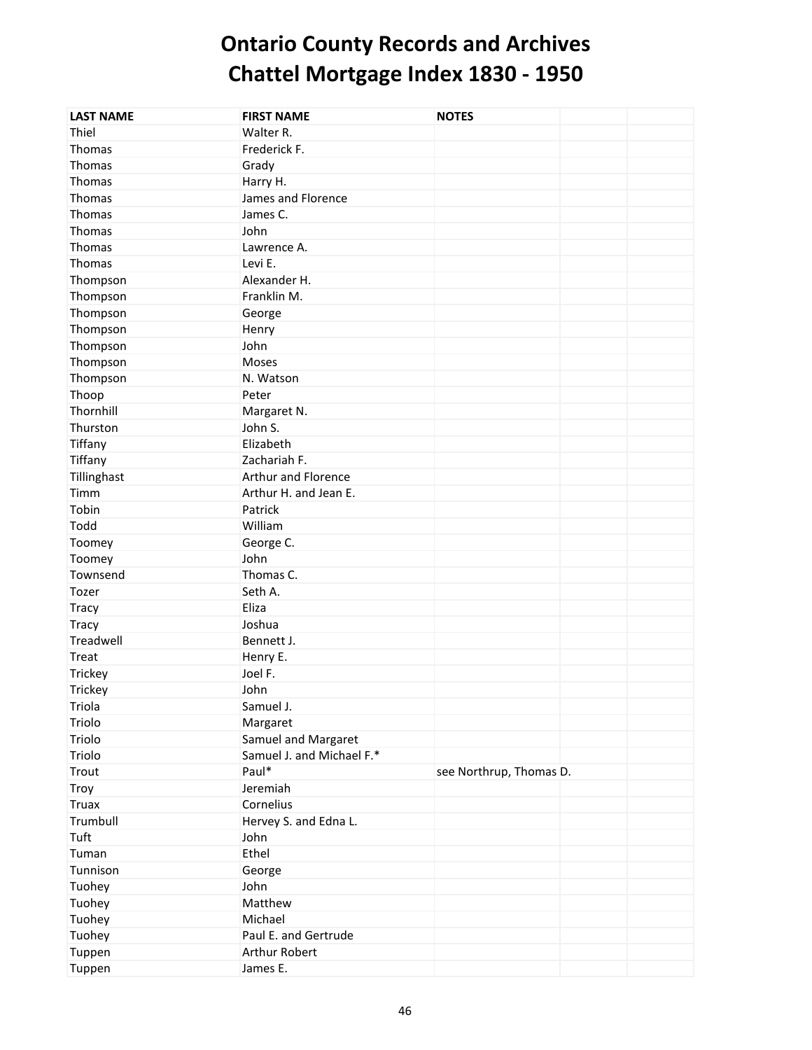# Ontario County Records and Archives
# Chattel Mortgage Index 1830 - 1950

| LAST NAME | FIRST NAME | NOTES | | |
|---|---|---|---|---|
| Thiel | Walter R. | | | |
| Thomas | Frederick F. | | | |
| Thomas | Grady | | | |
| Thomas | Harry H. | | | |
| Thomas | James and Florence | | | |
| Thomas | James C. | | | |
| Thomas | John | | | |
| Thomas | Lawrence A. | | | |
| Thomas | Levi E. | | | |
| Thompson | Alexander H. | | | |
| Thompson | Franklin M. | | | |
| Thompson | George | | | |
| Thompson | Henry | | | |
| Thompson | John | | | |
| Thompson | Moses | | | |
| Thompson | N. Watson | | | |
| Thoop | Peter | | | |
| Thornhill | Margaret N. | | | |
| Thurston | John S. | | | |
| Tiffany | Elizabeth | | | |
| Tiffany | Zachariah F. | | | |
| Tillinghast | Arthur and Florence | | | |
| Timm | Arthur H. and Jean E. | | | |
| Tobin | Patrick | | | |
| Todd | William | | | |
| Toomey | George C. | | | |
| Toomey | John | | | |
| Townsend | Thomas C. | | | |
| Tozer | Seth A. | | | |
| Tracy | Eliza | | | |
| Tracy | Joshua | | | |
| Treadwell | Bennett J. | | | |
| Treat | Henry E. | | | |
| Trickey | Joel F. | | | |
| Trickey | John | | | |
| Triola | Samuel J. | | | |
| Triolo | Margaret | | | |
| Triolo | Samuel and Margaret | | | |
| Triolo | Samuel J. and Michael F.* | | | |
| Trout | Paul* | see Northrup, Thomas D. | | |
| Troy | Jeremiah | | | |
| Truax | Cornelius | | | |
| Trumbull | Hervey S. and Edna L. | | | |
| Tuft | John | | | |
| Tuman | Ethel | | | |
| Tunnison | George | | | |
| Tuohey | John | | | |
| Tuohey | Matthew | | | |
| Tuohey | Michael | | | |
| Tuohey | Paul E. and Gertrude | | | |
| Tuppen | Arthur Robert | | | |
| Tuppen | James E. | | | |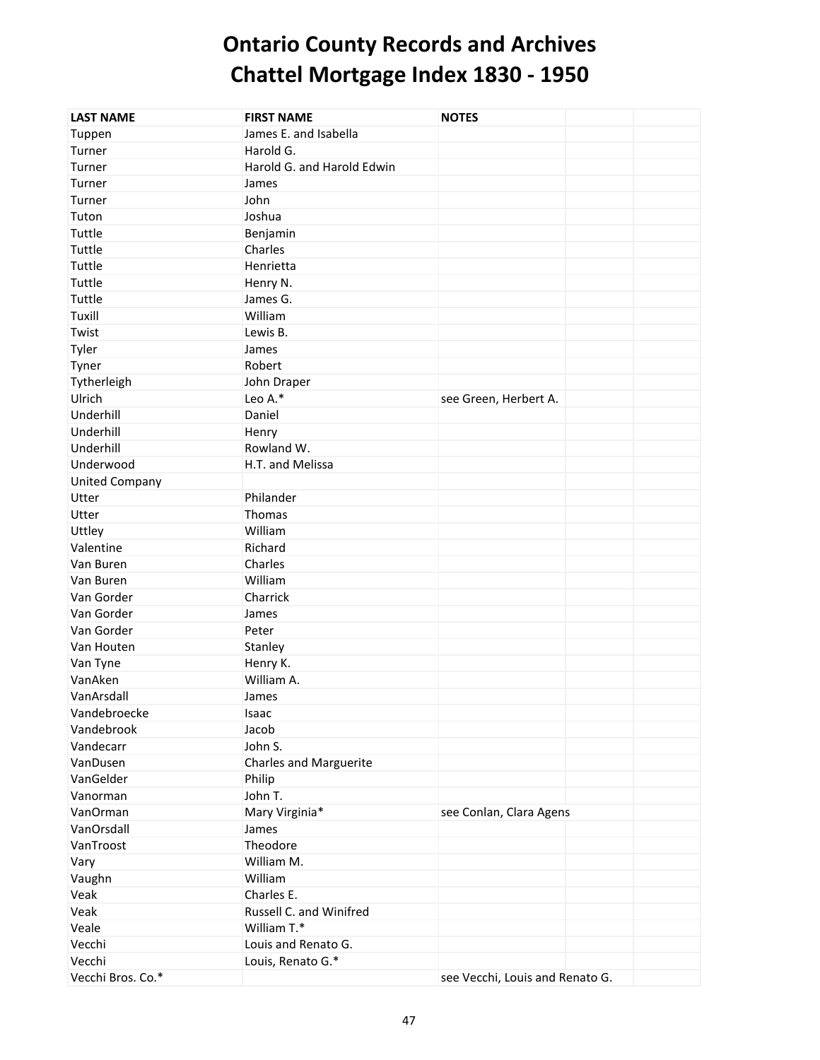# Ontario County Records and Archives
# Chattel Mortgage Index 1830 - 1950

| LAST NAME | FIRST NAME | NOTES | | |
|---|---|---|---|---|
| Tuppen | James E. and Isabella | | | |
| Turner | Harold G. | | | |
| Turner | Harold G. and Harold Edwin | | | |
| Turner | James | | | |
| Turner | John | | | |
| Tuton | Joshua | | | |
| Tuttle | Benjamin | | | |
| Tuttle | Charles | | | |
| Tuttle | Henrietta | | | |
| Tuttle | Henry N. | | | |
| Tuttle | James G. | | | |
| Tuxill | William | | | |
| Twist | Lewis B. | | | |
| Tyler | James | | | |
| Tyner | Robert | | | |
| Tytherleigh | John Draper | | | |
| Ulrich | Leo A.* | see Green, Herbert A. | | |
| Underhill | Daniel | | | |
| Underhill | Henry | | | |
| Underhill | Rowland W. | | | |
| Underwood | H.T. and Melissa | | | |
| United Company | | | | |
| Utter | Philander | | | |
| Utter | Thomas | | | |
| Uttley | William | | | |
| Valentine | Richard | | | |
| Van Buren | Charles | | | |
| Van Buren | William | | | |
| Van Gorder | Charrick | | | |
| Van Gorder | James | | | |
| Van Gorder | Peter | | | |
| Van Houten | Stanley | | | |
| Van Tyne | Henry K. | | | |
| VanAken | William A. | | | |
| VanArsdall | James | | | |
| Vandebroecke | Isaac | | | |
| Vandebrook | Jacob | | | |
| Vandecarr | John S. | | | |
| VanDusen | Charles and Marguerite | | | |
| VanGelder | Philip | | | |
| Vanorman | John T. | | | |
| VanOrman | Mary Virginia* | see Conlan, Clara Agens | | |
| VanOrsdall | James | | | |
| VanTroost | Theodore | | | |
| Vary | William M. | | | |
| Vaughn | William | | | |
| Veak | Charles E. | | | |
| Veak | Russell C. and Winifred | | | |
| Veale | William T.* | | | |
| Vecchi | Louis and Renato G. | | | |
| Vecchi | Louis, Renato G.* | | | |
| Vecchi Bros. Co.* | | see Vecchi, Louis and Renato G. | | |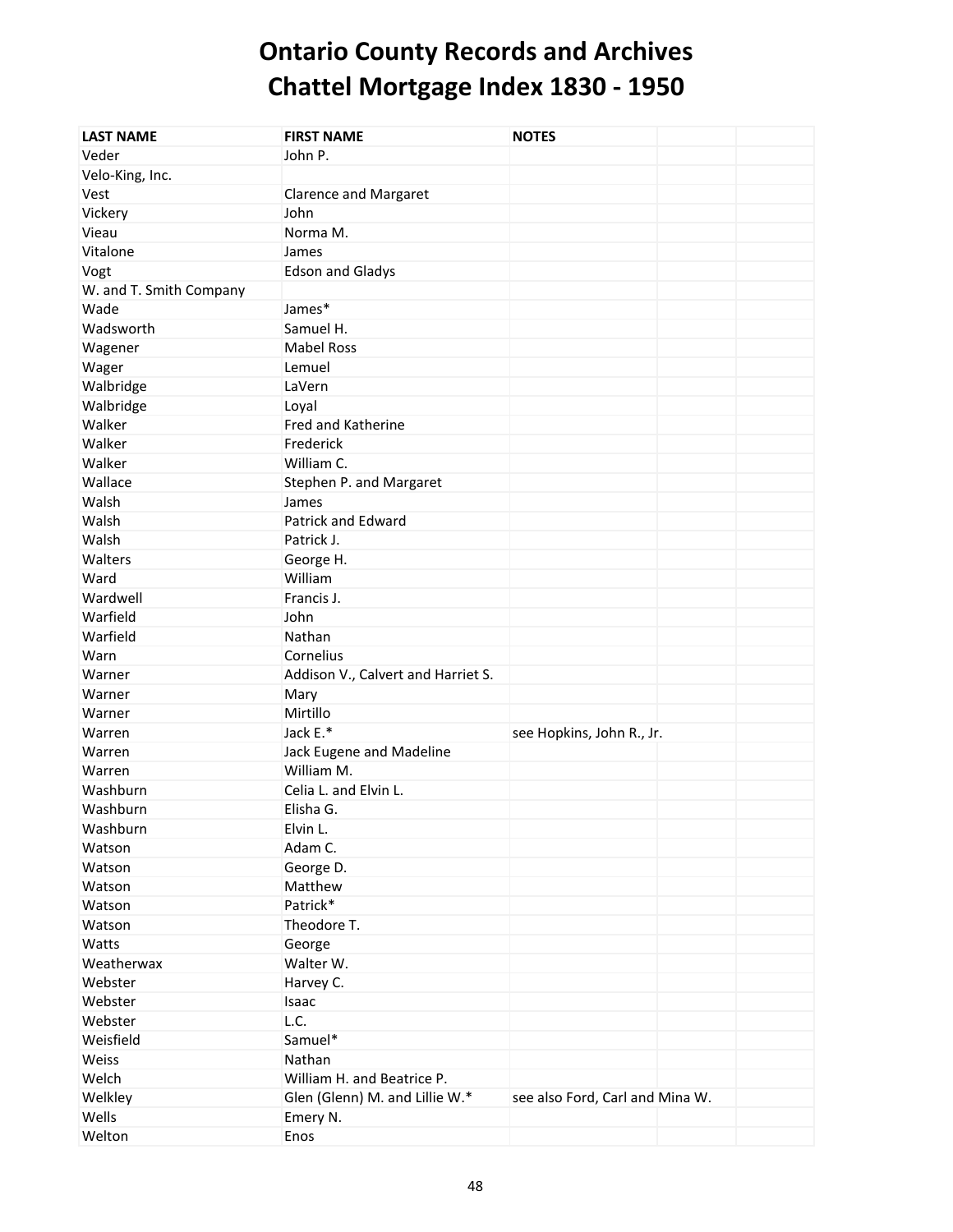# Ontario County Records and Archives
# Chattel Mortgage Index 1830 - 1950

| LAST NAME | FIRST NAME | NOTES | | |
|---|---|---|---|---|
| Veder | John P. | | | |
| Velo-King, Inc. | | | | |
| Vest | Clarence and Margaret | | | |
| Vickery | John | | | |
| Vieau | Norma M. | | | |
| Vitalone | James | | | |
| Vogt | Edson and Gladys | | | |
| W. and T. Smith Company | | | | |
| Wade | James* | | | |
| Wadsworth | Samuel H. | | | |
| Wagener | Mabel Ross | | | |
| Wager | Lemuel | | | |
| Walbridge | LaVern | | | |
| Walbridge | Loyal | | | |
| Walker | Fred and Katherine | | | |
| Walker | Frederick | | | |
| Walker | William C. | | | |
| Wallace | Stephen P. and Margaret | | | |
| Walsh | James | | | |
| Walsh | Patrick and Edward | | | |
| Walsh | Patrick J. | | | |
| Walters | George H. | | | |
| Ward | William | | | |
| Wardwell | Francis J. | | | |
| Warfield | John | | | |
| Warfield | Nathan | | | |
| Warn | Cornelius | | | |
| Warner | Addison V., Calvert and Harriet S. | | | |
| Warner | Mary | | | |
| Warner | Mirtillo | | | |
| Warren | Jack E.* | see Hopkins, John R., Jr. | | |
| Warren | Jack Eugene and Madeline | | | |
| Warren | William M. | | | |
| Washburn | Celia L. and Elvin L. | | | |
| Washburn | Elisha G. | | | |
| Washburn | Elvin L. | | | |
| Watson | Adam C. | | | |
| Watson | George D. | | | |
| Watson | Matthew | | | |
| Watson | Patrick* | | | |
| Watson | Theodore T. | | | |
| Watts | George | | | |
| Weatherwax | Walter W. | | | |
| Webster | Harvey C. | | | |
| Webster | Isaac | | | |
| Webster | L.C. | | | |
| Weisfield | Samuel* | | | |
| Weiss | Nathan | | | |
| Welch | William H. and Beatrice P. | | | |
| Welkley | Glen (Glenn) M. and Lillie W.* | see also Ford, Carl and Mina W. | | |
| Wells | Emery N. | | | |
| Welton | Enos | | | |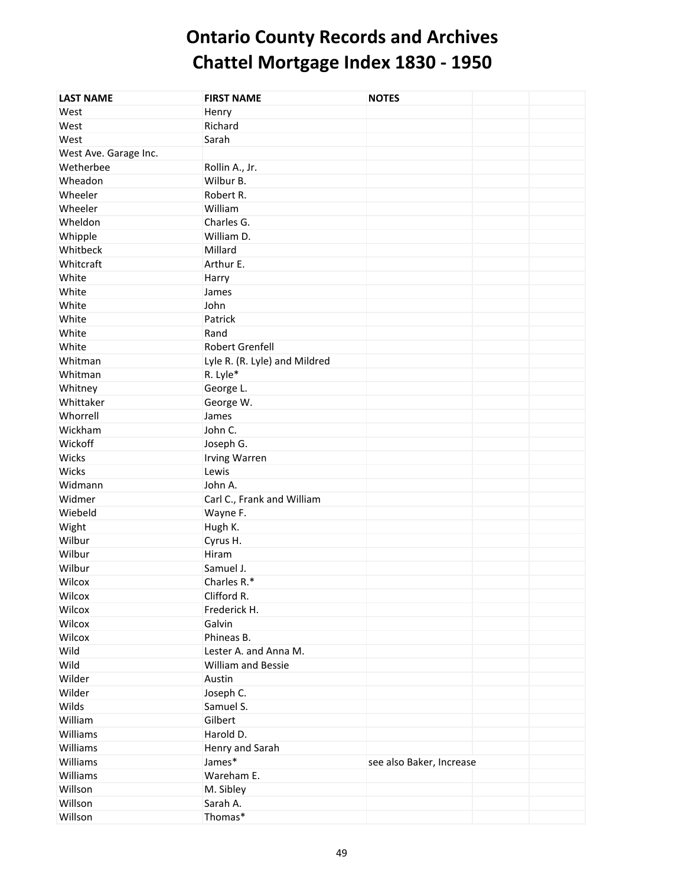# Ontario County Records and Archives
# Chattel Mortgage Index 1830 - 1950

| LAST NAME | FIRST NAME | NOTES | | |
|---|---|---|---|---|
| West | Henry | | | |
| West | Richard | | | |
| West | Sarah | | | |
| West Ave. Garage Inc. | | | | |
| Wetherbee | Rollin A., Jr. | | | |
| Wheadon | Wilbur B. | | | |
| Wheeler | Robert R. | | | |
| Wheeler | William | | | |
| Wheldon | Charles G. | | | |
| Whipple | William D. | | | |
| Whitbeck | Millard | | | |
| Whitcraft | Arthur E. | | | |
| White | Harry | | | |
| White | James | | | |
| White | John | | | |
| White | Patrick | | | |
| White | Rand | | | |
| White | Robert Grenfell | | | |
| Whitman | Lyle R. (R. Lyle) and Mildred | | | |
| Whitman | R. Lyle* | | | |
| Whitney | George L. | | | |
| Whittaker | George W. | | | |
| Whorrell | James | | | |
| Wickham | John C. | | | |
| Wickoff | Joseph G. | | | |
| Wicks | Irving Warren | | | |
| Wicks | Lewis | | | |
| Widmann | John A. | | | |
| Widmer | Carl C., Frank and William | | | |
| Wiebeld | Wayne F. | | | |
| Wight | Hugh K. | | | |
| Wilbur | Cyrus H. | | | |
| Wilbur | Hiram | | | |
| Wilbur | Samuel J. | | | |
| Wilcox | Charles R.* | | | |
| Wilcox | Clifford R. | | | |
| Wilcox | Frederick H. | | | |
| Wilcox | Galvin | | | |
| Wilcox | Phineas B. | | | |
| Wild | Lester A. and Anna M. | | | |
| Wild | William and Bessie | | | |
| Wilder | Austin | | | |
| Wilder | Joseph C. | | | |
| Wilds | Samuel S. | | | |
| William | Gilbert | | | |
| Williams | Harold D. | | | |
| Williams | Henry and Sarah | | | |
| Williams | James* | see also Baker, Increase | | |
| Williams | Wareham E. | | | |
| Willson | M. Sibley | | | |
| Willson | Sarah A. | | | |
| Willson | Thomas* | | | |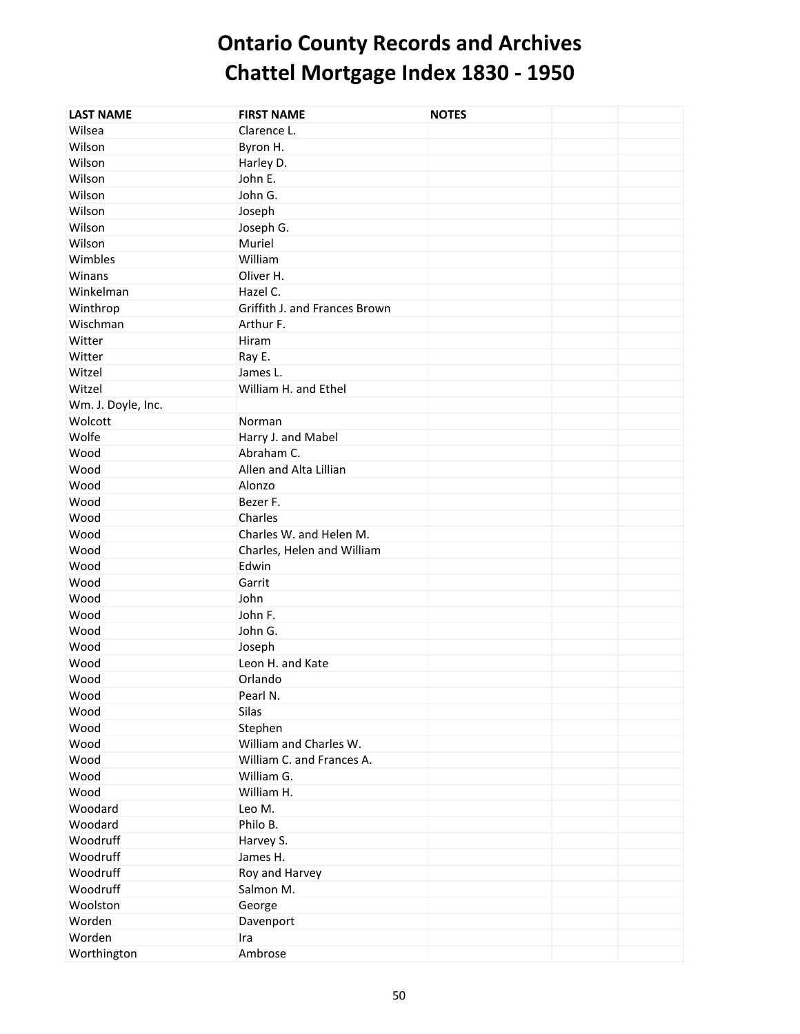# Ontario County Records and Archives
# Chattel Mortgage Index 1830 - 1950

| LAST NAME | FIRST NAME | NOTES | | |
|---|---|---|---|---|
| Wilsea | Clarence L. | | | |
| Wilson | Byron H. | | | |
| Wilson | Harley D. | | | |
| Wilson | John E. | | | |
| Wilson | John G. | | | |
| Wilson | Joseph | | | |
| Wilson | Joseph G. | | | |
| Wilson | Muriel | | | |
| Wimbles | William | | | |
| Winans | Oliver H. | | | |
| Winkelman | Hazel C. | | | |
| Winthrop | Griffith J. and Frances Brown | | | |
| Wischman | Arthur F. | | | |
| Witter | Hiram | | | |
| Witter | Ray E. | | | |
| Witzel | James L. | | | |
| Witzel | William H. and Ethel | | | |
| Wm. J. Doyle, Inc. | | | | |
| Wolcott | Norman | | | |
| Wolfe | Harry J. and Mabel | | | |
| Wood | Abraham C. | | | |
| Wood | Allen and Alta Lillian | | | |
| Wood | Alonzo | | | |
| Wood | Bezer F. | | | |
| Wood | Charles | | | |
| Wood | Charles W. and Helen M. | | | |
| Wood | Charles, Helen and William | | | |
| Wood | Edwin | | | |
| Wood | Garrit | | | |
| Wood | John | | | |
| Wood | John F. | | | |
| Wood | John G. | | | |
| Wood | Joseph | | | |
| Wood | Leon H. and Kate | | | |
| Wood | Orlando | | | |
| Wood | Pearl N. | | | |
| Wood | Silas | | | |
| Wood | Stephen | | | |
| Wood | William and Charles W. | | | |
| Wood | William C. and Frances A. | | | |
| Wood | William G. | | | |
| Wood | William H. | | | |
| Woodard | Leo M. | | | |
| Woodard | Philo B. | | | |
| Woodruff | Harvey S. | | | |
| Woodruff | James H. | | | |
| Woodruff | Roy and Harvey | | | |
| Woodruff | Salmon M. | | | |
| Woolston | George | | | |
| Worden | Davenport | | | |
| Worden | Ira | | | |
| Worthington | Ambrose | | | |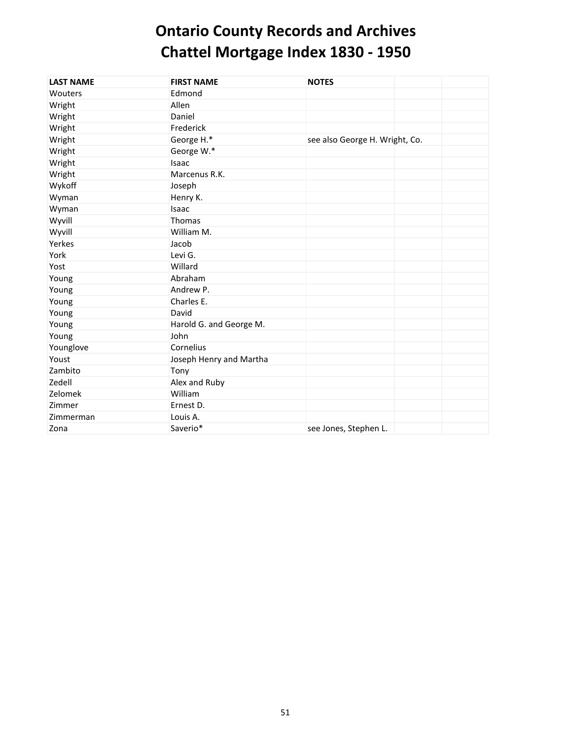# Ontario County Records and Archives
# Chattel Mortgage Index 1830 - 1950

| LAST NAME | FIRST NAME | NOTES | | |
|---|---|---|---|---|
| Wouters | Edmond | | | |
| Wright | Allen | | | |
| Wright | Daniel | | | |
| Wright | Frederick | | | |
| Wright | George H.* | see also George H. Wright, Co. | | |
| Wright | George W.* | | | |
| Wright | Isaac | | | |
| Wright | Marcenus R.K. | | | |
| Wykoff | Joseph | | | |
| Wyman | Henry K. | | | |
| Wyman | Isaac | | | |
| Wyvill | Thomas | | | |
| Wyvill | William M. | | | |
| Yerkes | Jacob | | | |
| York | Levi G. | | | |
| Yost | Willard | | | |
| Young | Abraham | | | |
| Young | Andrew P. | | | |
| Young | Charles E. | | | |
| Young | David | | | |
| Young | Harold G. and George M. | | | |
| Young | John | | | |
| Younglove | Cornelius | | | |
| Youst | Joseph Henry and Martha | | | |
| Zambito | Tony | | | |
| Zedell | Alex and Ruby | | | |
| Zelomek | William | | | |
| Zimmer | Ernest D. | | | |
| Zimmerman | Louis A. | | | |
| Zona | Saverio* | see Jones, Stephen L. | | |